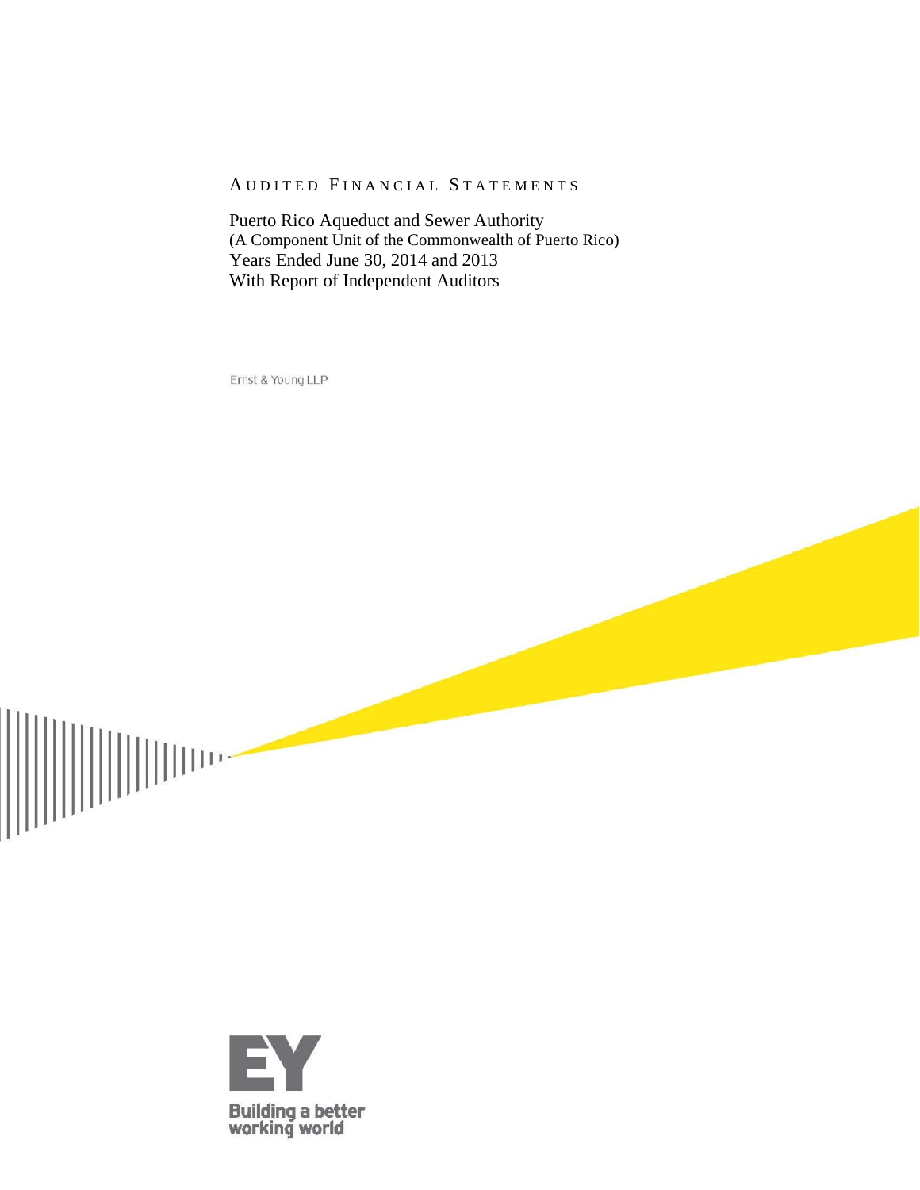# Audited Financial Statements

Puerto Rico Aqueduct and Sewer Authority
(A Component Unit of the Commonwealth of Puerto Rico)
Years Ended June 30, 2014 and 2013
With Report of Independent Auditors

Ernst & Young LLP

EY

Building a better working world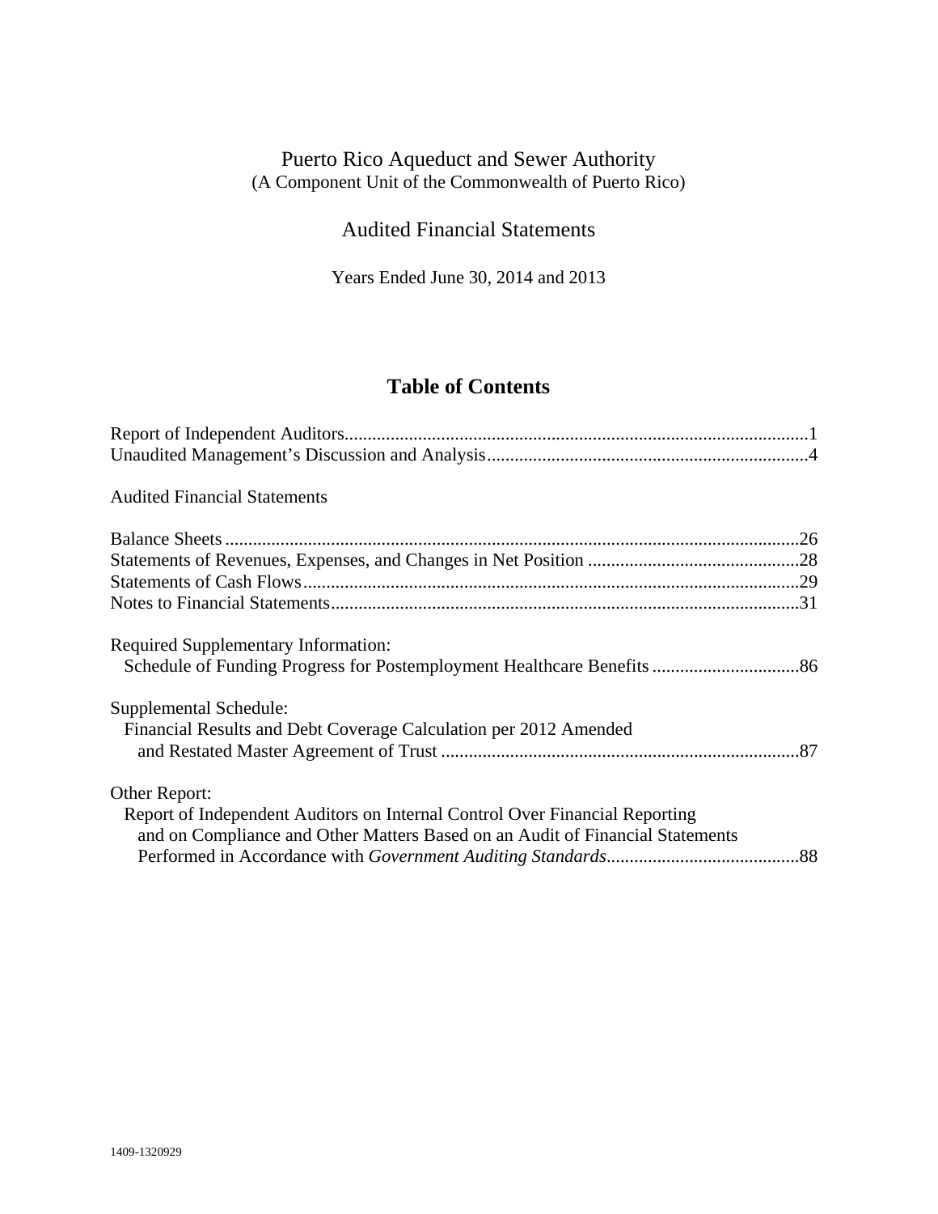# Puerto Rico Aqueduct and Sewer Authority

(A Component Unit of the Commonwealth of Puerto Rico)

## Audited Financial Statements

Years Ended June 30, 2014 and 2013

## Table of Contents

Report of Independent Auditors....................................................................................................1
Unaudited Management's Discussion and Analysis.....................................................................4

Audited Financial Statements

Balance Sheets .............................................................................................................................26
Statements of Revenues, Expenses, and Changes in Net Position ..............................................28
Statements of Cash Flows............................................................................................................29
Notes to Financial Statements......................................................................................................31

Required Supplementary Information:
Schedule of Funding Progress for Postemployment Healthcare Benefits ................................86

Supplemental Schedule:
Financial Results and Debt Coverage Calculation per 2012 Amended
and Restated Master Agreement of Trust ..............................................................................87

Other Report:
Report of Independent Auditors on Internal Control Over Financial Reporting
and on Compliance and Other Matters Based on an Audit of Financial Statements
Performed in Accordance with *Government Auditing Standards*..........................................88

1409-1320929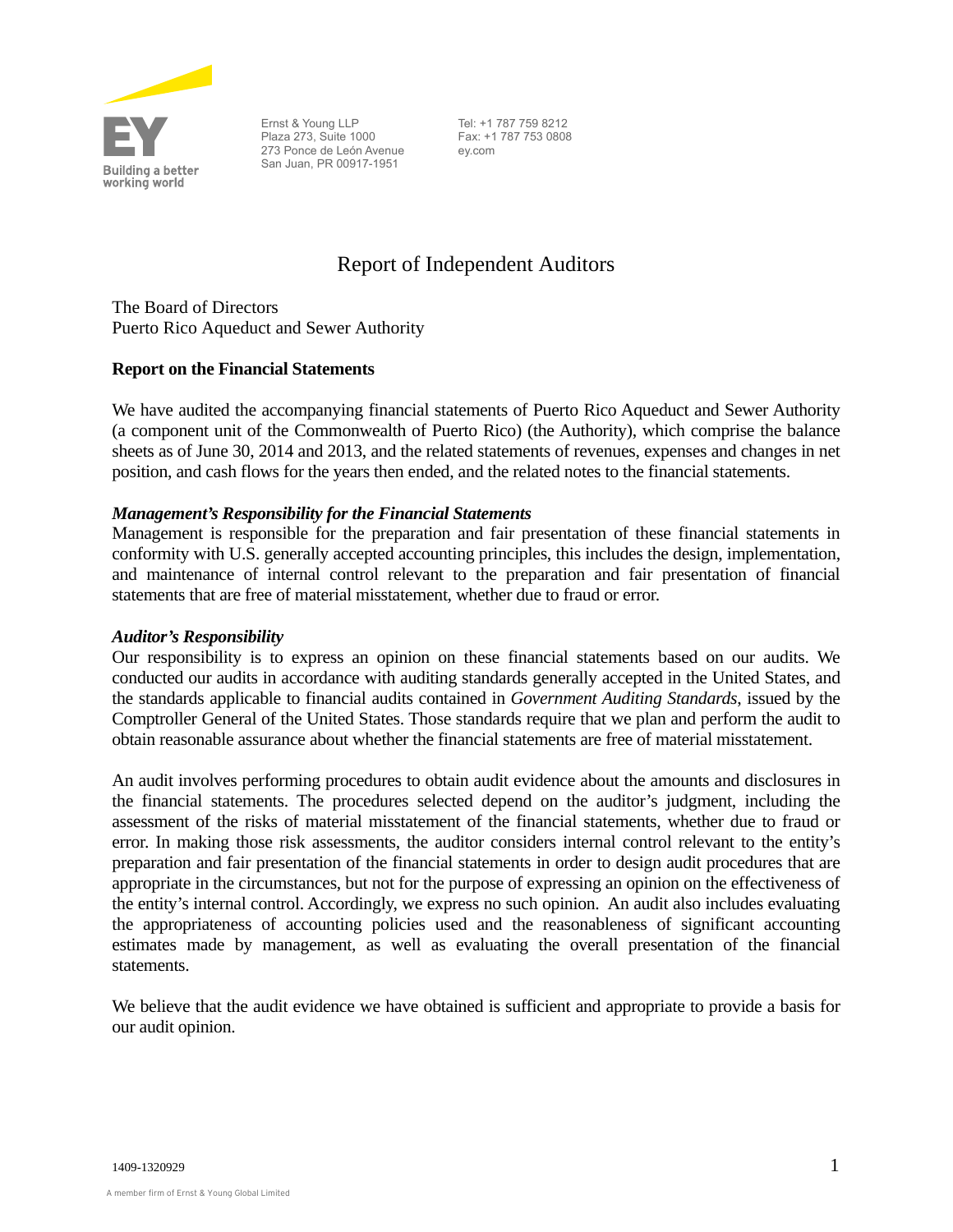Ernst & Young LLP
Plaza 273, Suite 1000
273 Ponce de León Avenue
San Juan, PR 00917-1951

Tel: +1 787 759 8212
Fax: +1 787 753 0808
ey.com

# Report of Independent Auditors

The Board of Directors
Puerto Rico Aqueduct and Sewer Authority

## Report on the Financial Statements

We have audited the accompanying financial statements of Puerto Rico Aqueduct and Sewer Authority (a component unit of the Commonwealth of Puerto Rico) (the Authority), which comprise the balance sheets as of June 30, 2014 and 2013, and the related statements of revenues, expenses and changes in net position, and cash flows for the years then ended, and the related notes to the financial statements.

### *Management's Responsibility for the Financial Statements*

Management is responsible for the preparation and fair presentation of these financial statements in conformity with U.S. generally accepted accounting principles, this includes the design, implementation, and maintenance of internal control relevant to the preparation and fair presentation of financial statements that are free of material misstatement, whether due to fraud or error.

### *Auditor's Responsibility*

Our responsibility is to express an opinion on these financial statements based on our audits. We conducted our audits in accordance with auditing standards generally accepted in the United States, and the standards applicable to financial audits contained in *Government Auditing Standards*, issued by the Comptroller General of the United States. Those standards require that we plan and perform the audit to obtain reasonable assurance about whether the financial statements are free of material misstatement.

An audit involves performing procedures to obtain audit evidence about the amounts and disclosures in the financial statements. The procedures selected depend on the auditor's judgment, including the assessment of the risks of material misstatement of the financial statements, whether due to fraud or error. In making those risk assessments, the auditor considers internal control relevant to the entity's preparation and fair presentation of the financial statements in order to design audit procedures that are appropriate in the circumstances, but not for the purpose of expressing an opinion on the effectiveness of the entity's internal control. Accordingly, we express no such opinion. An audit also includes evaluating the appropriateness of accounting policies used and the reasonableness of significant accounting estimates made by management, as well as evaluating the overall presentation of the financial statements.

We believe that the audit evidence we have obtained is sufficient and appropriate to provide a basis for our audit opinion.

1409-1320929

A member firm of Ernst & Young Global Limited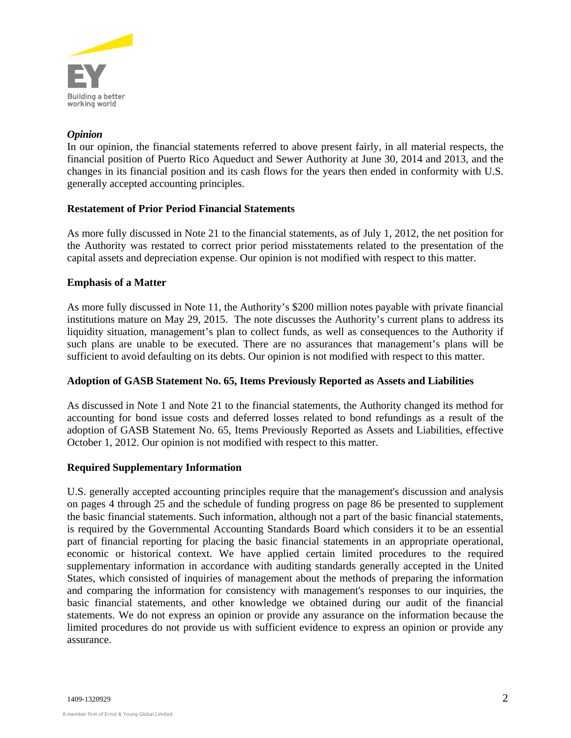*Opinion*

In our opinion, the financial statements referred to above present fairly, in all material respects, the financial position of Puerto Rico Aqueduct and Sewer Authority at June 30, 2014 and 2013, and the changes in its financial position and its cash flows for the years then ended in conformity with U.S. generally accepted accounting principles.

**Restatement of Prior Period Financial Statements**

As more fully discussed in Note 21 to the financial statements, as of July 1, 2012, the net position for the Authority was restated to correct prior period misstatements related to the presentation of the capital assets and depreciation expense. Our opinion is not modified with respect to this matter.

**Emphasis of a Matter**

As more fully discussed in Note 11, the Authority's $200 million notes payable with private financial institutions mature on May 29, 2015. The note discusses the Authority's current plans to address its liquidity situation, management's plan to collect funds, as well as consequences to the Authority if such plans are unable to be executed. There are no assurances that management's plans will be sufficient to avoid defaulting on its debts. Our opinion is not modified with respect to this matter.

**Adoption of GASB Statement No. 65, Items Previously Reported as Assets and Liabilities**

As discussed in Note 1 and Note 21 to the financial statements, the Authority changed its method for accounting for bond issue costs and deferred losses related to bond refundings as a result of the adoption of GASB Statement No. 65, Items Previously Reported as Assets and Liabilities, effective October 1, 2012. Our opinion is not modified with respect to this matter.

**Required Supplementary Information**

U.S. generally accepted accounting principles require that the management's discussion and analysis on pages 4 through 25 and the schedule of funding progress on page 86 be presented to supplement the basic financial statements. Such information, although not a part of the basic financial statements, is required by the Governmental Accounting Standards Board which considers it to be an essential part of financial reporting for placing the basic financial statements in an appropriate operational, economic or historical context. We have applied certain limited procedures to the required supplementary information in accordance with auditing standards generally accepted in the United States, which consisted of inquiries of management about the methods of preparing the information and comparing the information for consistency with management's responses to our inquiries, the basic financial statements, and other knowledge we obtained during our audit of the financial statements. We do not express an opinion or provide any assurance on the information because the limited procedures do not provide us with sufficient evidence to express an opinion or provide any assurance.

1409-1320929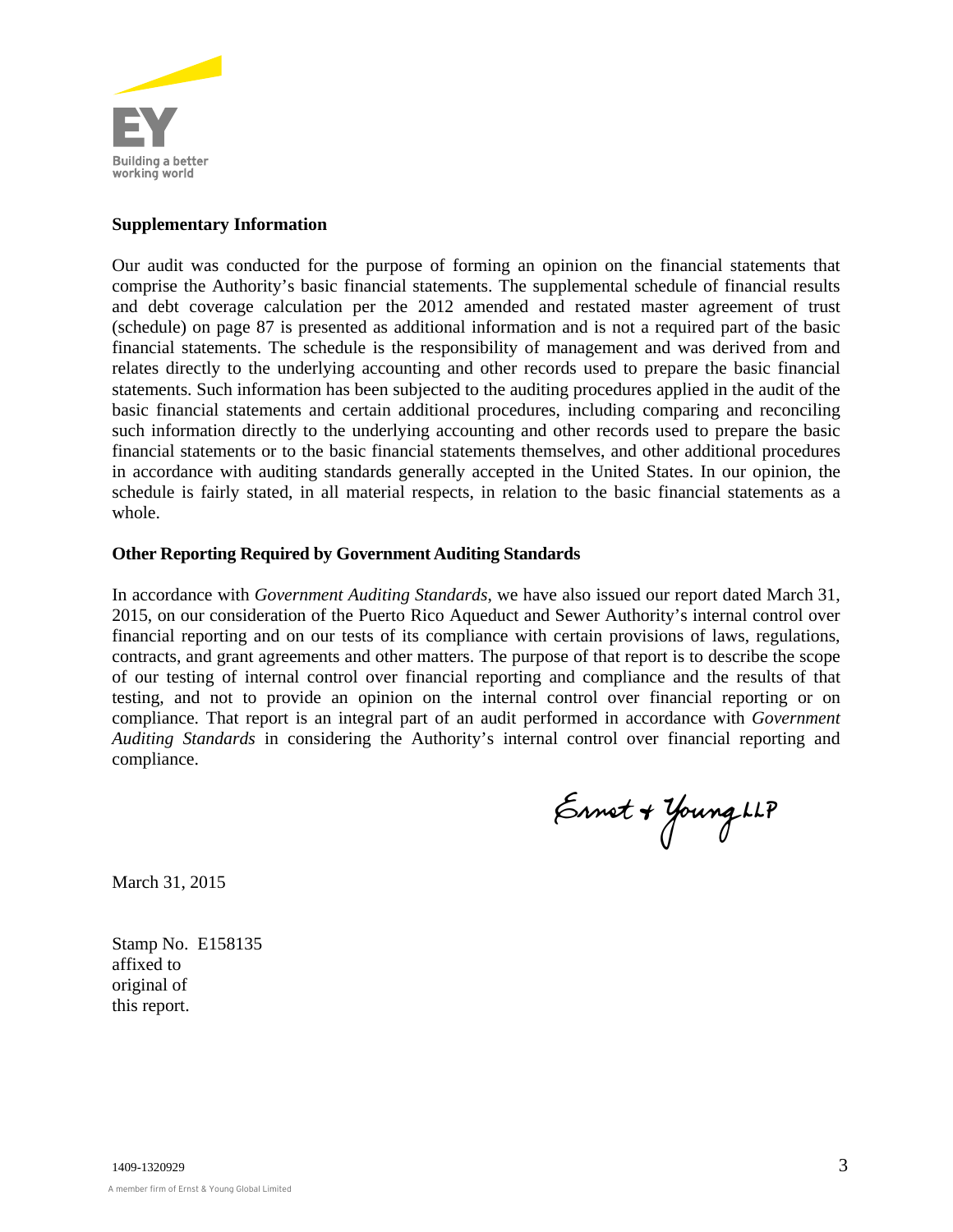### Supplementary Information

Our audit was conducted for the purpose of forming an opinion on the financial statements that comprise the Authority's basic financial statements. The supplemental schedule of financial results and debt coverage calculation per the 2012 amended and restated master agreement of trust (schedule) on page 87 is presented as additional information and is not a required part of the basic financial statements. The schedule is the responsibility of management and was derived from and relates directly to the underlying accounting and other records used to prepare the basic financial statements. Such information has been subjected to the auditing procedures applied in the audit of the basic financial statements and certain additional procedures, including comparing and reconciling such information directly to the underlying accounting and other records used to prepare the basic financial statements or to the basic financial statements themselves, and other additional procedures in accordance with auditing standards generally accepted in the United States. In our opinion, the schedule is fairly stated, in all material respects, in relation to the basic financial statements as a whole.

### Other Reporting Required by Government Auditing Standards

In accordance with *Government Auditing Standards*, we have also issued our report dated March 31, 2015, on our consideration of the Puerto Rico Aqueduct and Sewer Authority's internal control over financial reporting and on our tests of its compliance with certain provisions of laws, regulations, contracts, and grant agreements and other matters. The purpose of that report is to describe the scope of our testing of internal control over financial reporting and compliance and the results of that testing, and not to provide an opinion on the internal control over financial reporting or on compliance. That report is an integral part of an audit performed in accordance with *Government Auditing Standards* in considering the Authority's internal control over financial reporting and compliance.

Ernst & Young LLP

March 31, 2015

Stamp No. E158135
affixed to
original of
this report.

1409-1320929

A member firm of Ernst & Young Global Limited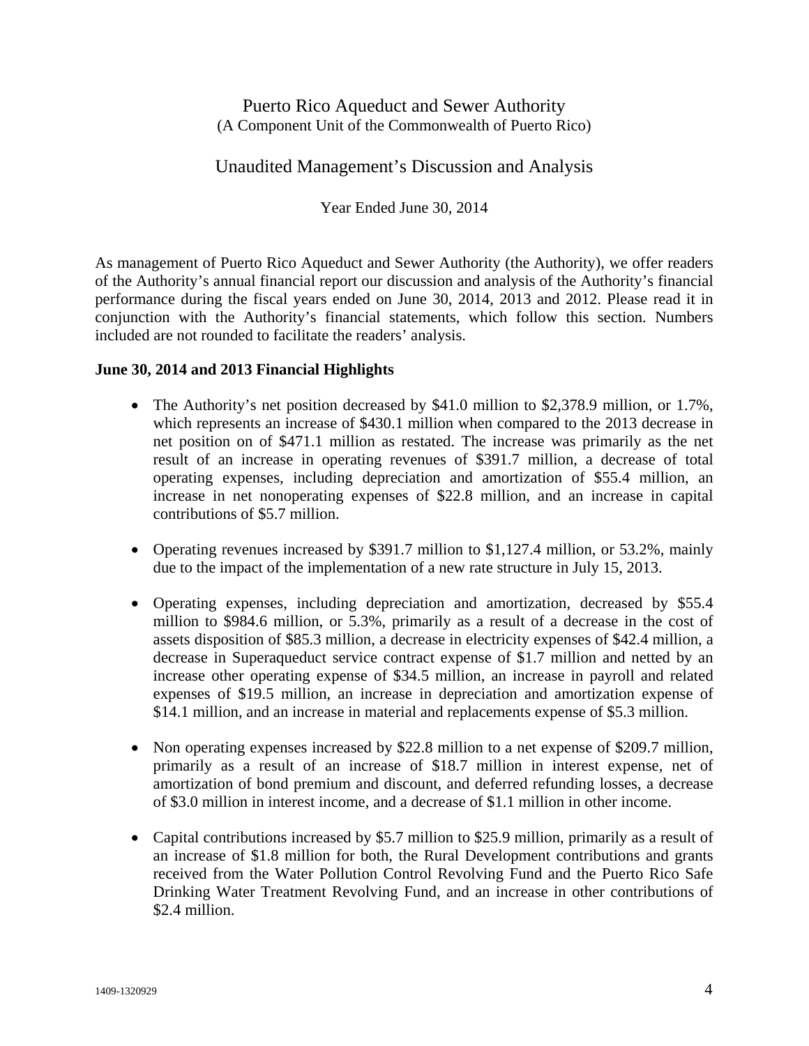# Puerto Rico Aqueduct and Sewer Authority
(A Component Unit of the Commonwealth of Puerto Rico)

## Unaudited Management's Discussion and Analysis

Year Ended June 30, 2014

As management of Puerto Rico Aqueduct and Sewer Authority (the Authority), we offer readers of the Authority's annual financial report our discussion and analysis of the Authority's financial performance during the fiscal years ended on June 30, 2014, 2013 and 2012. Please read it in conjunction with the Authority's financial statements, which follow this section. Numbers included are not rounded to facilitate the readers' analysis.

**June 30, 2014 and 2013 Financial Highlights**

- The Authority's net position decreased by $41.0 million to $2,378.9 million, or 1.7%, which represents an increase of $430.1 million when compared to the 2013 decrease in net position on of $471.1 million as restated. The increase was primarily as the net result of an increase in operating revenues of $391.7 million, a decrease of total operating expenses, including depreciation and amortization of $55.4 million, an increase in net nonoperating expenses of $22.8 million, and an increase in capital contributions of $5.7 million.

- Operating revenues increased by $391.7 million to $1,127.4 million, or 53.2%, mainly due to the impact of the implementation of a new rate structure in July 15, 2013.

- Operating expenses, including depreciation and amortization, decreased by $55.4 million to $984.6 million, or 5.3%, primarily as a result of a decrease in the cost of assets disposition of $85.3 million, a decrease in electricity expenses of $42.4 million, a decrease in Superaqueduct service contract expense of $1.7 million and netted by an increase other operating expense of $34.5 million, an increase in payroll and related expenses of $19.5 million, an increase in depreciation and amortization expense of $14.1 million, and an increase in material and replacements expense of $5.3 million.

- Non operating expenses increased by $22.8 million to a net expense of $209.7 million, primarily as a result of an increase of $18.7 million in interest expense, net of amortization of bond premium and discount, and deferred refunding losses, a decrease of $3.0 million in interest income, and a decrease of $1.1 million in other income.

- Capital contributions increased by $5.7 million to $25.9 million, primarily as a result of an increase of $1.8 million for both, the Rural Development contributions and grants received from the Water Pollution Control Revolving Fund and the Puerto Rico Safe Drinking Water Treatment Revolving Fund, and an increase in other contributions of $2.4 million.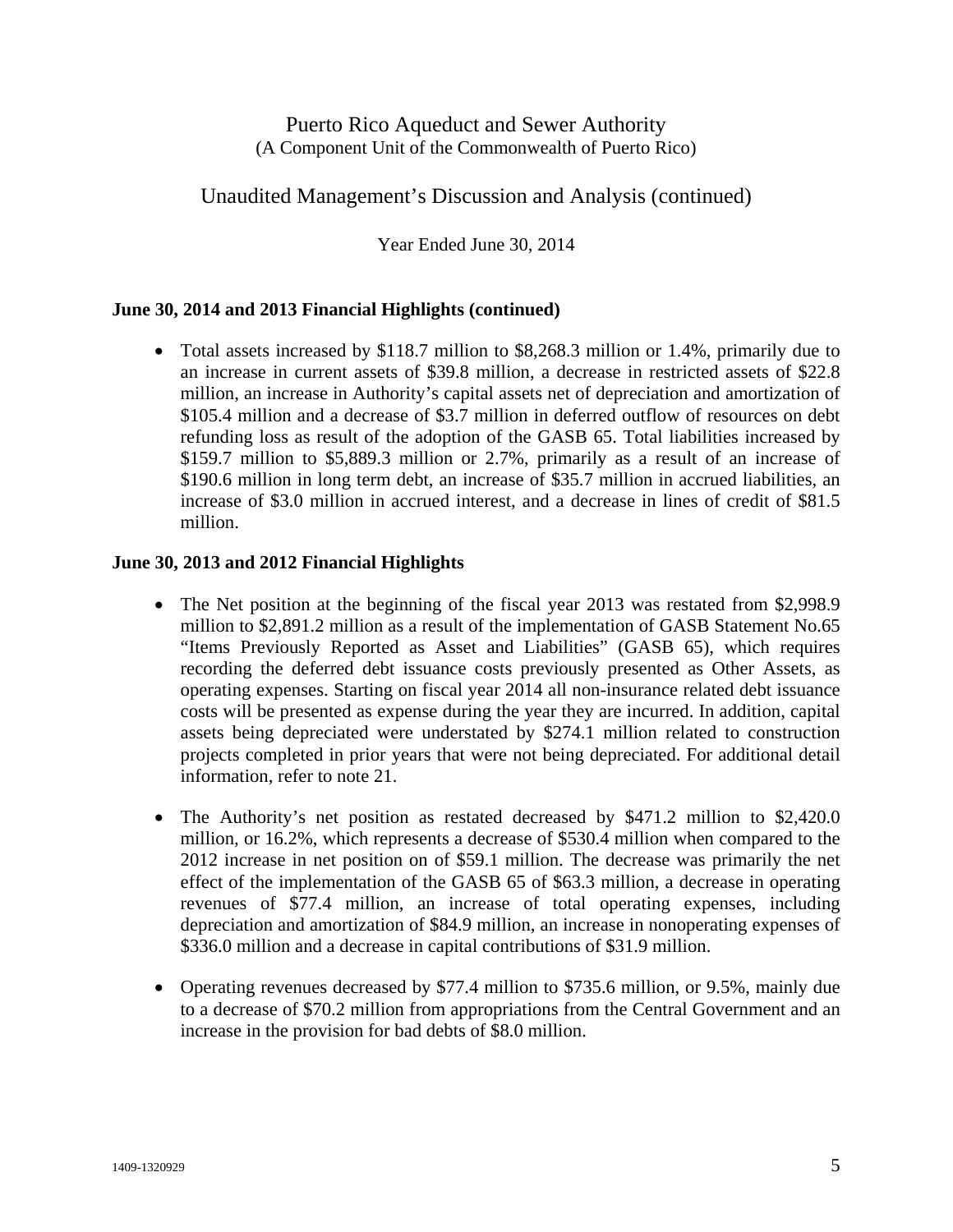## June 30, 2014 and 2013 Financial Highlights (continued)

- Total assets increased by $118.7 million to $8,268.3 million or 1.4%, primarily due to an increase in current assets of $39.8 million, a decrease in restricted assets of $22.8 million, an increase in Authority's capital assets net of depreciation and amortization of $105.4 million and a decrease of $3.7 million in deferred outflow of resources on debt refunding loss as result of the adoption of the GASB 65. Total liabilities increased by $159.7 million to $5,889.3 million or 2.7%, primarily as a result of an increase of $190.6 million in long term debt, an increase of $35.7 million in accrued liabilities, an increase of $3.0 million in accrued interest, and a decrease in lines of credit of $81.5 million.

## June 30, 2013 and 2012 Financial Highlights

- The Net position at the beginning of the fiscal year 2013 was restated from $2,998.9 million to $2,891.2 million as a result of the implementation of GASB Statement No.65 "Items Previously Reported as Asset and Liabilities" (GASB 65), which requires recording the deferred debt issuance costs previously presented as Other Assets, as operating expenses. Starting on fiscal year 2014 all non-insurance related debt issuance costs will be presented as expense during the year they are incurred. In addition, capital assets being depreciated were understated by $274.1 million related to construction projects completed in prior years that were not being depreciated. For additional detail information, refer to note 21.

- The Authority's net position as restated decreased by $471.2 million to $2,420.0 million, or 16.2%, which represents a decrease of $530.4 million when compared to the 2012 increase in net position on of $59.1 million. The decrease was primarily the net effect of the implementation of the GASB 65 of $63.3 million, a decrease in operating revenues of $77.4 million, an increase of total operating expenses, including depreciation and amortization of $84.9 million, an increase in nonoperating expenses of $336.0 million and a decrease in capital contributions of $31.9 million.

- Operating revenues decreased by $77.4 million to $735.6 million, or 9.5%, mainly due to a decrease of $70.2 million from appropriations from the Central Government and an increase in the provision for bad debts of $8.0 million.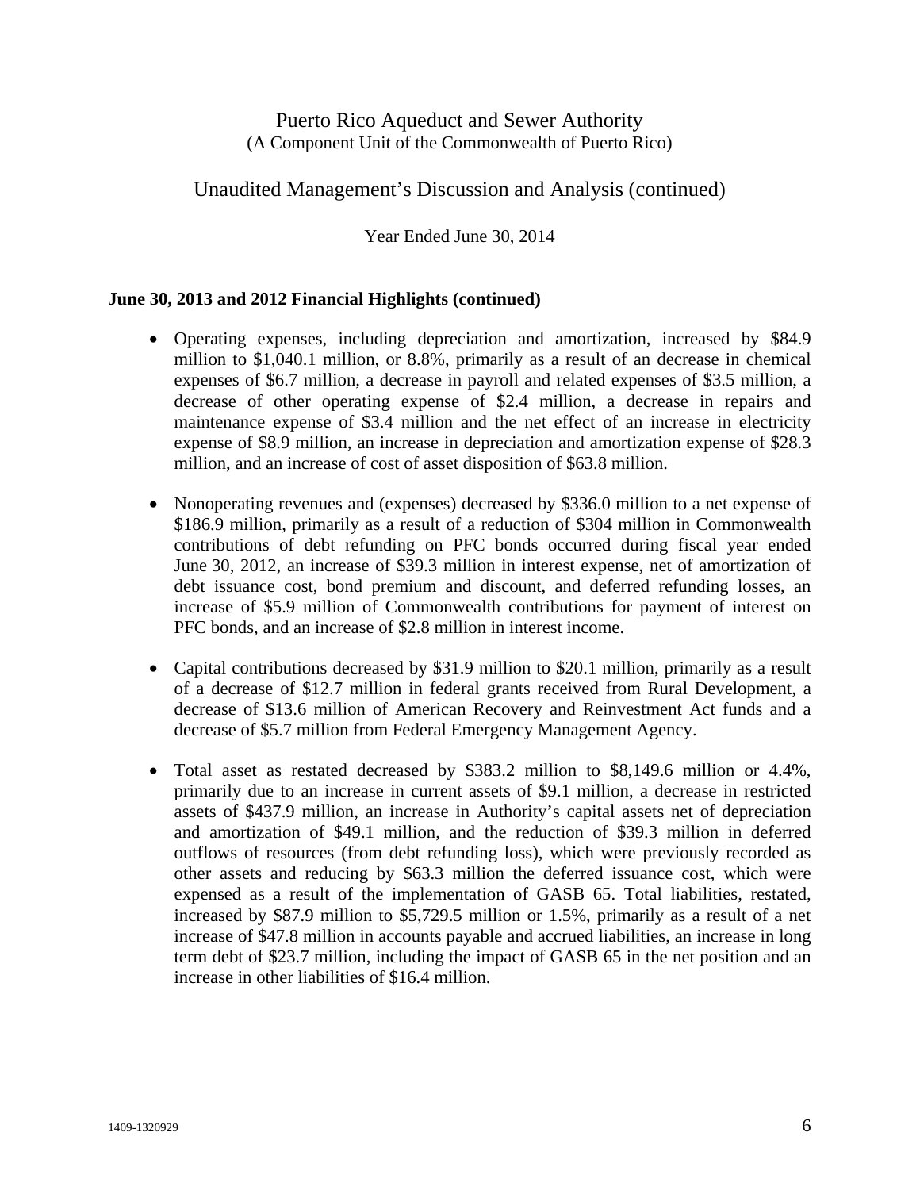Puerto Rico Aqueduct and Sewer Authority
(A Component Unit of the Commonwealth of Puerto Rico)

Unaudited Management's Discussion and Analysis (continued)

Year Ended June 30, 2014

**June 30, 2013 and 2012 Financial Highlights (continued)**

- Operating expenses, including depreciation and amortization, increased by $84.9 million to $1,040.1 million, or 8.8%, primarily as a result of an decrease in chemical expenses of $6.7 million, a decrease in payroll and related expenses of $3.5 million, a decrease of other operating expense of $2.4 million, a decrease in repairs and maintenance expense of $3.4 million and the net effect of an increase in electricity expense of $8.9 million, an increase in depreciation and amortization expense of $28.3 million, and an increase of cost of asset disposition of $63.8 million.

- Nonoperating revenues and (expenses) decreased by $336.0 million to a net expense of $186.9 million, primarily as a result of a reduction of $304 million in Commonwealth contributions of debt refunding on PFC bonds occurred during fiscal year ended June 30, 2012, an increase of $39.3 million in interest expense, net of amortization of debt issuance cost, bond premium and discount, and deferred refunding losses, an increase of $5.9 million of Commonwealth contributions for payment of interest on PFC bonds, and an increase of $2.8 million in interest income.

- Capital contributions decreased by $31.9 million to $20.1 million, primarily as a result of a decrease of $12.7 million in federal grants received from Rural Development, a decrease of $13.6 million of American Recovery and Reinvestment Act funds and a decrease of $5.7 million from Federal Emergency Management Agency.

- Total asset as restated decreased by $383.2 million to $8,149.6 million or 4.4%, primarily due to an increase in current assets of $9.1 million, a decrease in restricted assets of $437.9 million, an increase in Authority's capital assets net of depreciation and amortization of $49.1 million, and the reduction of $39.3 million in deferred outflows of resources (from debt refunding loss), which were previously recorded as other assets and reducing by $63.3 million the deferred issuance cost, which were expensed as a result of the implementation of GASB 65. Total liabilities, restated, increased by $87.9 million to $5,729.5 million or 1.5%, primarily as a result of a net increase of $47.8 million in accounts payable and accrued liabilities, an increase in long term debt of $23.7 million, including the impact of GASB 65 in the net position and an increase in other liabilities of $16.4 million.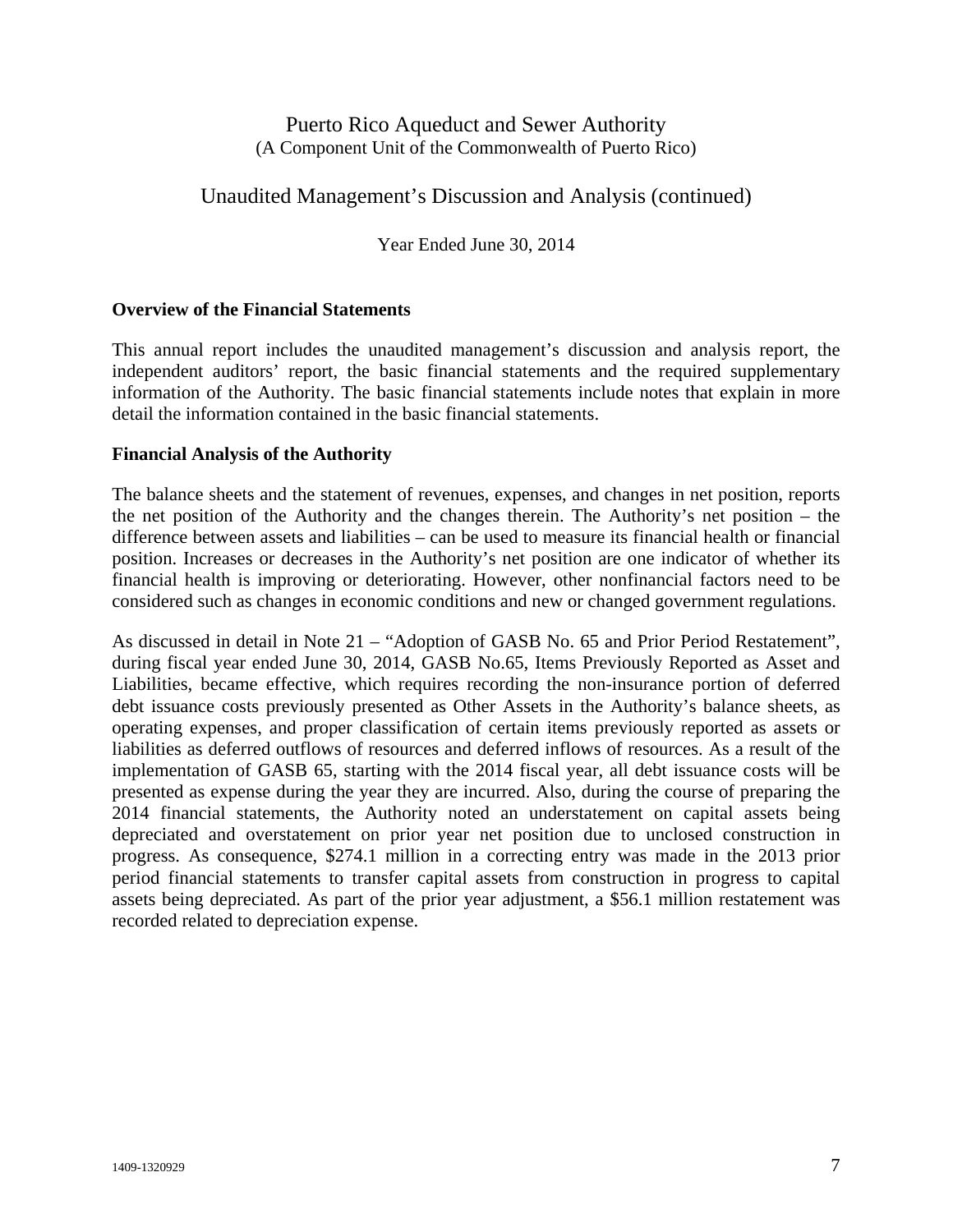# Puerto Rico Aqueduct and Sewer Authority
(A Component Unit of the Commonwealth of Puerto Rico)

## Unaudited Management's Discussion and Analysis (continued)

Year Ended June 30, 2014

**Overview of the Financial Statements**

This annual report includes the unaudited management's discussion and analysis report, the independent auditors' report, the basic financial statements and the required supplementary information of the Authority. The basic financial statements include notes that explain in more detail the information contained in the basic financial statements.

**Financial Analysis of the Authority**

The balance sheets and the statement of revenues, expenses, and changes in net position, reports the net position of the Authority and the changes therein. The Authority's net position – the difference between assets and liabilities – can be used to measure its financial health or financial position. Increases or decreases in the Authority's net position are one indicator of whether its financial health is improving or deteriorating. However, other nonfinancial factors need to be considered such as changes in economic conditions and new or changed government regulations.

As discussed in detail in Note 21 – "Adoption of GASB No. 65 and Prior Period Restatement", during fiscal year ended June 30, 2014, GASB No.65, Items Previously Reported as Asset and Liabilities, became effective, which requires recording the non-insurance portion of deferred debt issuance costs previously presented as Other Assets in the Authority's balance sheets, as operating expenses, and proper classification of certain items previously reported as assets or liabilities as deferred outflows of resources and deferred inflows of resources. As a result of the implementation of GASB 65, starting with the 2014 fiscal year, all debt issuance costs will be presented as expense during the year they are incurred. Also, during the course of preparing the 2014 financial statements, the Authority noted an understatement on capital assets being depreciated and overstatement on prior year net position due to unclosed construction in progress. As consequence, $274.1 million in a correcting entry was made in the 2013 prior period financial statements to transfer capital assets from construction in progress to capital assets being depreciated. As part of the prior year adjustment, a $56.1 million restatement was recorded related to depreciation expense.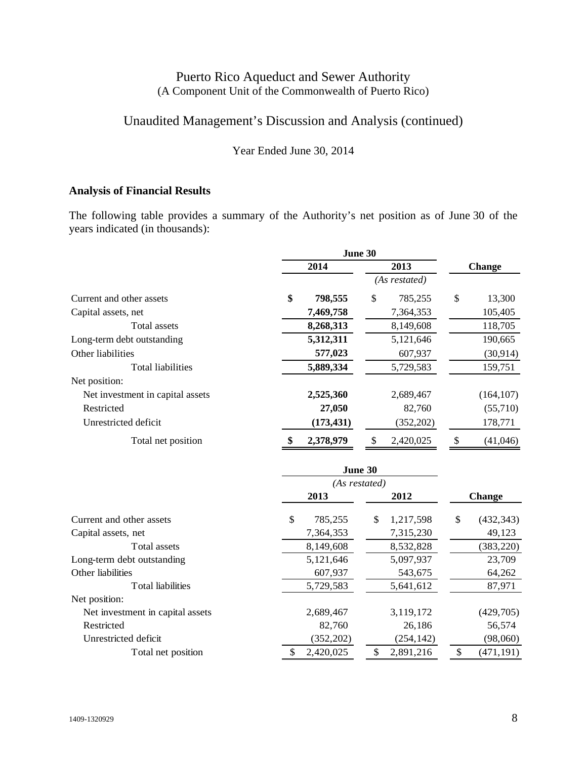# Puerto Rico Aqueduct and Sewer Authority
(A Component Unit of the Commonwealth of Puerto Rico)

## Unaudited Management's Discussion and Analysis (continued)

Year Ended June 30, 2014

### Analysis of Financial Results

The following table provides a summary of the Authority's net position as of June 30 of the years indicated (in thousands):

| | June 30 | | |
|---|---|---|---|
| | **2014** | **2013** | **Change** |
| | | *(As restated)* | |
| Current and other assets | **$ 798,555** | $ 785,255 | $ 13,300 |
| Capital assets, net | **7,469,758** | 7,364,353 | 105,405 |
| Total assets | **8,268,313** | 8,149,608 | 118,705 |
| Long-term debt outstanding | **5,312,311** | 5,121,646 | 190,665 |
| Other liabilities | **577,023** | 607,937 | (30,914) |
| Total liabilities | **5,889,334** | 5,729,583 | 159,751 |
| Net position: | | | |
| Net investment in capital assets | **2,525,360** | 2,689,467 | (164,107) |
| Restricted | **27,050** | 82,760 | (55,710) |
| Unrestricted deficit | **(173,431)** | (352,202) | 178,771 |
| Total net position | **$ 2,378,979** | $ 2,420,025 | $ (41,046) |

| | June 30 | | |
|---|---|---|---|
| | *(As restated)* | | |
| | **2013** | **2012** | **Change** |
| Current and other assets | $ 785,255 | $ 1,217,598 | $ (432,343) |
| Capital assets, net | 7,364,353 | 7,315,230 | 49,123 |
| Total assets | 8,149,608 | 8,532,828 | (383,220) |
| Long-term debt outstanding | 5,121,646 | 5,097,937 | 23,709 |
| Other liabilities | 607,937 | 543,675 | 64,262 |
| Total liabilities | 5,729,583 | 5,641,612 | 87,971 |
| Net position: | | | |
| Net investment in capital assets | 2,689,467 | 3,119,172 | (429,705) |
| Restricted | 82,760 | 26,186 | 56,574 |
| Unrestricted deficit | (352,202) | (254,142) | (98,060) |
| Total net position | $ 2,420,025 | $ 2,891,216 | $ (471,191) |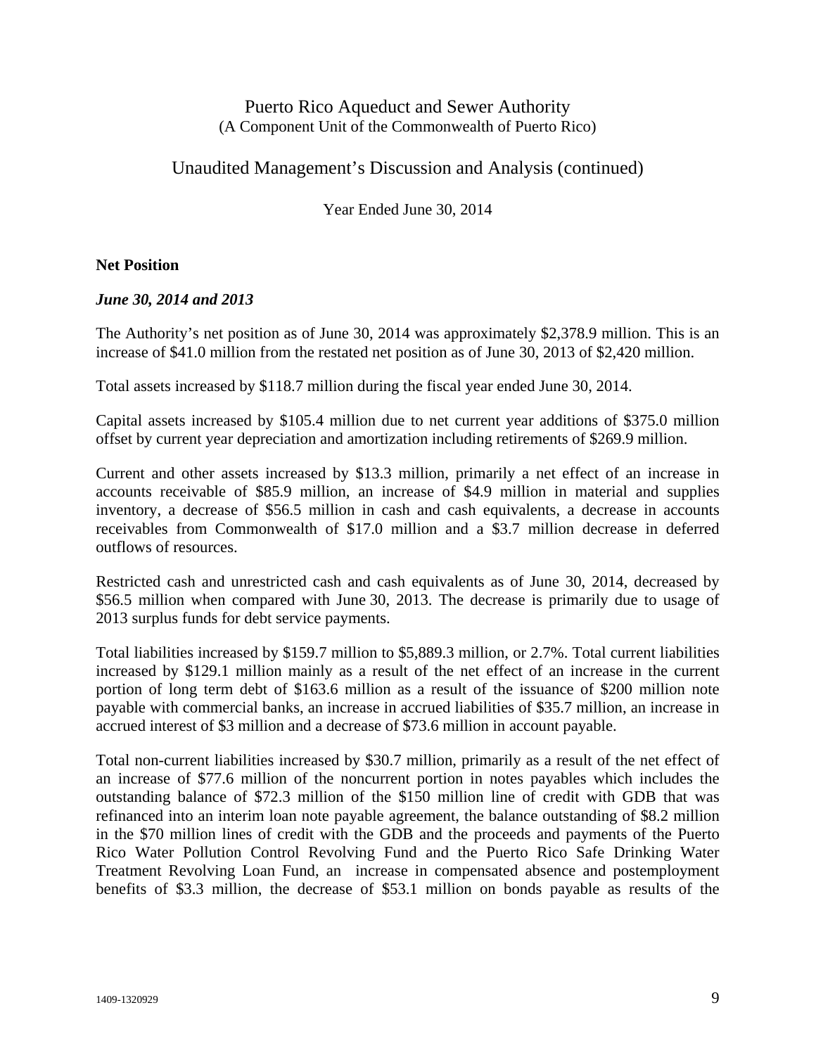## Net Position

### *June 30, 2014 and 2013*

The Authority's net position as of June 30, 2014 was approximately $2,378.9 million. This is an increase of $41.0 million from the restated net position as of June 30, 2013 of $2,420 million.

Total assets increased by $118.7 million during the fiscal year ended June 30, 2014.

Capital assets increased by $105.4 million due to net current year additions of $375.0 million offset by current year depreciation and amortization including retirements of $269.9 million.

Current and other assets increased by $13.3 million, primarily a net effect of an increase in accounts receivable of $85.9 million, an increase of $4.9 million in material and supplies inventory, a decrease of $56.5 million in cash and cash equivalents, a decrease in accounts receivables from Commonwealth of $17.0 million and a $3.7 million decrease in deferred outflows of resources.

Restricted cash and unrestricted cash and cash equivalents as of June 30, 2014, decreased by $56.5 million when compared with June 30, 2013. The decrease is primarily due to usage of 2013 surplus funds for debt service payments.

Total liabilities increased by $159.7 million to $5,889.3 million, or 2.7%. Total current liabilities increased by $129.1 million mainly as a result of the net effect of an increase in the current portion of long term debt of $163.6 million as a result of the issuance of $200 million note payable with commercial banks, an increase in accrued liabilities of $35.7 million, an increase in accrued interest of $3 million and a decrease of $73.6 million in account payable.

Total non-current liabilities increased by $30.7 million, primarily as a result of the net effect of an increase of $77.6 million of the noncurrent portion in notes payables which includes the outstanding balance of $72.3 million of the $150 million line of credit with GDB that was refinanced into an interim loan note payable agreement, the balance outstanding of $8.2 million in the $70 million lines of credit with the GDB and the proceeds and payments of the Puerto Rico Water Pollution Control Revolving Fund and the Puerto Rico Safe Drinking Water Treatment Revolving Loan Fund, an increase in compensated absence and postemployment benefits of $3.3 million, the decrease of $53.1 million on bonds payable as results of the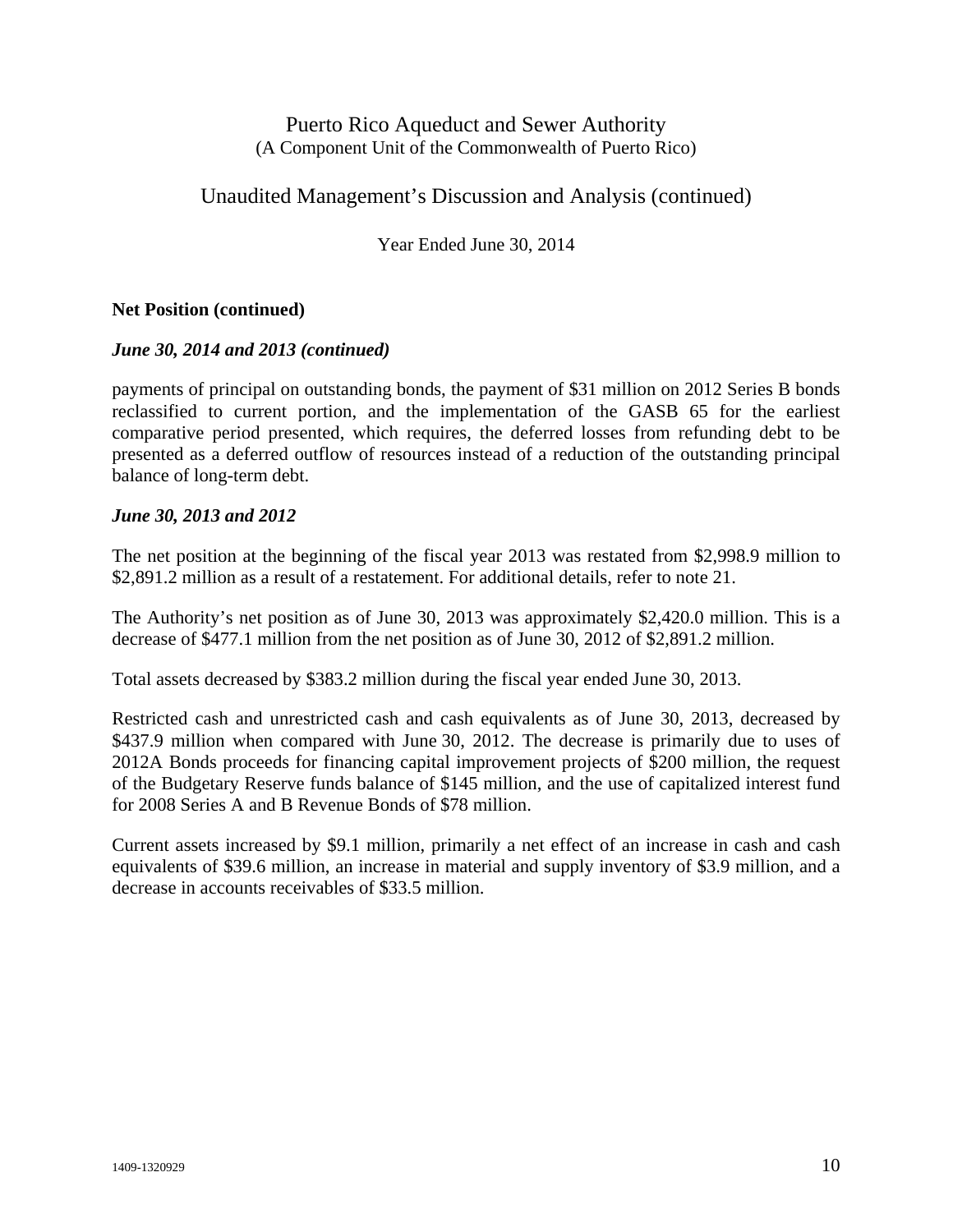**Net Position (continued)**

***June 30, 2014 and 2013 (continued)***

payments of principal on outstanding bonds, the payment of $31 million on 2012 Series B bonds reclassified to current portion, and the implementation of the GASB 65 for the earliest comparative period presented, which requires, the deferred losses from refunding debt to be presented as a deferred outflow of resources instead of a reduction of the outstanding principal balance of long-term debt.

***June 30, 2013 and 2012***

The net position at the beginning of the fiscal year 2013 was restated from $2,998.9 million to $2,891.2 million as a result of a restatement. For additional details, refer to note 21.

The Authority's net position as of June 30, 2013 was approximately $2,420.0 million. This is a decrease of $477.1 million from the net position as of June 30, 2012 of $2,891.2 million.

Total assets decreased by $383.2 million during the fiscal year ended June 30, 2013.

Restricted cash and unrestricted cash and cash equivalents as of June 30, 2013, decreased by $437.9 million when compared with June 30, 2012. The decrease is primarily due to uses of 2012A Bonds proceeds for financing capital improvement projects of $200 million, the request of the Budgetary Reserve funds balance of $145 million, and the use of capitalized interest fund for 2008 Series A and B Revenue Bonds of $78 million.

Current assets increased by $9.1 million, primarily a net effect of an increase in cash and cash equivalents of $39.6 million, an increase in material and supply inventory of $3.9 million, and a decrease in accounts receivables of $33.5 million.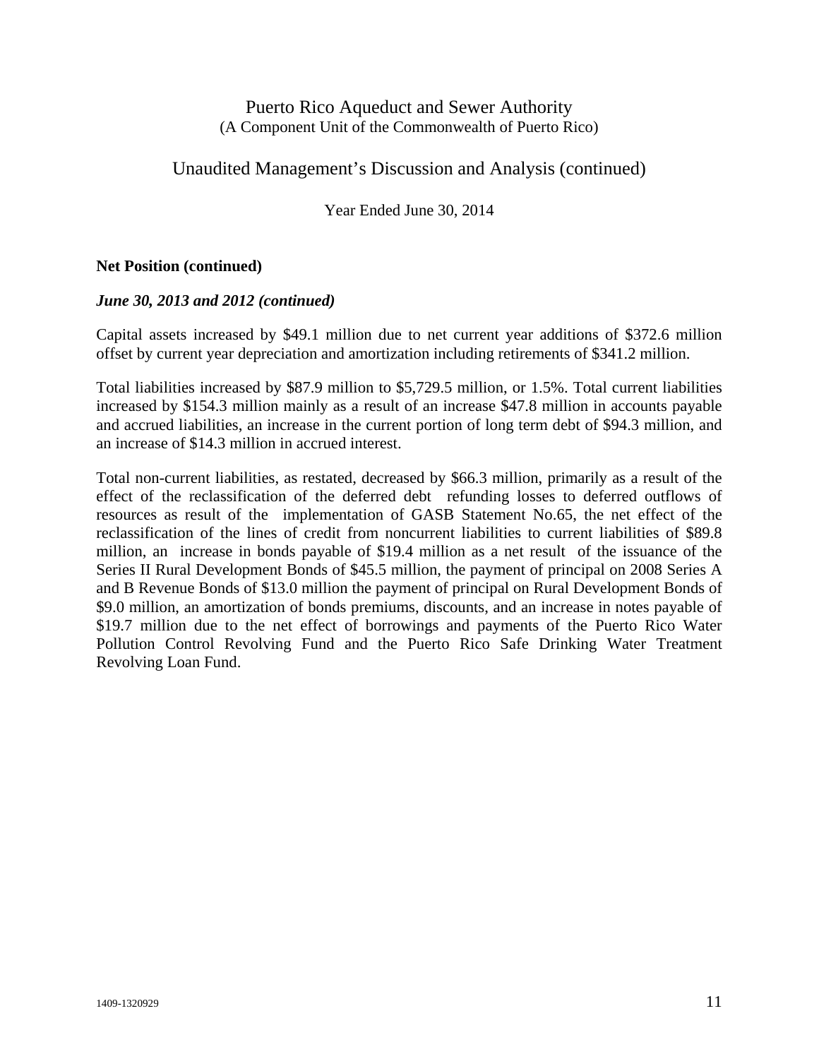**Net Position (continued)**

***June 30, 2013 and 2012 (continued)***

Capital assets increased by $49.1 million due to net current year additions of $372.6 million offset by current year depreciation and amortization including retirements of $341.2 million.

Total liabilities increased by $87.9 million to $5,729.5 million, or 1.5%. Total current liabilities increased by $154.3 million mainly as a result of an increase $47.8 million in accounts payable and accrued liabilities, an increase in the current portion of long term debt of $94.3 million, and an increase of $14.3 million in accrued interest.

Total non-current liabilities, as restated, decreased by $66.3 million, primarily as a result of the effect of the reclassification of the deferred debt refunding losses to deferred outflows of resources as result of the implementation of GASB Statement No.65, the net effect of the reclassification of the lines of credit from noncurrent liabilities to current liabilities of $89.8 million, an increase in bonds payable of $19.4 million as a net result of the issuance of the Series II Rural Development Bonds of $45.5 million, the payment of principal on 2008 Series A and B Revenue Bonds of $13.0 million the payment of principal on Rural Development Bonds of $9.0 million, an amortization of bonds premiums, discounts, and an increase in notes payable of $19.7 million due to the net effect of borrowings and payments of the Puerto Rico Water Pollution Control Revolving Fund and the Puerto Rico Safe Drinking Water Treatment Revolving Loan Fund.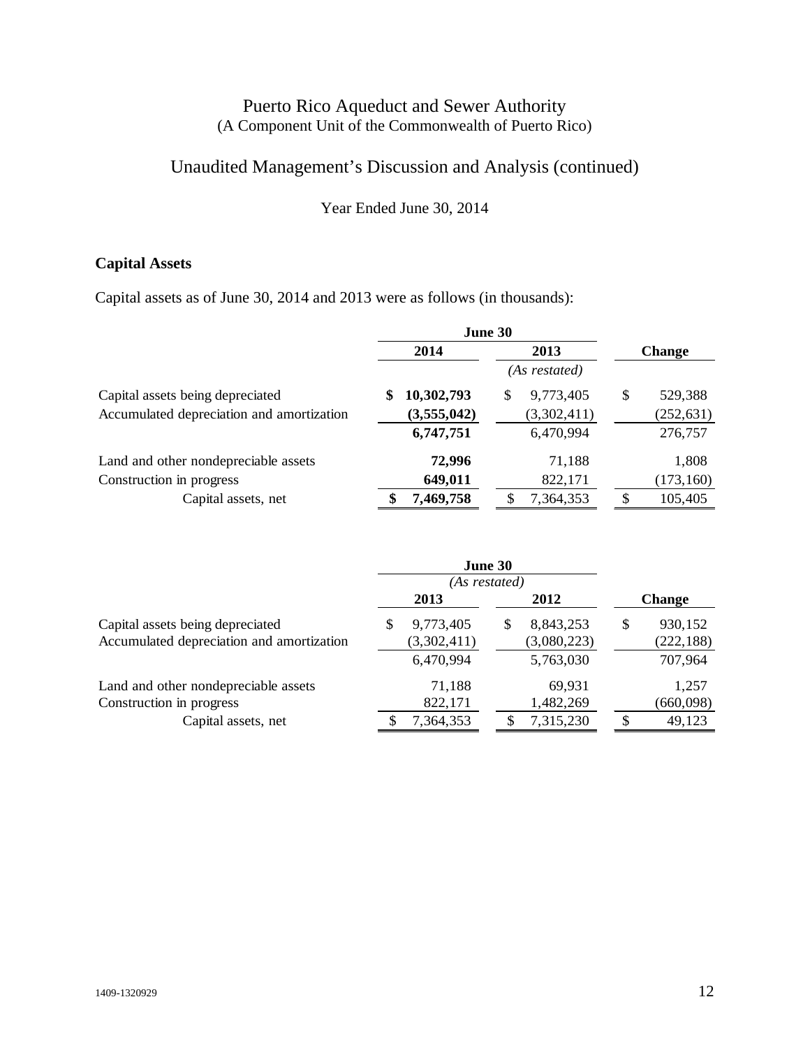Puerto Rico Aqueduct and Sewer Authority
(A Component Unit of the Commonwealth of Puerto Rico)

# Unaudited Management's Discussion and Analysis (continued)

Year Ended June 30, 2014

### Capital Assets

Capital assets as of June 30, 2014 and 2013 were as follows (in thousands):

| | June 30 | | |
|---|---|---|---|
| | **2014** | **2013** | **Change** |
| | | *(As restated)* | |
| Capital assets being depreciated | **$ 10,302,793** | $ 9,773,405 | $ 529,388 |
| Accumulated depreciation and amortization | **(3,555,042)** | (3,302,411) | (252,631) |
| | **6,747,751** | 6,470,994 | 276,757 |
| Land and other nondepreciable assets | **72,996** | 71,188 | 1,808 |
| Construction in progress | **649,011** | 822,171 | (173,160) |
| Capital assets, net | **$ 7,469,758** | $ 7,364,353 | $ 105,405 |

| | June 30 | | |
|---|---|---|---|
| | *(As restated)* | | |
| | **2013** | **2012** | **Change** |
| Capital assets being depreciated | $ 9,773,405 | $ 8,843,253 | $ 930,152 |
| Accumulated depreciation and amortization | (3,302,411) | (3,080,223) | (222,188) |
| | 6,470,994 | 5,763,030 | 707,964 |
| Land and other nondepreciable assets | 71,188 | 69,931 | 1,257 |
| Construction in progress | 822,171 | 1,482,269 | (660,098) |
| Capital assets, net | $ 7,364,353 | $ 7,315,230 | $ 49,123 |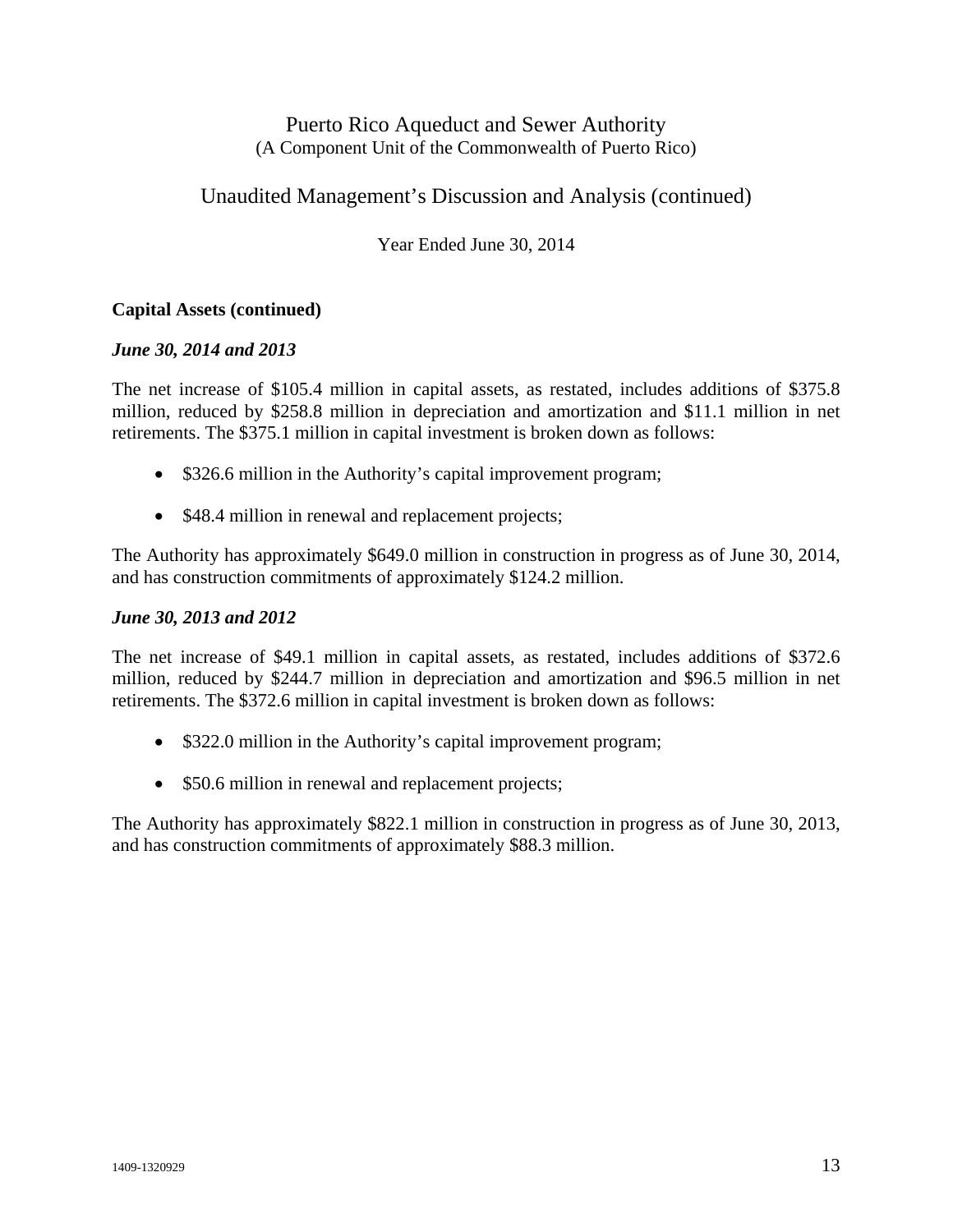# Puerto Rico Aqueduct and Sewer Authority
(A Component Unit of the Commonwealth of Puerto Rico)

## Unaudited Management's Discussion and Analysis (continued)

Year Ended June 30, 2014

### Capital Assets (continued)

***June 30, 2014 and 2013***

The net increase of $105.4 million in capital assets, as restated, includes additions of $375.8 million, reduced by $258.8 million in depreciation and amortization and $11.1 million in net retirements. The $375.1 million in capital investment is broken down as follows:

- $326.6 million in the Authority's capital improvement program;
- $48.4 million in renewal and replacement projects;

The Authority has approximately $649.0 million in construction in progress as of June 30, 2014, and has construction commitments of approximately $124.2 million.

***June 30, 2013 and 2012***

The net increase of $49.1 million in capital assets, as restated, includes additions of $372.6 million, reduced by $244.7 million in depreciation and amortization and $96.5 million in net retirements. The $372.6 million in capital investment is broken down as follows:

- $322.0 million in the Authority's capital improvement program;
- $50.6 million in renewal and replacement projects;

The Authority has approximately $822.1 million in construction in progress as of June 30, 2013, and has construction commitments of approximately $88.3 million.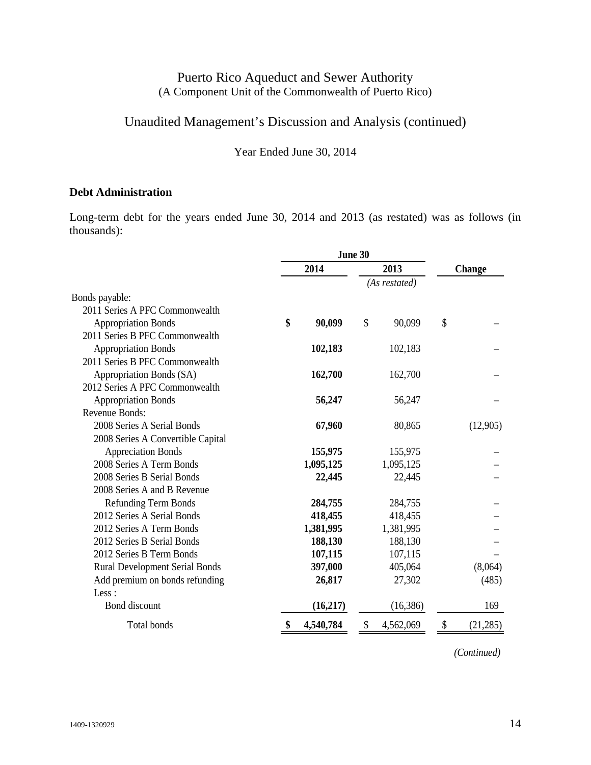Puerto Rico Aqueduct and Sewer Authority
(A Component Unit of the Commonwealth of Puerto Rico)

Unaudited Management's Discussion and Analysis (continued)

Year Ended June 30, 2014

### Debt Administration

Long-term debt for the years ended June 30, 2014 and 2013 (as restated) was as follows (in thousands):

| | June 30 | | |
|---|---|---|---|
| | 2014 | 2013 *(As restated)* | Change |
| Bonds payable: | | | |
| 2011 Series A PFC Commonwealth Appropriation Bonds | **$ 90,099** | $ 90,099 | $ – |
| 2011 Series B PFC Commonwealth Appropriation Bonds | **102,183** | 102,183 | – |
| 2011 Series B PFC Commonwealth Appropriation Bonds (SA) | **162,700** | 162,700 | – |
| 2012 Series A PFC Commonwealth Appropriation Bonds | **56,247** | 56,247 | – |
| Revenue Bonds: | | | |
| 2008 Series A Serial Bonds | **67,960** | 80,865 | (12,905) |
| 2008 Series A Convertible Capital Appreciation Bonds | **155,975** | 155,975 | – |
| 2008 Series A Term Bonds | **1,095,125** | 1,095,125 | – |
| 2008 Series B Serial Bonds | **22,445** | 22,445 | – |
| 2008 Series A and B Revenue Refunding Term Bonds | **284,755** | 284,755 | – |
| 2012 Series A Serial Bonds | **418,455** | 418,455 | – |
| 2012 Series A Term Bonds | **1,381,995** | 1,381,995 | – |
| 2012 Series B Serial Bonds | **188,130** | 188,130 | – |
| 2012 Series B Term Bonds | **107,115** | 107,115 | – |
| Rural Development Serial Bonds | **397,000** | 405,064 | (8,064) |
| Add premium on bonds refunding | **26,817** | 27,302 | (485) |
| Less : | | | |
| Bond discount | **(16,217)** | (16,386) | 169 |
| Total bonds | **$ 4,540,784** | $ 4,562,069 | $ (21,285) |

*(Continued)*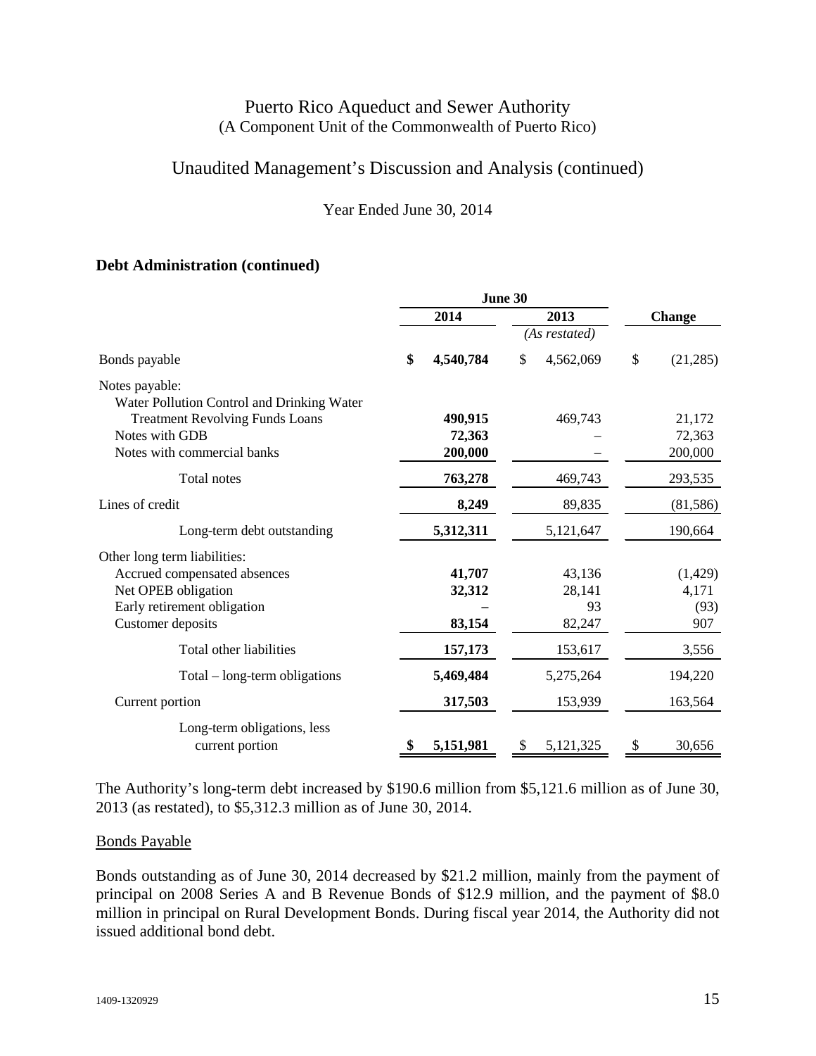# Puerto Rico Aqueduct and Sewer Authority
(A Component Unit of the Commonwealth of Puerto Rico)

## Unaudited Management's Discussion and Analysis (continued)

Year Ended June 30, 2014

### Debt Administration (continued)

| | June 30 | | |
|---|---|---|---|
| | **2014** | **2013** *(As restated)* | **Change** |
| Bonds payable | **$ 4,540,784** | $ 4,562,069 | $ (21,285) |
| Notes payable: | | | |
| Water Pollution Control and Drinking Water Treatment Revolving Funds Loans | **490,915** | 469,743 | 21,172 |
| Notes with GDB | **72,363** | – | 72,363 |
| Notes with commercial banks | **200,000** | – | 200,000 |
| Total notes | **763,278** | 469,743 | 293,535 |
| Lines of credit | **8,249** | 89,835 | (81,586) |
| Long-term debt outstanding | **5,312,311** | 5,121,647 | 190,664 |
| Other long term liabilities: | | | |
| Accrued compensated absences | **41,707** | 43,136 | (1,429) |
| Net OPEB obligation | **32,312** | 28,141 | 4,171 |
| Early retirement obligation | **–** | 93 | (93) |
| Customer deposits | **83,154** | 82,247 | 907 |
| Total other liabilities | **157,173** | 153,617 | 3,556 |
| Total – long-term obligations | **5,469,484** | 5,275,264 | 194,220 |
| Current portion | **317,503** | 153,939 | 163,564 |
| Long-term obligations, less current portion | **$ 5,151,981** | $ 5,121,325 | $ 30,656 |

The Authority's long-term debt increased by $190.6 million from $5,121.6 million as of June 30, 2013 (as restated), to $5,312.3 million as of June 30, 2014.

Bonds Payable

Bonds outstanding as of June 30, 2014 decreased by $21.2 million, mainly from the payment of principal on 2008 Series A and B Revenue Bonds of $12.9 million, and the payment of $8.0 million in principal on Rural Development Bonds. During fiscal year 2014, the Authority did not issued additional bond debt.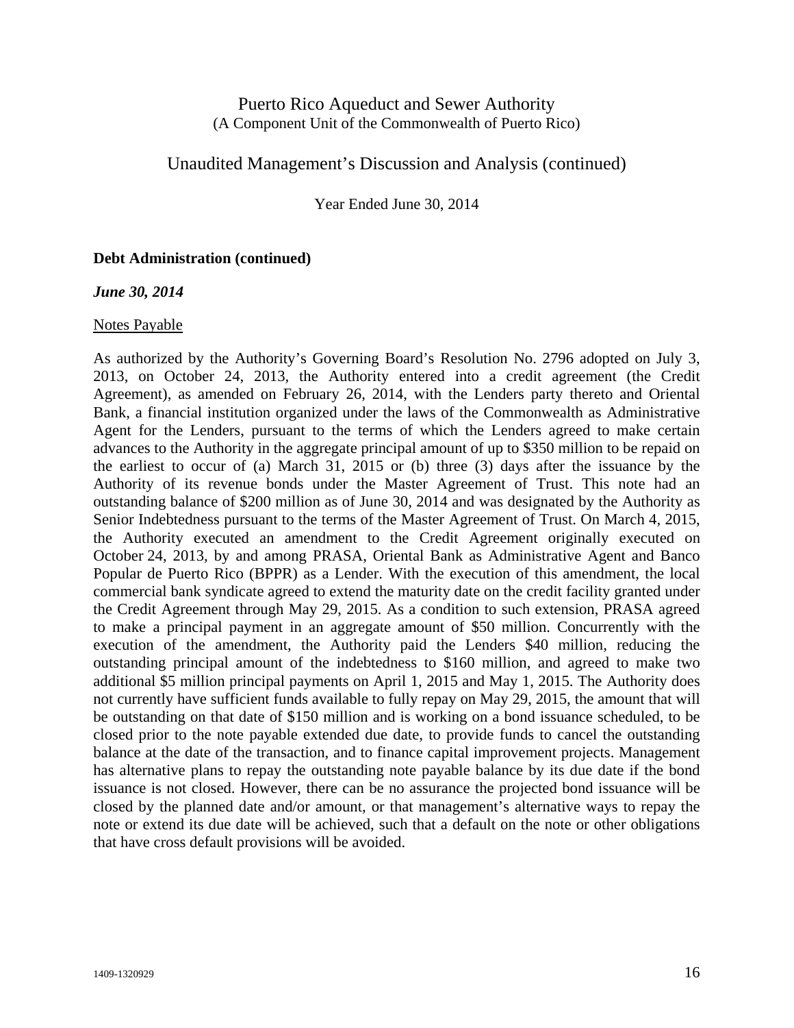### Debt Administration (continued)

***June 30, 2014***

Notes Payable

As authorized by the Authority's Governing Board's Resolution No. 2796 adopted on July 3, 2013, on October 24, 2013, the Authority entered into a credit agreement (the Credit Agreement), as amended on February 26, 2014, with the Lenders party thereto and Oriental Bank, a financial institution organized under the laws of the Commonwealth as Administrative Agent for the Lenders, pursuant to the terms of which the Lenders agreed to make certain advances to the Authority in the aggregate principal amount of up to $350 million to be repaid on the earliest to occur of (a) March 31, 2015 or (b) three (3) days after the issuance by the Authority of its revenue bonds under the Master Agreement of Trust. This note had an outstanding balance of $200 million as of June 30, 2014 and was designated by the Authority as Senior Indebtedness pursuant to the terms of the Master Agreement of Trust. On March 4, 2015, the Authority executed an amendment to the Credit Agreement originally executed on October 24, 2013, by and among PRASA, Oriental Bank as Administrative Agent and Banco Popular de Puerto Rico (BPPR) as a Lender. With the execution of this amendment, the local commercial bank syndicate agreed to extend the maturity date on the credit facility granted under the Credit Agreement through May 29, 2015. As a condition to such extension, PRASA agreed to make a principal payment in an aggregate amount of $50 million. Concurrently with the execution of the amendment, the Authority paid the Lenders $40 million, reducing the outstanding principal amount of the indebtedness to $160 million, and agreed to make two additional $5 million principal payments on April 1, 2015 and May 1, 2015. The Authority does not currently have sufficient funds available to fully repay on May 29, 2015, the amount that will be outstanding on that date of $150 million and is working on a bond issuance scheduled, to be closed prior to the note payable extended due date, to provide funds to cancel the outstanding balance at the date of the transaction, and to finance capital improvement projects. Management has alternative plans to repay the outstanding note payable balance by its due date if the bond issuance is not closed. However, there can be no assurance the projected bond issuance will be closed by the planned date and/or amount, or that management's alternative ways to repay the note or extend its due date will be achieved, such that a default on the note or other obligations that have cross default provisions will be avoided.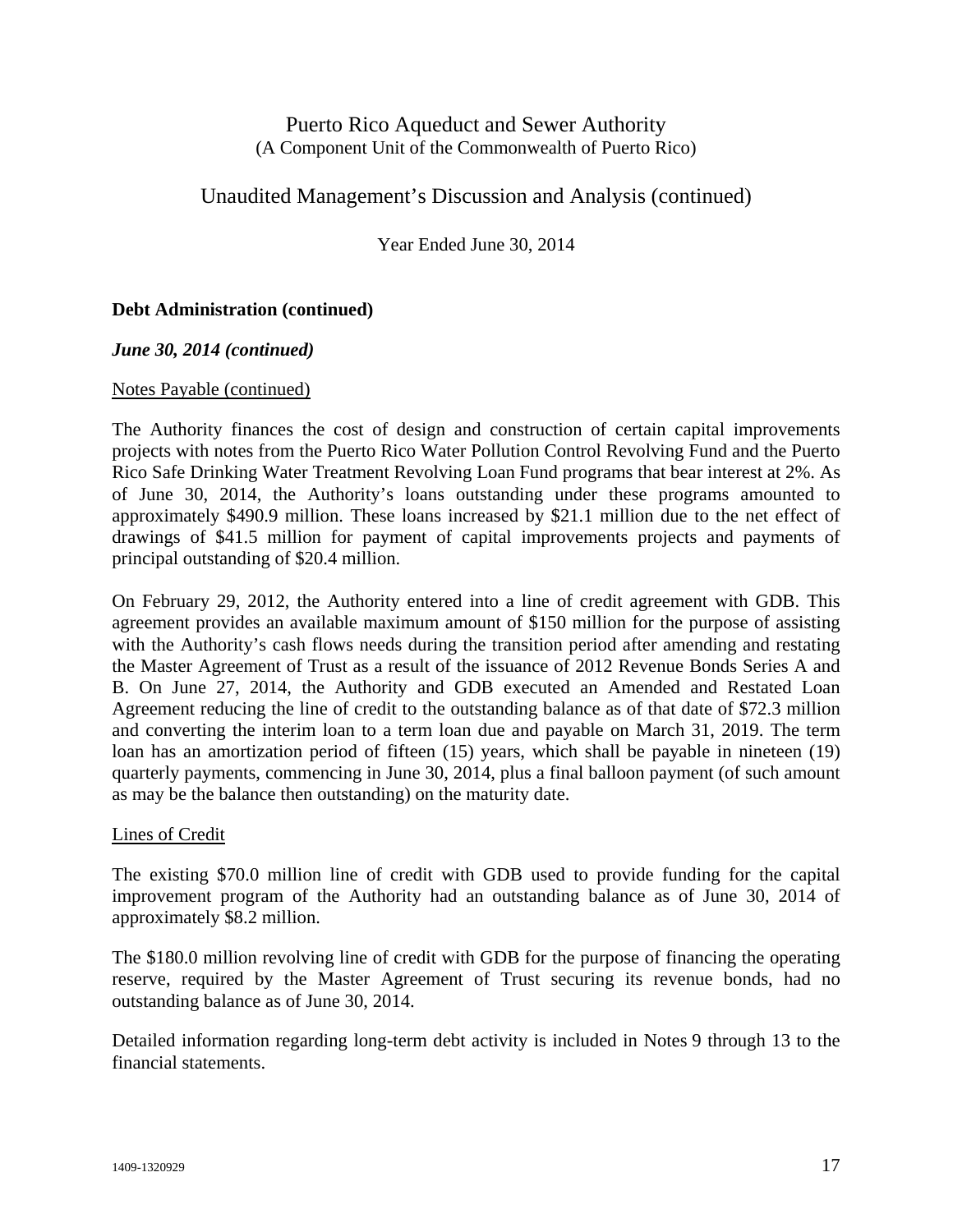## Debt Administration (continued)

***June 30, 2014 (continued)***

Notes Payable (continued)

The Authority finances the cost of design and construction of certain capital improvements projects with notes from the Puerto Rico Water Pollution Control Revolving Fund and the Puerto Rico Safe Drinking Water Treatment Revolving Loan Fund programs that bear interest at 2%. As of June 30, 2014, the Authority's loans outstanding under these programs amounted to approximately $490.9 million. These loans increased by $21.1 million due to the net effect of drawings of $41.5 million for payment of capital improvements projects and payments of principal outstanding of $20.4 million.

On February 29, 2012, the Authority entered into a line of credit agreement with GDB. This agreement provides an available maximum amount of $150 million for the purpose of assisting with the Authority's cash flows needs during the transition period after amending and restating the Master Agreement of Trust as a result of the issuance of 2012 Revenue Bonds Series A and B. On June 27, 2014, the Authority and GDB executed an Amended and Restated Loan Agreement reducing the line of credit to the outstanding balance as of that date of $72.3 million and converting the interim loan to a term loan due and payable on March 31, 2019. The term loan has an amortization period of fifteen (15) years, which shall be payable in nineteen (19) quarterly payments, commencing in June 30, 2014, plus a final balloon payment (of such amount as may be the balance then outstanding) on the maturity date.

Lines of Credit

The existing $70.0 million line of credit with GDB used to provide funding for the capital improvement program of the Authority had an outstanding balance as of June 30, 2014 of approximately $8.2 million.

The $180.0 million revolving line of credit with GDB for the purpose of financing the operating reserve, required by the Master Agreement of Trust securing its revenue bonds, had no outstanding balance as of June 30, 2014.

Detailed information regarding long-term debt activity is included in Notes 9 through 13 to the financial statements.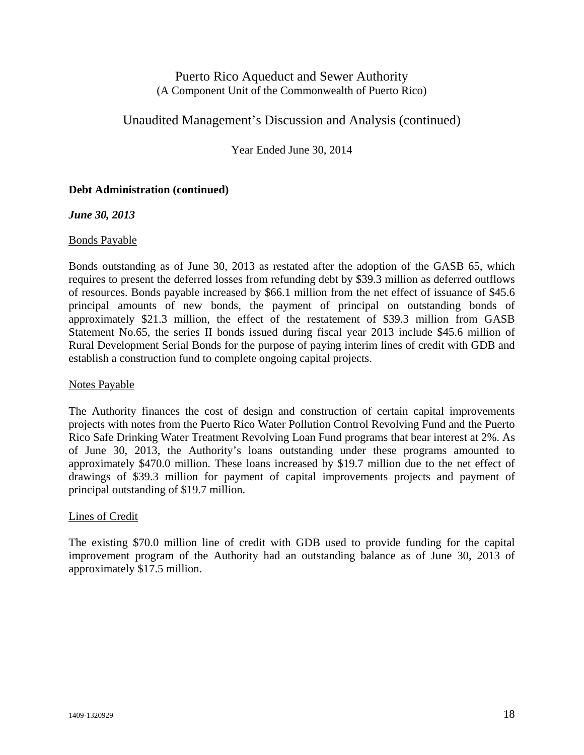## Debt Administration (continued)

***June 30, 2013***

Bonds Payable

Bonds outstanding as of June 30, 2013 as restated after the adoption of the GASB 65, which requires to present the deferred losses from refunding debt by $39.3 million as deferred outflows of resources. Bonds payable increased by $66.1 million from the net effect of issuance of $45.6 principal amounts of new bonds, the payment of principal on outstanding bonds of approximately $21.3 million, the effect of the restatement of $39.3 million from GASB Statement No.65, the series II bonds issued during fiscal year 2013 include $45.6 million of Rural Development Serial Bonds for the purpose of paying interim lines of credit with GDB and establish a construction fund to complete ongoing capital projects.

Notes Payable

The Authority finances the cost of design and construction of certain capital improvements projects with notes from the Puerto Rico Water Pollution Control Revolving Fund and the Puerto Rico Safe Drinking Water Treatment Revolving Loan Fund programs that bear interest at 2%. As of June 30, 2013, the Authority's loans outstanding under these programs amounted to approximately $470.0 million. These loans increased by $19.7 million due to the net effect of drawings of $39.3 million for payment of capital improvements projects and payment of principal outstanding of $19.7 million.

Lines of Credit

The existing $70.0 million line of credit with GDB used to provide funding for the capital improvement program of the Authority had an outstanding balance as of June 30, 2013 of approximately $17.5 million.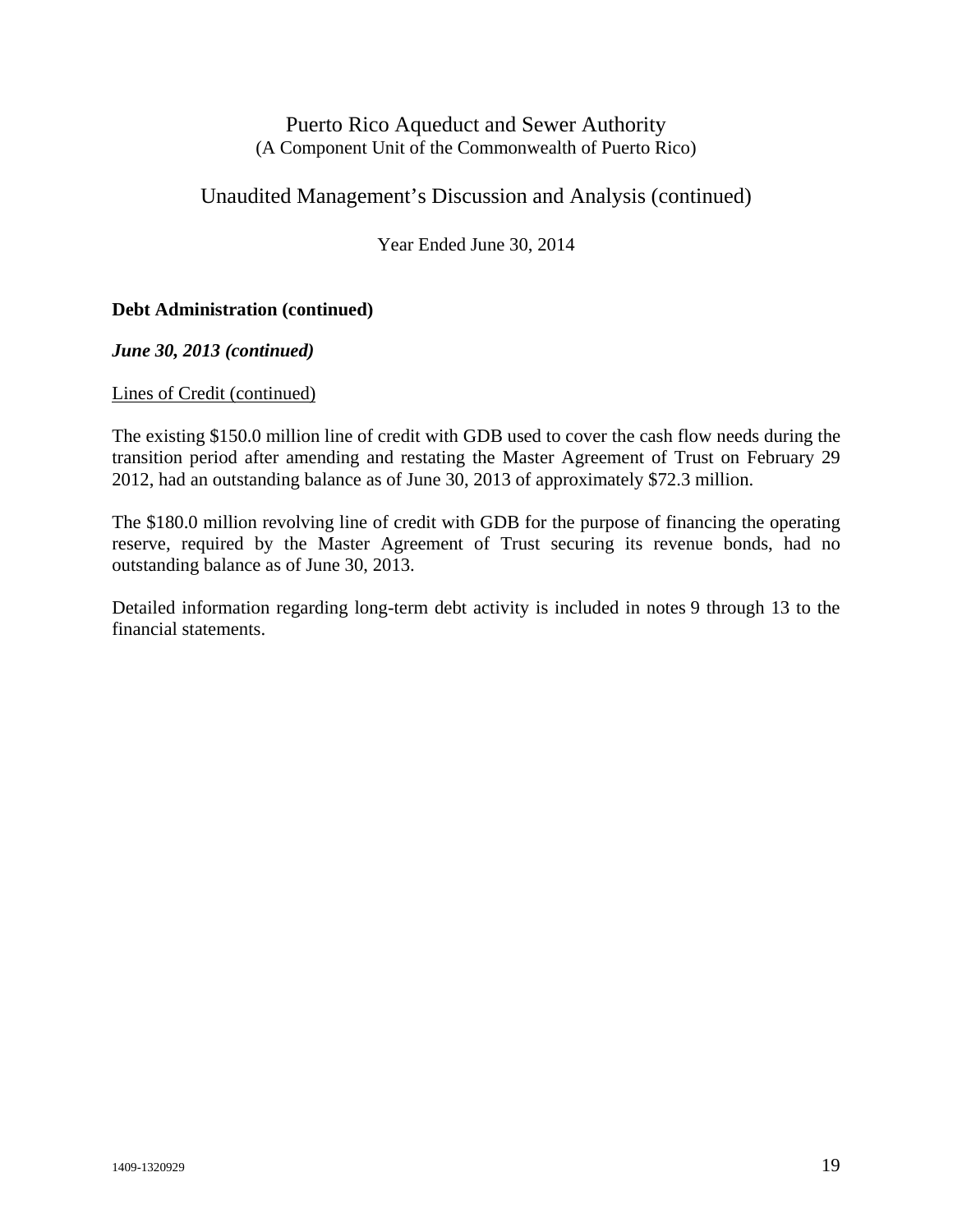**Debt Administration (continued)**

***June 30, 2013 (continued)***

Lines of Credit (continued)

The existing $150.0 million line of credit with GDB used to cover the cash flow needs during the transition period after amending and restating the Master Agreement of Trust on February 29 2012, had an outstanding balance as of June 30, 2013 of approximately $72.3 million.

The $180.0 million revolving line of credit with GDB for the purpose of financing the operating reserve, required by the Master Agreement of Trust securing its revenue bonds, had no outstanding balance as of June 30, 2013.

Detailed information regarding long-term debt activity is included in notes 9 through 13 to the financial statements.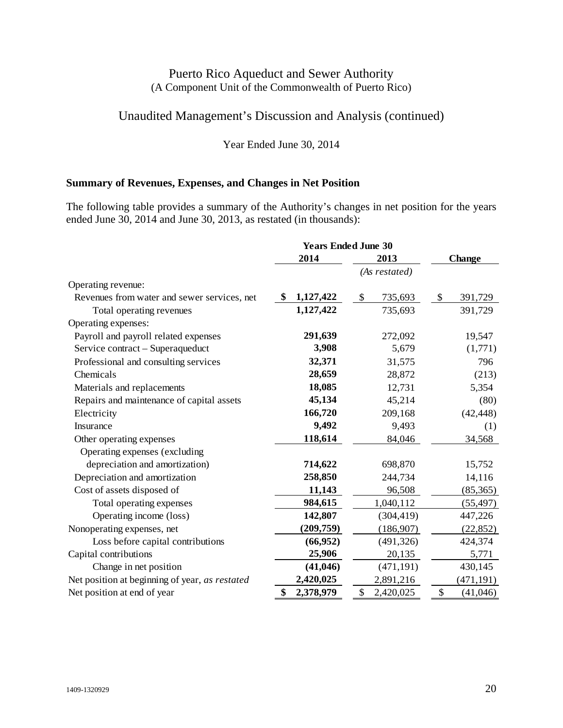# Puerto Rico Aqueduct and Sewer Authority

(A Component Unit of the Commonwealth of Puerto Rico)

## Unaudited Management's Discussion and Analysis (continued)

Year Ended June 30, 2014

### Summary of Revenues, Expenses, and Changes in Net Position

The following table provides a summary of the Authority's changes in net position for the years ended June 30, 2014 and June 30, 2013, as restated (in thousands):

| | Years Ended June 30 | | |
|---|---|---|---|
| | **2014** | **2013** | **Change** |
| | | *(As restated)* | |
| Operating revenue: | | | |
| Revenues from water and sewer services, net | **$ 1,127,422** | $ 735,693 | $ 391,729 |
| Total operating revenues | **1,127,422** | 735,693 | 391,729 |
| Operating expenses: | | | |
| Payroll and payroll related expenses | **291,639** | 272,092 | 19,547 |
| Service contract – Superaqueduct | **3,908** | 5,679 | (1,771) |
| Professional and consulting services | **32,371** | 31,575 | 796 |
| Chemicals | **28,659** | 28,872 | (213) |
| Materials and replacements | **18,085** | 12,731 | 5,354 |
| Repairs and maintenance of capital assets | **45,134** | 45,214 | (80) |
| Electricity | **166,720** | 209,168 | (42,448) |
| Insurance | **9,492** | 9,493 | (1) |
| Other operating expenses | **118,614** | 84,046 | 34,568 |
| Operating expenses (excluding depreciation and amortization) | **714,622** | 698,870 | 15,752 |
| Depreciation and amortization | **258,850** | 244,734 | 14,116 |
| Cost of assets disposed of | **11,143** | 96,508 | (85,365) |
| Total operating expenses | **984,615** | 1,040,112 | (55,497) |
| Operating income (loss) | **142,807** | (304,419) | 447,226 |
| Nonoperating expenses, net | **(209,759)** | (186,907) | (22,852) |
| Loss before capital contributions | **(66,952)** | (491,326) | 424,374 |
| Capital contributions | **25,906** | 20,135 | 5,771 |
| Change in net position | **(41,046)** | (471,191) | 430,145 |
| Net position at beginning of year, *as restated* | **2,420,025** | 2,891,216 | (471,191) |
| Net position at end of year | **$ 2,378,979** | $ 2,420,025 | $ (41,046) |

1409-1320929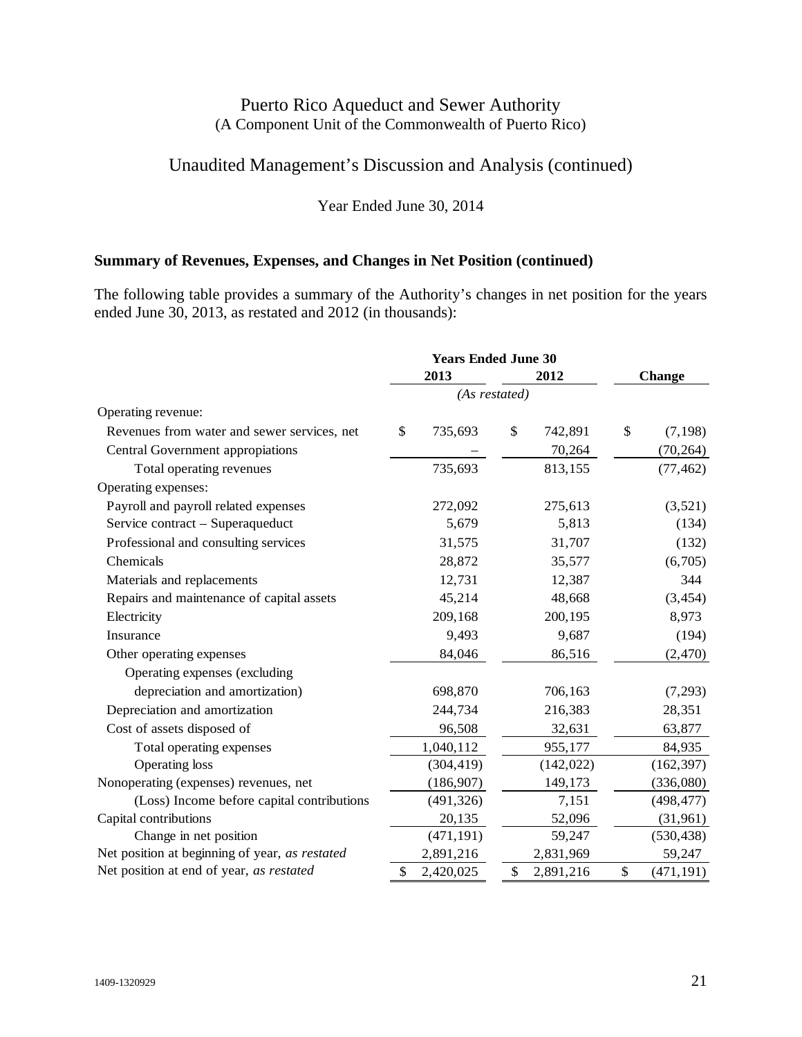# Puerto Rico Aqueduct and Sewer Authority
(A Component Unit of the Commonwealth of Puerto Rico)

## Unaudited Management's Discussion and Analysis (continued)

Year Ended June 30, 2014

### Summary of Revenues, Expenses, and Changes in Net Position (continued)

The following table provides a summary of the Authority's changes in net position for the years ended June 30, 2013, as restated and 2012 (in thousands):

| | Years Ended June 30 | | |
|---|---|---|---|
| | 2013 | 2012 | Change |
| | *(As restated)* | | |
| Operating revenue: | | | |
| Revenues from water and sewer services, net | $ 735,693 | $ 742,891 | $ (7,198) |
| Central Government appropiations | – | 70,264 | (70,264) |
| Total operating revenues | 735,693 | 813,155 | (77,462) |
| Operating expenses: | | | |
| Payroll and payroll related expenses | 272,092 | 275,613 | (3,521) |
| Service contract – Superaqueduct | 5,679 | 5,813 | (134) |
| Professional and consulting services | 31,575 | 31,707 | (132) |
| Chemicals | 28,872 | 35,577 | (6,705) |
| Materials and replacements | 12,731 | 12,387 | 344 |
| Repairs and maintenance of capital assets | 45,214 | 48,668 | (3,454) |
| Electricity | 209,168 | 200,195 | 8,973 |
| Insurance | 9,493 | 9,687 | (194) |
| Other operating expenses | 84,046 | 86,516 | (2,470) |
| Operating expenses (excluding depreciation and amortization) | 698,870 | 706,163 | (7,293) |
| Depreciation and amortization | 244,734 | 216,383 | 28,351 |
| Cost of assets disposed of | 96,508 | 32,631 | 63,877 |
| Total operating expenses | 1,040,112 | 955,177 | 84,935 |
| Operating loss | (304,419) | (142,022) | (162,397) |
| Nonoperating (expenses) revenues, net | (186,907) | 149,173 | (336,080) |
| (Loss) Income before capital contributions | (491,326) | 7,151 | (498,477) |
| Capital contributions | 20,135 | 52,096 | (31,961) |
| Change in net position | (471,191) | 59,247 | (530,438) |
| Net position at beginning of year, *as restated* | 2,891,216 | 2,831,969 | 59,247 |
| Net position at end of year, *as restated* | $ 2,420,025 | $ 2,891,216 | $ (471,191) |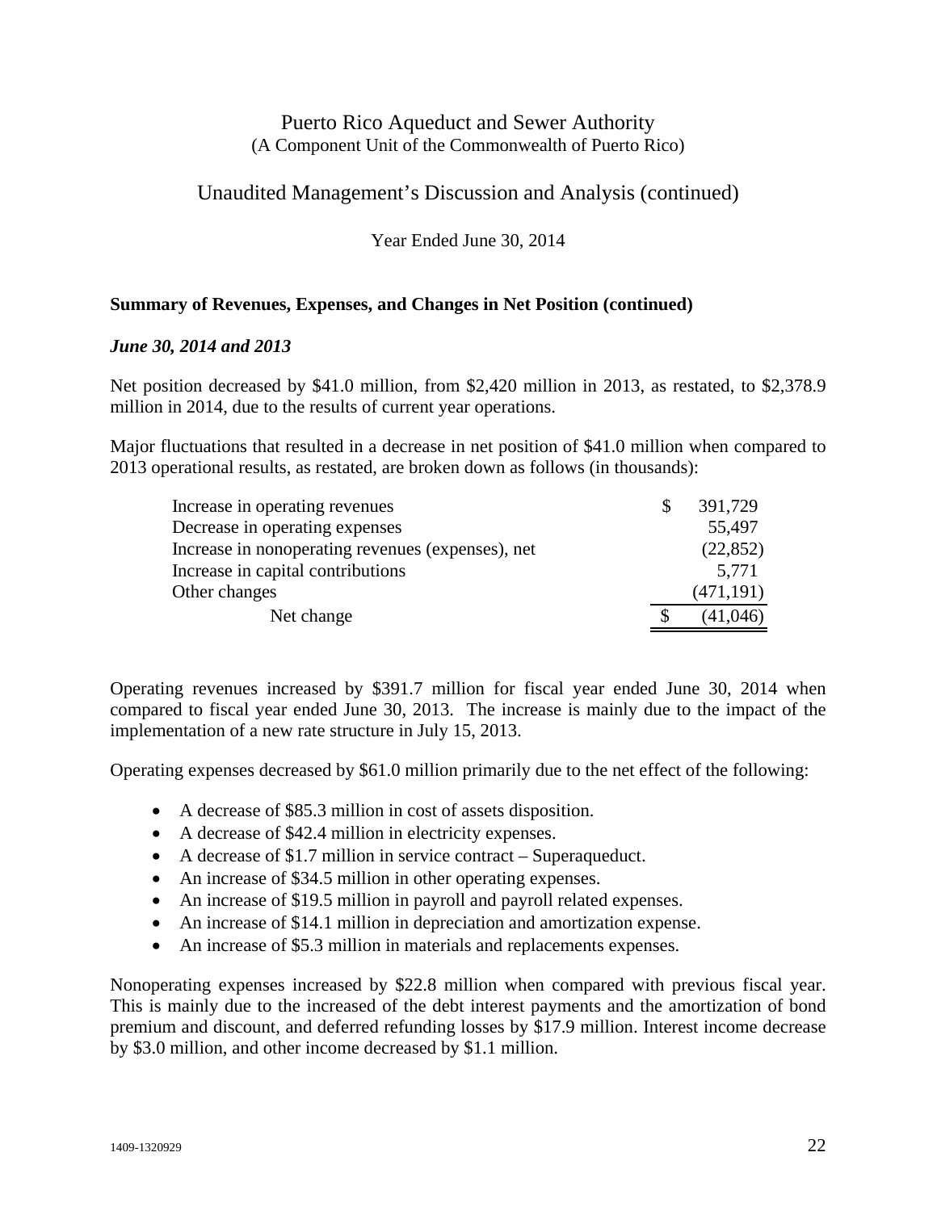Puerto Rico Aqueduct and Sewer Authority
(A Component Unit of the Commonwealth of Puerto Rico)

Unaudited Management's Discussion and Analysis (continued)

Year Ended June 30, 2014

**Summary of Revenues, Expenses, and Changes in Net Position (continued)**

***June 30, 2014 and 2013***

Net position decreased by $41.0 million, from $2,420 million in 2013, as restated, to $2,378.9 million in 2014, due to the results of current year operations.

Major fluctuations that resulted in a decrease in net position of $41.0 million when compared to 2013 operational results, as restated, are broken down as follows (in thousands):

| | | |
|---|---|---|
| Increase in operating revenues | $ | 391,729 |
| Decrease in operating expenses | | 55,497 |
| Increase in nonoperating revenues (expenses), net | | (22,852) |
| Increase in capital contributions | | 5,771 |
| Other changes | | (471,191) |
| Net change | $ | (41,046) |

Operating revenues increased by $391.7 million for fiscal year ended June 30, 2014 when compared to fiscal year ended June 30, 2013. The increase is mainly due to the impact of the implementation of a new rate structure in July 15, 2013.

Operating expenses decreased by $61.0 million primarily due to the net effect of the following:

- A decrease of $85.3 million in cost of assets disposition.
- A decrease of $42.4 million in electricity expenses.
- A decrease of $1.7 million in service contract – Superaqueduct.
- An increase of $34.5 million in other operating expenses.
- An increase of $19.5 million in payroll and payroll related expenses.
- An increase of $14.1 million in depreciation and amortization expense.
- An increase of $5.3 million in materials and replacements expenses.

Nonoperating expenses increased by $22.8 million when compared with previous fiscal year. This is mainly due to the increased of the debt interest payments and the amortization of bond premium and discount, and deferred refunding losses by $17.9 million. Interest income decrease by $3.0 million, and other income decreased by $1.1 million.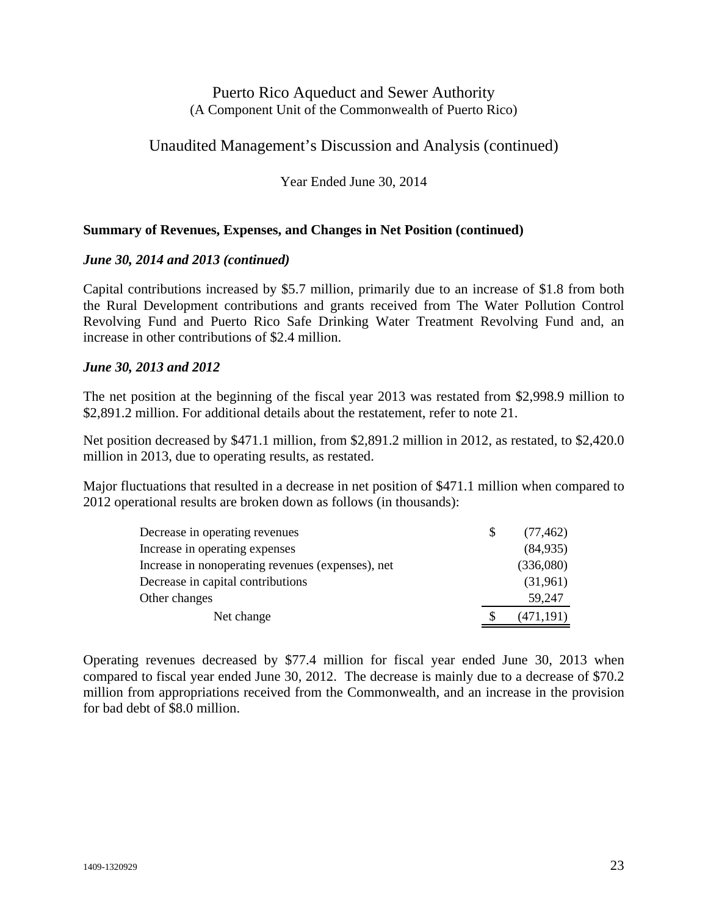Puerto Rico Aqueduct and Sewer Authority
(A Component Unit of the Commonwealth of Puerto Rico)

Unaudited Management's Discussion and Analysis (continued)

Year Ended June 30, 2014

**Summary of Revenues, Expenses, and Changes in Net Position (continued)**

***June 30, 2014 and 2013 (continued)***

Capital contributions increased by $5.7 million, primarily due to an increase of $1.8 from both the Rural Development contributions and grants received from The Water Pollution Control Revolving Fund and Puerto Rico Safe Drinking Water Treatment Revolving Fund and, an increase in other contributions of $2.4 million.

***June 30, 2013 and 2012***

The net position at the beginning of the fiscal year 2013 was restated from $2,998.9 million to $2,891.2 million. For additional details about the restatement, refer to note 21.

Net position decreased by $471.1 million, from $2,891.2 million in 2012, as restated, to $2,420.0 million in 2013, due to operating results, as restated.

Major fluctuations that resulted in a decrease in net position of $471.1 million when compared to 2012 operational results are broken down as follows (in thousands):

| | | |
|---|---|---|
| Decrease in operating revenues | $ | (77,462) |
| Increase in operating expenses | | (84,935) |
| Increase in nonoperating revenues (expenses), net | | (336,080) |
| Decrease in capital contributions | | (31,961) |
| Other changes | | 59,247 |
| Net change | $ | (471,191) |

Operating revenues decreased by $77.4 million for fiscal year ended June 30, 2013 when compared to fiscal year ended June 30, 2012. The decrease is mainly due to a decrease of $70.2 million from appropriations received from the Commonwealth, and an increase in the provision for bad debt of $8.0 million.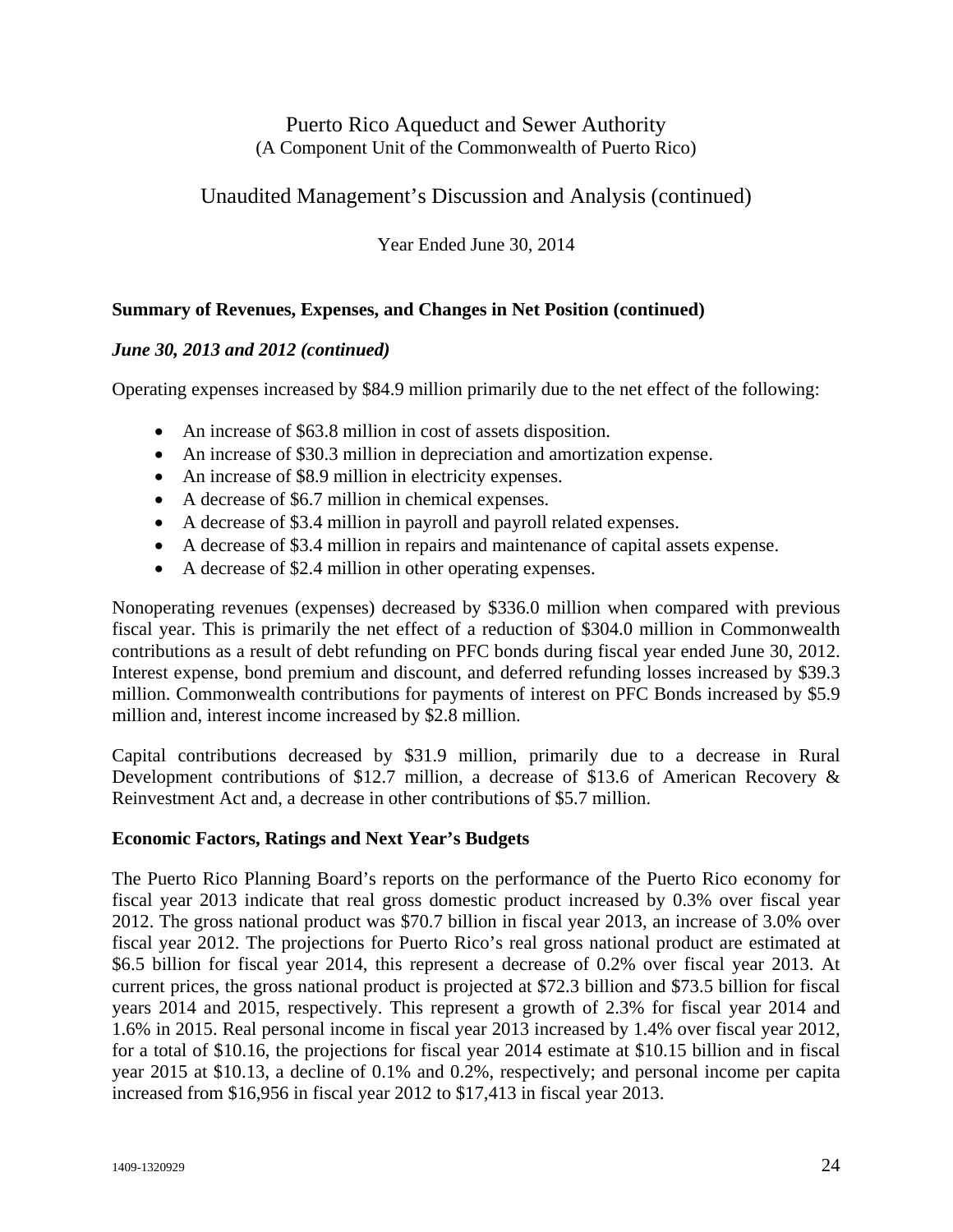# Puerto Rico Aqueduct and Sewer Authority
(A Component Unit of the Commonwealth of Puerto Rico)

## Unaudited Management's Discussion and Analysis (continued)

Year Ended June 30, 2014

### Summary of Revenues, Expenses, and Changes in Net Position (continued)

#### *June 30, 2013 and 2012 (continued)*

Operating expenses increased by $84.9 million primarily due to the net effect of the following:

- An increase of $63.8 million in cost of assets disposition.
- An increase of $30.3 million in depreciation and amortization expense.
- An increase of $8.9 million in electricity expenses.
- A decrease of $6.7 million in chemical expenses.
- A decrease of $3.4 million in payroll and payroll related expenses.
- A decrease of $3.4 million in repairs and maintenance of capital assets expense.
- A decrease of $2.4 million in other operating expenses.

Nonoperating revenues (expenses) decreased by $336.0 million when compared with previous fiscal year. This is primarily the net effect of a reduction of $304.0 million in Commonwealth contributions as a result of debt refunding on PFC bonds during fiscal year ended June 30, 2012. Interest expense, bond premium and discount, and deferred refunding losses increased by $39.3 million. Commonwealth contributions for payments of interest on PFC Bonds increased by $5.9 million and, interest income increased by $2.8 million.

Capital contributions decreased by $31.9 million, primarily due to a decrease in Rural Development contributions of $12.7 million, a decrease of $13.6 of American Recovery & Reinvestment Act and, a decrease in other contributions of $5.7 million.

### Economic Factors, Ratings and Next Year's Budgets

The Puerto Rico Planning Board's reports on the performance of the Puerto Rico economy for fiscal year 2013 indicate that real gross domestic product increased by 0.3% over fiscal year 2012. The gross national product was $70.7 billion in fiscal year 2013, an increase of 3.0% over fiscal year 2012. The projections for Puerto Rico's real gross national product are estimated at $6.5 billion for fiscal year 2014, this represent a decrease of 0.2% over fiscal year 2013. At current prices, the gross national product is projected at $72.3 billion and $73.5 billion for fiscal years 2014 and 2015, respectively. This represent a growth of 2.3% for fiscal year 2014 and 1.6% in 2015. Real personal income in fiscal year 2013 increased by 1.4% over fiscal year 2012, for a total of $10.16, the projections for fiscal year 2014 estimate at $10.15 billion and in fiscal year 2015 at $10.13, a decline of 0.1% and 0.2%, respectively; and personal income per capita increased from $16,956 in fiscal year 2012 to $17,413 in fiscal year 2013.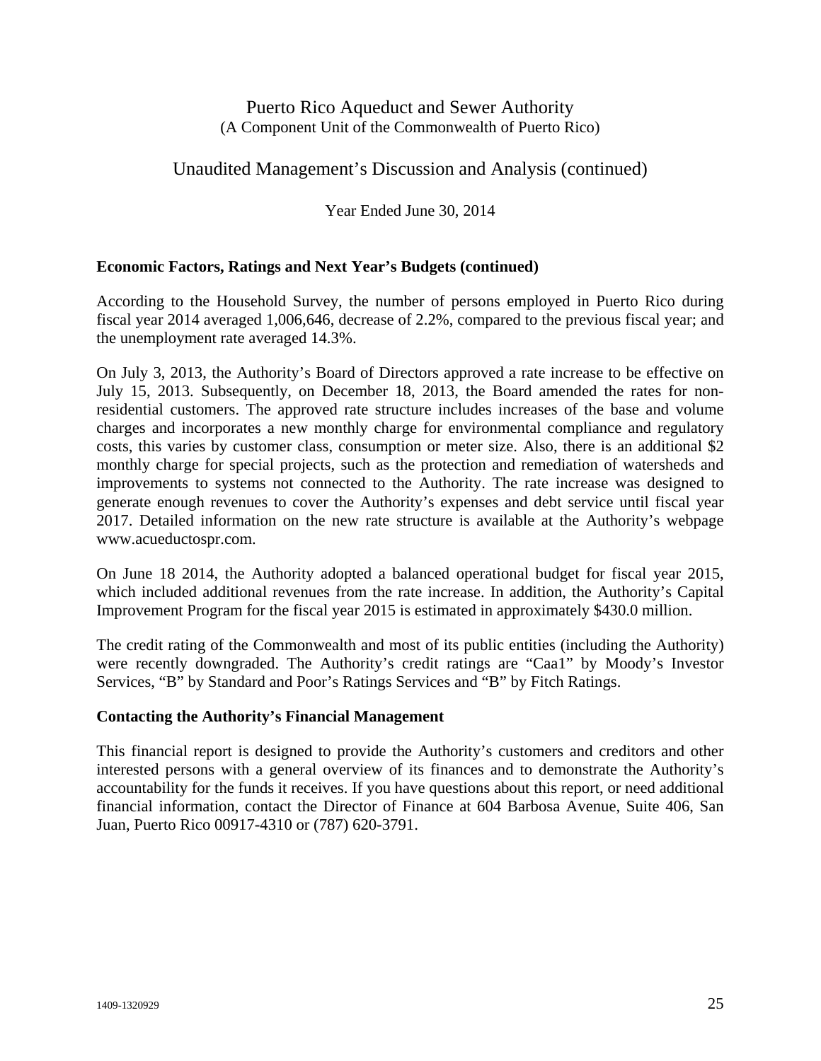### Economic Factors, Ratings and Next Year's Budgets (continued)

According to the Household Survey, the number of persons employed in Puerto Rico during fiscal year 2014 averaged 1,006,646, decrease of 2.2%, compared to the previous fiscal year; and the unemployment rate averaged 14.3%.

On July 3, 2013, the Authority's Board of Directors approved a rate increase to be effective on July 15, 2013. Subsequently, on December 18, 2013, the Board amended the rates for non-residential customers. The approved rate structure includes increases of the base and volume charges and incorporates a new monthly charge for environmental compliance and regulatory costs, this varies by customer class, consumption or meter size. Also, there is an additional $2 monthly charge for special projects, such as the protection and remediation of watersheds and improvements to systems not connected to the Authority. The rate increase was designed to generate enough revenues to cover the Authority's expenses and debt service until fiscal year 2017. Detailed information on the new rate structure is available at the Authority's webpage www.acueductospr.com.

On June 18 2014, the Authority adopted a balanced operational budget for fiscal year 2015, which included additional revenues from the rate increase. In addition, the Authority's Capital Improvement Program for the fiscal year 2015 is estimated in approximately $430.0 million.

The credit rating of the Commonwealth and most of its public entities (including the Authority) were recently downgraded. The Authority's credit ratings are "Caa1" by Moody's Investor Services, "B" by Standard and Poor's Ratings Services and "B" by Fitch Ratings.

### Contacting the Authority's Financial Management

This financial report is designed to provide the Authority's customers and creditors and other interested persons with a general overview of its finances and to demonstrate the Authority's accountability for the funds it receives. If you have questions about this report, or need additional financial information, contact the Director of Finance at 604 Barbosa Avenue, Suite 406, San Juan, Puerto Rico 00917-4310 or (787) 620-3791.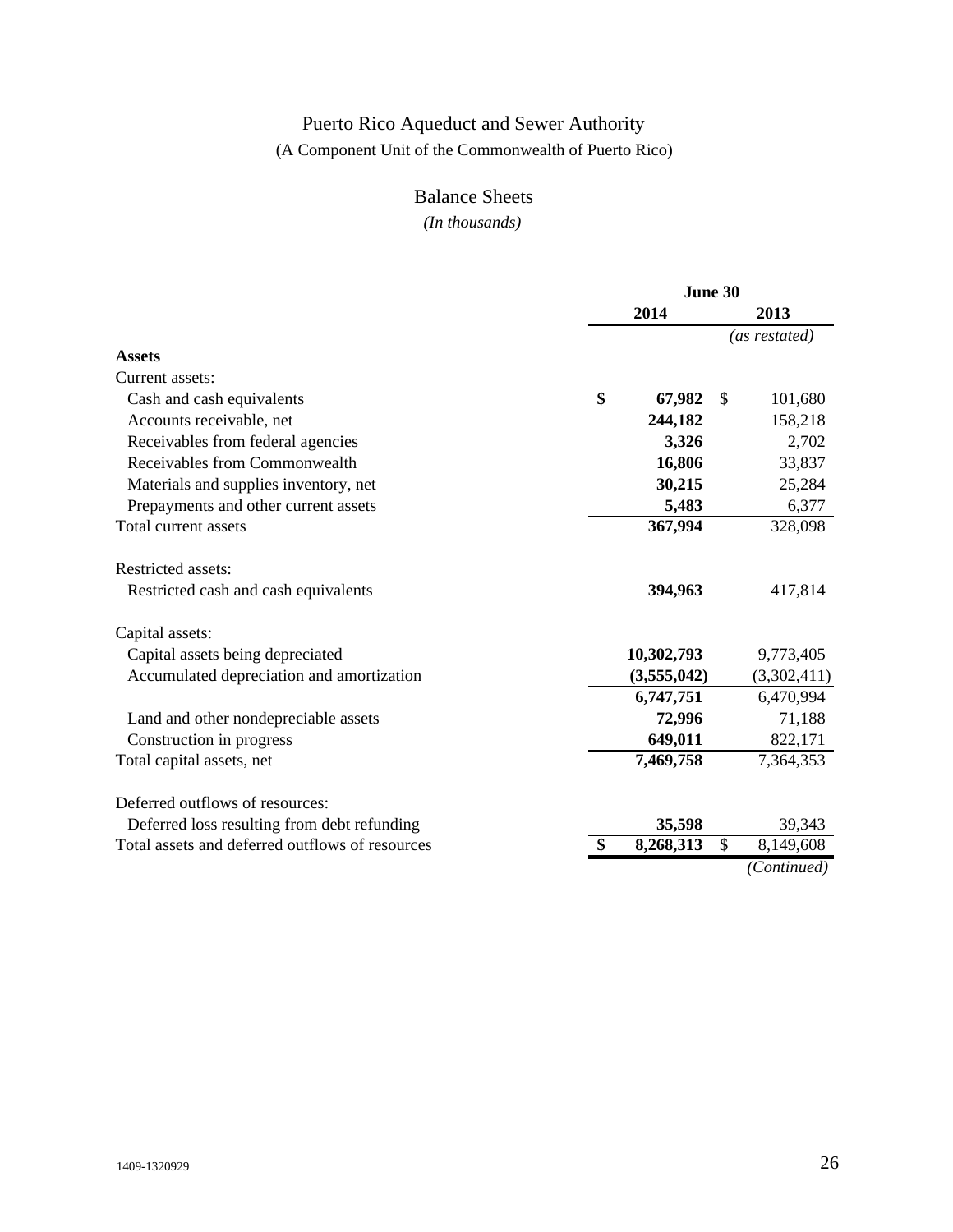# Puerto Rico Aqueduct and Sewer Authority

(A Component Unit of the Commonwealth of Puerto Rico)

## Balance Sheets

*(In thousands)*

| | June 30 | |
|---|---|---|
| | **2014** | **2013** |
| | | *(as restated)* |
| **Assets** | | |
| Current assets: | | |
| Cash and cash equivalents | **$ 67,982** | $ 101,680 |
| Accounts receivable, net | **244,182** | 158,218 |
| Receivables from federal agencies | **3,326** | 2,702 |
| Receivables from Commonwealth | **16,806** | 33,837 |
| Materials and supplies inventory, net | **30,215** | 25,284 |
| Prepayments and other current assets | **5,483** | 6,377 |
| Total current assets | **367,994** | 328,098 |
| | | |
| Restricted assets: | | |
| Restricted cash and cash equivalents | **394,963** | 417,814 |
| | | |
| Capital assets: | | |
| Capital assets being depreciated | **10,302,793** | 9,773,405 |
| Accumulated depreciation and amortization | **(3,555,042)** | (3,302,411) |
| | **6,747,751** | 6,470,994 |
| Land and other nondepreciable assets | **72,996** | 71,188 |
| Construction in progress | **649,011** | 822,171 |
| Total capital assets, net | **7,469,758** | 7,364,353 |
| | | |
| Deferred outflows of resources: | | |
| Deferred loss resulting from debt refunding | **35,598** | 39,343 |
| Total assets and deferred outflows of resources | **$ 8,268,313** | $ 8,149,608 |

*(Continued)*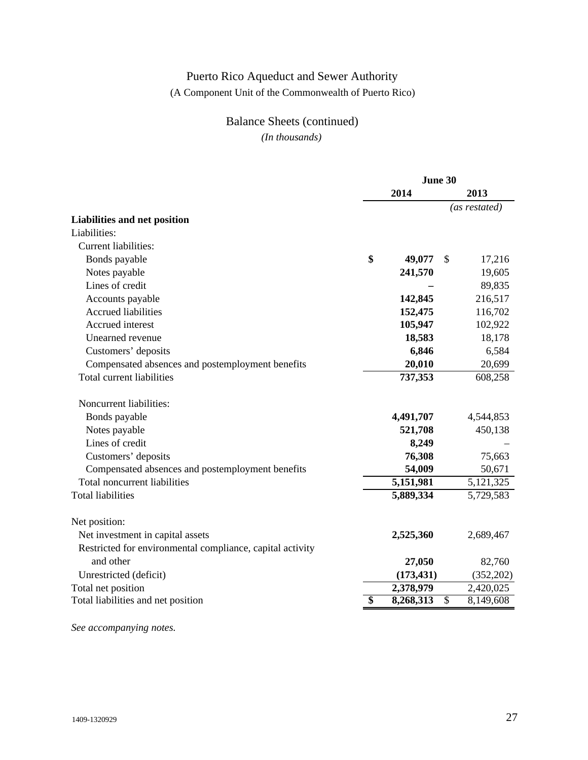# Puerto Rico Aqueduct and Sewer Authority

(A Component Unit of the Commonwealth of Puerto Rico)

## Balance Sheets (continued)

*(In thousands)*

| | June 30 | |
|---|---|---|
| | **2014** | **2013** |
| | | *(as restated)* |
| **Liabilities and net position** | | |
| Liabilities: | | |
| Current liabilities: | | |
| Bonds payable | **$ 49,077** | $ 17,216 |
| Notes payable | **241,570** | 19,605 |
| Lines of credit | **–** | 89,835 |
| Accounts payable | **142,845** | 216,517 |
| Accrued liabilities | **152,475** | 116,702 |
| Accrued interest | **105,947** | 102,922 |
| Unearned revenue | **18,583** | 18,178 |
| Customers' deposits | **6,846** | 6,584 |
| Compensated absences and postemployment benefits | **20,010** | 20,699 |
| Total current liabilities | **737,353** | 608,258 |
| | | |
| Noncurrent liabilities: | | |
| Bonds payable | **4,491,707** | 4,544,853 |
| Notes payable | **521,708** | 450,138 |
| Lines of credit | **8,249** | – |
| Customers' deposits | **76,308** | 75,663 |
| Compensated absences and postemployment benefits | **54,009** | 50,671 |
| Total noncurrent liabilities | **5,151,981** | 5,121,325 |
| Total liabilities | **5,889,334** | 5,729,583 |
| | | |
| Net position: | | |
| Net investment in capital assets | **2,525,360** | 2,689,467 |
| Restricted for environmental compliance, capital activity and other | **27,050** | 82,760 |
| Unrestricted (deficit) | **(173,431)** | (352,202) |
| Total net position | **2,378,979** | 2,420,025 |
| Total liabilities and net position | **$ 8,268,313** | $ 8,149,608 |

*See accompanying notes.*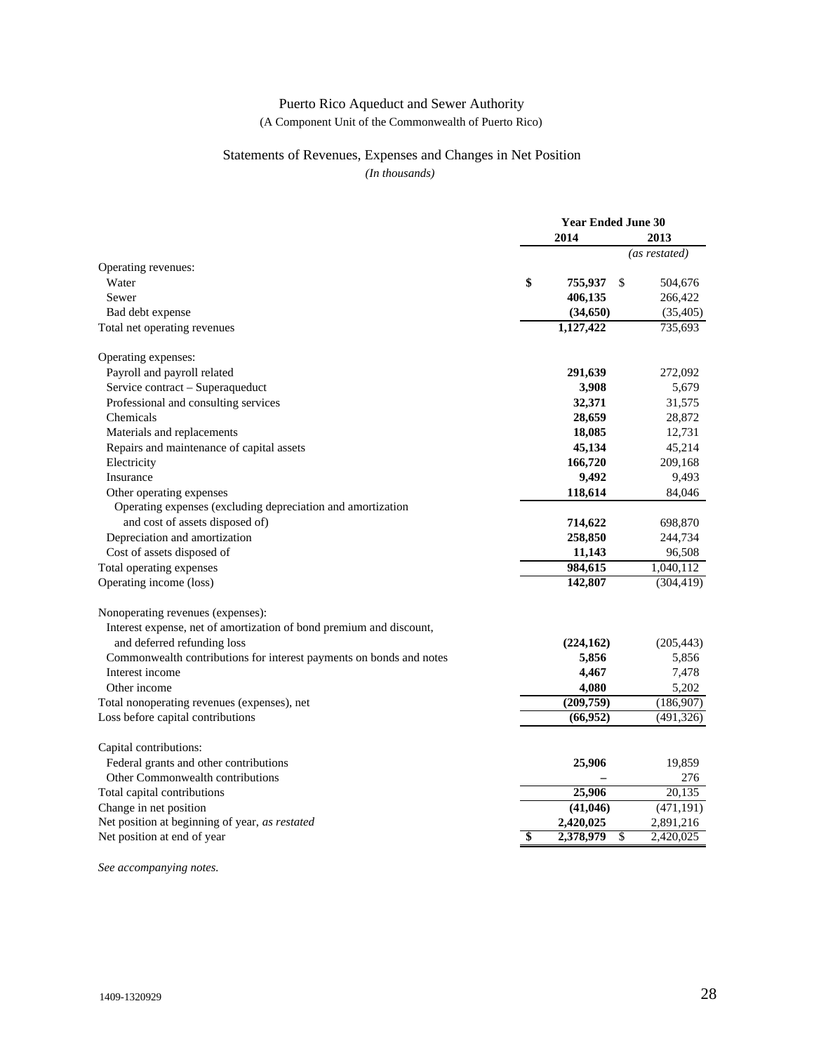# Puerto Rico Aqueduct and Sewer Authority

(A Component Unit of the Commonwealth of Puerto Rico)

## Statements of Revenues, Expenses and Changes in Net Position

*(In thousands)*

| | Year Ended June 30 | |
|---|---|---|
| | **2014** | **2013** |
| | | *(as restated)* |
| Operating revenues: | | |
| Water | **$ 755,937** | $ 504,676 |
| Sewer | **406,135** | 266,422 |
| Bad debt expense | **(34,650)** | (35,405) |
| Total net operating revenues | **1,127,422** | 735,693 |
| | | |
| Operating expenses: | | |
| Payroll and payroll related | **291,639** | 272,092 |
| Service contract – Superaqueduct | **3,908** | 5,679 |
| Professional and consulting services | **32,371** | 31,575 |
| Chemicals | **28,659** | 28,872 |
| Materials and replacements | **18,085** | 12,731 |
| Repairs and maintenance of capital assets | **45,134** | 45,214 |
| Electricity | **166,720** | 209,168 |
| Insurance | **9,492** | 9,493 |
| Other operating expenses | **118,614** | 84,046 |
| Operating expenses (excluding depreciation and amortization and cost of assets disposed of) | **714,622** | 698,870 |
| Depreciation and amortization | **258,850** | 244,734 |
| Cost of assets disposed of | **11,143** | 96,508 |
| Total operating expenses | **984,615** | 1,040,112 |
| Operating income (loss) | **142,807** | (304,419) |
| | | |
| Nonoperating revenues (expenses): | | |
| Interest expense, net of amortization of bond premium and discount, and deferred refunding loss | **(224,162)** | (205,443) |
| Commonwealth contributions for interest payments on bonds and notes | **5,856** | 5,856 |
| Interest income | **4,467** | 7,478 |
| Other income | **4,080** | 5,202 |
| Total nonoperating revenues (expenses), net | **(209,759)** | (186,907) |
| Loss before capital contributions | **(66,952)** | (491,326) |
| | | |
| Capital contributions: | | |
| Federal grants and other contributions | **25,906** | 19,859 |
| Other Commonwealth contributions | **–** | 276 |
| Total capital contributions | **25,906** | 20,135 |
| Change in net position | **(41,046)** | (471,191) |
| Net position at beginning of year, *as restated* | **2,420,025** | 2,891,216 |
| Net position at end of year | **$ 2,378,979** | $ 2,420,025 |

*See accompanying notes.*

1409-1320929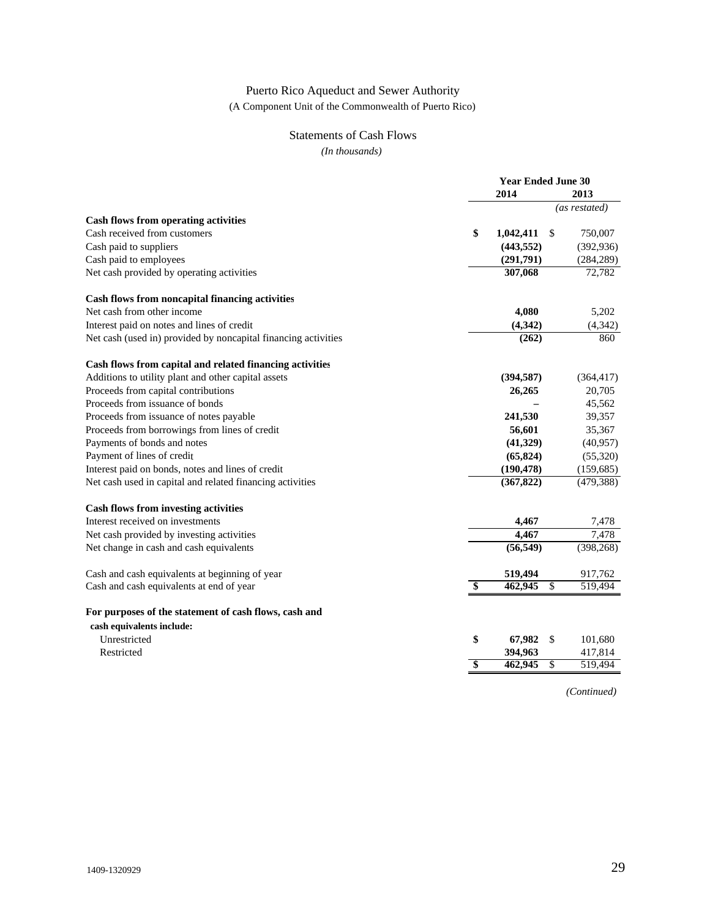# Puerto Rico Aqueduct and Sewer Authority

(A Component Unit of the Commonwealth of Puerto Rico)

## Statements of Cash Flows

*(In thousands)*

| | Year Ended June 30 | |
|---|---|---|
| | **2014** | **2013** |
| | | *(as restated)* |
| **Cash flows from operating activities** | | |
| Cash received from customers | **$ 1,042,411** | $ 750,007 |
| Cash paid to suppliers | **(443,552)** | (392,936) |
| Cash paid to employees | **(291,791)** | (284,289) |
| Net cash provided by operating activities | **307,068** | 72,782 |
| | | |
| **Cash flows from noncapital financing activities** | | |
| Net cash from other income | **4,080** | 5,202 |
| Interest paid on notes and lines of credit | **(4,342)** | (4,342) |
| Net cash (used in) provided by noncapital financing activities | **(262)** | 860 |
| | | |
| **Cash flows from capital and related financing activities** | | |
| Additions to utility plant and other capital assets | **(394,587)** | (364,417) |
| Proceeds from capital contributions | **26,265** | 20,705 |
| Proceeds from issuance of bonds | **–** | 45,562 |
| Proceeds from issuance of notes payable | **241,530** | 39,357 |
| Proceeds from borrowings from lines of credit | **56,601** | 35,367 |
| Payments of bonds and notes | **(41,329)** | (40,957) |
| Payment of lines of credit | **(65,824)** | (55,320) |
| Interest paid on bonds, notes and lines of credit | **(190,478)** | (159,685) |
| Net cash used in capital and related financing activities | **(367,822)** | (479,388) |
| | | |
| **Cash flows from investing activities** | | |
| Interest received on investments | **4,467** | 7,478 |
| Net cash provided by investing activities | **4,467** | 7,478 |
| Net change in cash and cash equivalents | **(56,549)** | (398,268) |
| | | |
| Cash and cash equivalents at beginning of year | **519,494** | 917,762 |
| Cash and cash equivalents at end of year | **$ 462,945** | $ 519,494 |
| | | |
| **For purposes of the statement of cash flows, cash and cash equivalents include:** | | |
| Unrestricted | **$ 67,982** | $ 101,680 |
| Restricted | **394,963** | 417,814 |
| | **$ 462,945** | $ 519,494 |

*(Continued)*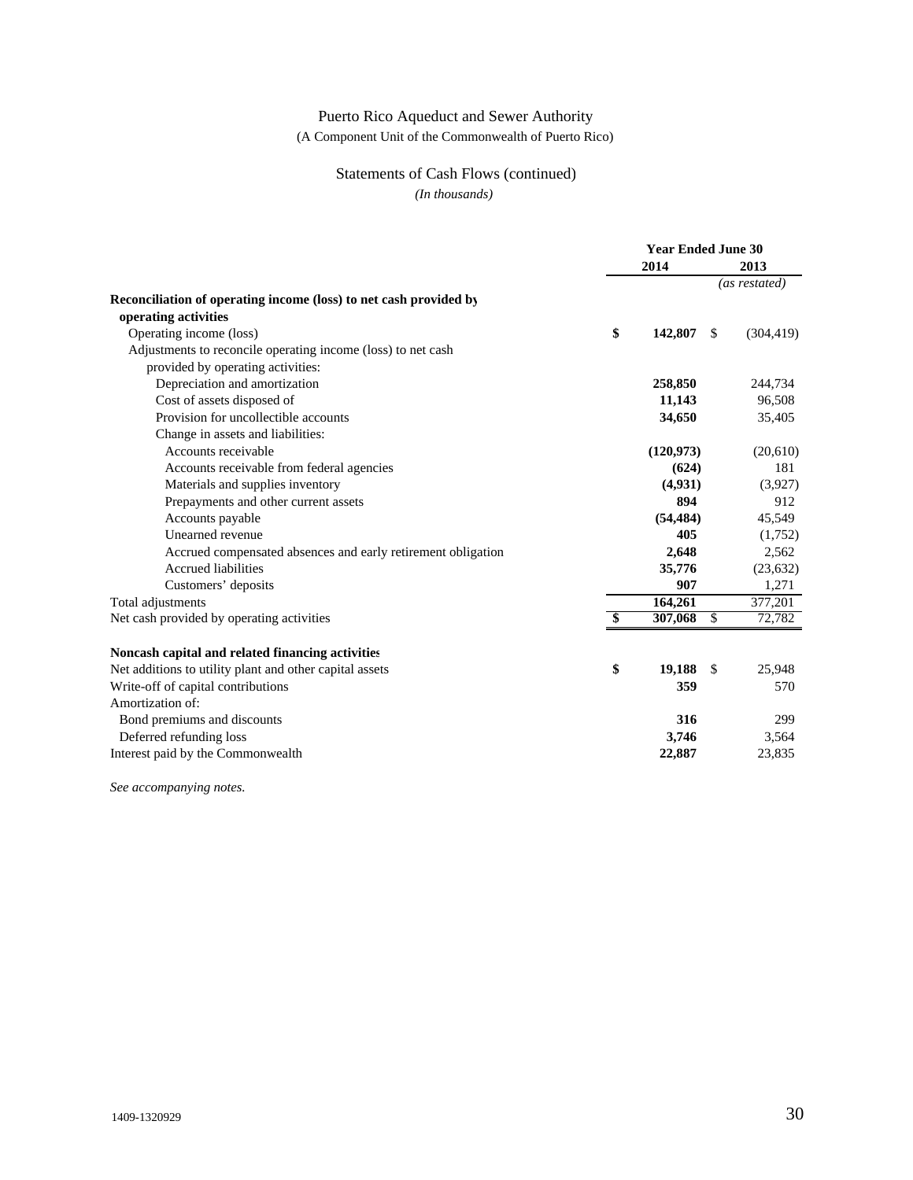# Puerto Rico Aqueduct and Sewer Authority

(A Component Unit of the Commonwealth of Puerto Rico)

## Statements of Cash Flows (continued)

*(In thousands)*

| | Year Ended June 30 | |
|---|---|---|
| | **2014** | **2013** |
| | | *(as restated)* |
| **Reconciliation of operating income (loss) to net cash provided by operating activities** | | |
| Operating income (loss) | **$ 142,807** | $ (304,419) |
| Adjustments to reconcile operating income (loss) to net cash provided by operating activities: | | |
| Depreciation and amortization | **258,850** | 244,734 |
| Cost of assets disposed of | **11,143** | 96,508 |
| Provision for uncollectible accounts | **34,650** | 35,405 |
| Change in assets and liabilities: | | |
| Accounts receivable | **(120,973)** | (20,610) |
| Accounts receivable from federal agencies | **(624)** | 181 |
| Materials and supplies inventory | **(4,931)** | (3,927) |
| Prepayments and other current assets | **894** | 912 |
| Accounts payable | **(54,484)** | 45,549 |
| Unearned revenue | **405** | (1,752) |
| Accrued compensated absences and early retirement obligation | **2,648** | 2,562 |
| Accrued liabilities | **35,776** | (23,632) |
| Customers' deposits | **907** | 1,271 |
| Total adjustments | **164,261** | 377,201 |
| Net cash provided by operating activities | **$ 307,068** | $ 72,782 |
| | | |
| **Noncash capital and related financing activities** | | |
| Net additions to utility plant and other capital assets | **$ 19,188** | $ 25,948 |
| Write-off of capital contributions | **359** | 570 |
| Amortization of: | | |
| Bond premiums and discounts | **316** | 299 |
| Deferred refunding loss | **3,746** | 3,564 |
| Interest paid by the Commonwealth | **22,887** | 23,835 |

*See accompanying notes.*

1409-1320929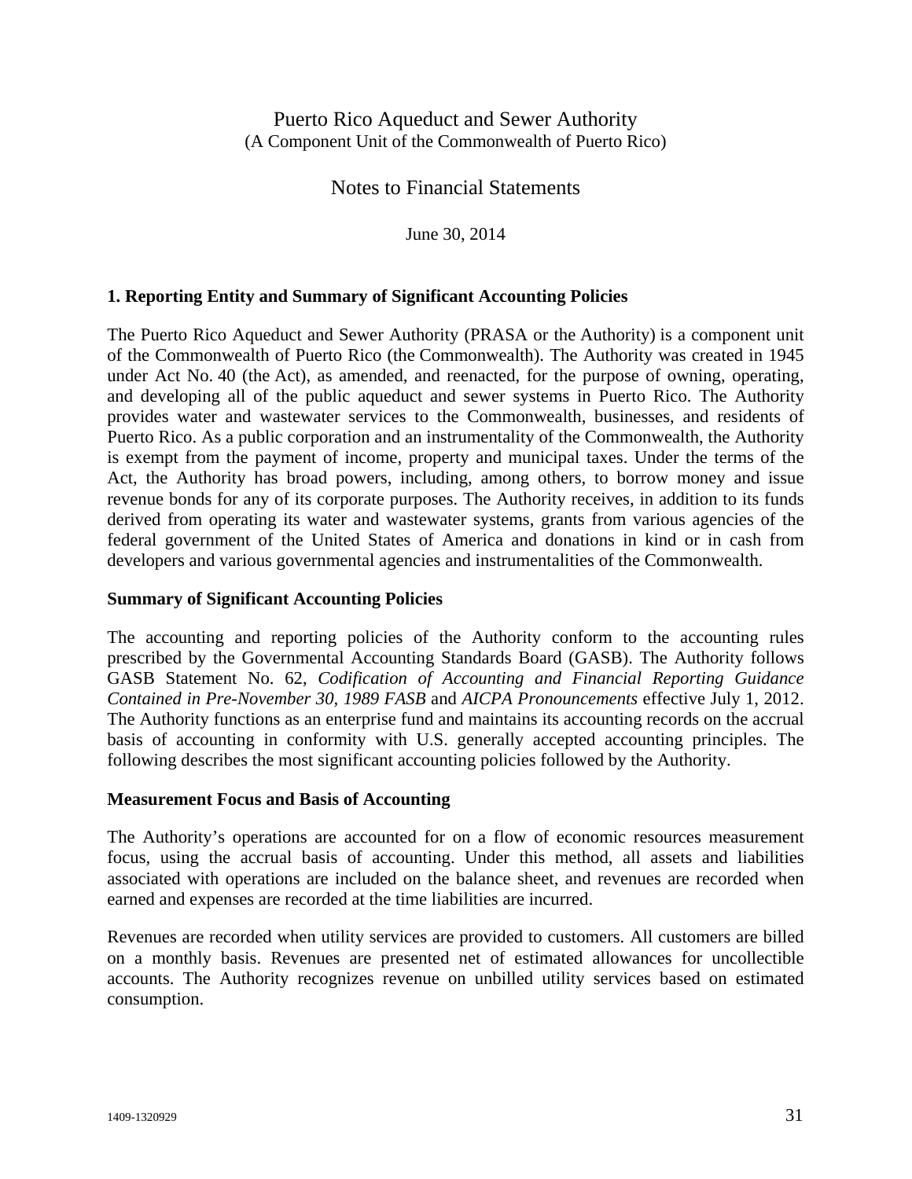# Puerto Rico Aqueduct and Sewer Authority
(A Component Unit of the Commonwealth of Puerto Rico)

## Notes to Financial Statements

June 30, 2014

### 1. Reporting Entity and Summary of Significant Accounting Policies

The Puerto Rico Aqueduct and Sewer Authority (PRASA or the Authority) is a component unit of the Commonwealth of Puerto Rico (the Commonwealth). The Authority was created in 1945 under Act No. 40 (the Act), as amended, and reenacted, for the purpose of owning, operating, and developing all of the public aqueduct and sewer systems in Puerto Rico. The Authority provides water and wastewater services to the Commonwealth, businesses, and residents of Puerto Rico. As a public corporation and an instrumentality of the Commonwealth, the Authority is exempt from the payment of income, property and municipal taxes. Under the terms of the Act, the Authority has broad powers, including, among others, to borrow money and issue revenue bonds for any of its corporate purposes. The Authority receives, in addition to its funds derived from operating its water and wastewater systems, grants from various agencies of the federal government of the United States of America and donations in kind or in cash from developers and various governmental agencies and instrumentalities of the Commonwealth.

### Summary of Significant Accounting Policies

The accounting and reporting policies of the Authority conform to the accounting rules prescribed by the Governmental Accounting Standards Board (GASB). The Authority follows GASB Statement No. 62, *Codification of Accounting and Financial Reporting Guidance Contained in Pre-November 30, 1989 FASB* and *AICPA Pronouncements* effective July 1, 2012. The Authority functions as an enterprise fund and maintains its accounting records on the accrual basis of accounting in conformity with U.S. generally accepted accounting principles. The following describes the most significant accounting policies followed by the Authority.

### Measurement Focus and Basis of Accounting

The Authority's operations are accounted for on a flow of economic resources measurement focus, using the accrual basis of accounting. Under this method, all assets and liabilities associated with operations are included on the balance sheet, and revenues are recorded when earned and expenses are recorded at the time liabilities are incurred.

Revenues are recorded when utility services are provided to customers. All customers are billed on a monthly basis. Revenues are presented net of estimated allowances for uncollectible accounts. The Authority recognizes revenue on unbilled utility services based on estimated consumption.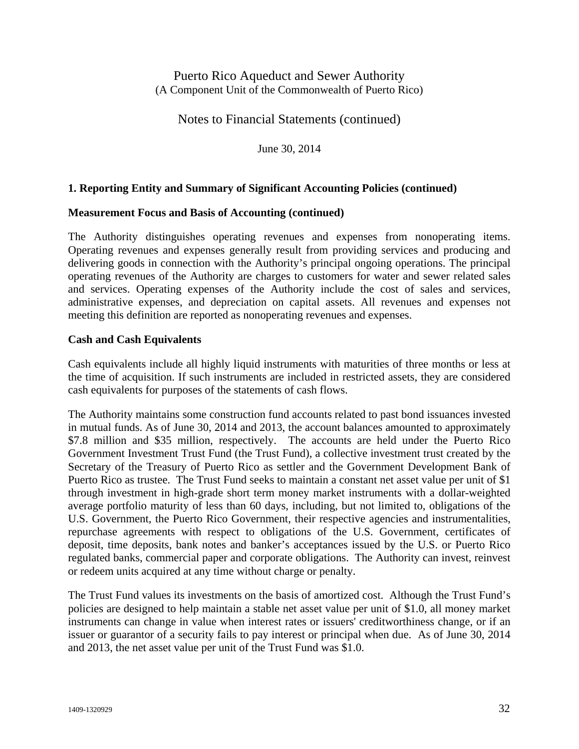## 1. Reporting Entity and Summary of Significant Accounting Policies (continued)

### Measurement Focus and Basis of Accounting (continued)

The Authority distinguishes operating revenues and expenses from nonoperating items. Operating revenues and expenses generally result from providing services and producing and delivering goods in connection with the Authority's principal ongoing operations. The principal operating revenues of the Authority are charges to customers for water and sewer related sales and services. Operating expenses of the Authority include the cost of sales and services, administrative expenses, and depreciation on capital assets. All revenues and expenses not meeting this definition are reported as nonoperating revenues and expenses.

### Cash and Cash Equivalents

Cash equivalents include all highly liquid instruments with maturities of three months or less at the time of acquisition. If such instruments are included in restricted assets, they are considered cash equivalents for purposes of the statements of cash flows.

The Authority maintains some construction fund accounts related to past bond issuances invested in mutual funds. As of June 30, 2014 and 2013, the account balances amounted to approximately $7.8 million and $35 million, respectively. The accounts are held under the Puerto Rico Government Investment Trust Fund (the Trust Fund), a collective investment trust created by the Secretary of the Treasury of Puerto Rico as settler and the Government Development Bank of Puerto Rico as trustee. The Trust Fund seeks to maintain a constant net asset value per unit of $1 through investment in high-grade short term money market instruments with a dollar-weighted average portfolio maturity of less than 60 days, including, but not limited to, obligations of the U.S. Government, the Puerto Rico Government, their respective agencies and instrumentalities, repurchase agreements with respect to obligations of the U.S. Government, certificates of deposit, time deposits, bank notes and banker's acceptances issued by the U.S. or Puerto Rico regulated banks, commercial paper and corporate obligations. The Authority can invest, reinvest or redeem units acquired at any time without charge or penalty.

The Trust Fund values its investments on the basis of amortized cost. Although the Trust Fund's policies are designed to help maintain a stable net asset value per unit of $1.0, all money market instruments can change in value when interest rates or issuers' creditworthiness change, or if an issuer or guarantor of a security fails to pay interest or principal when due. As of June 30, 2014 and 2013, the net asset value per unit of the Trust Fund was $1.0.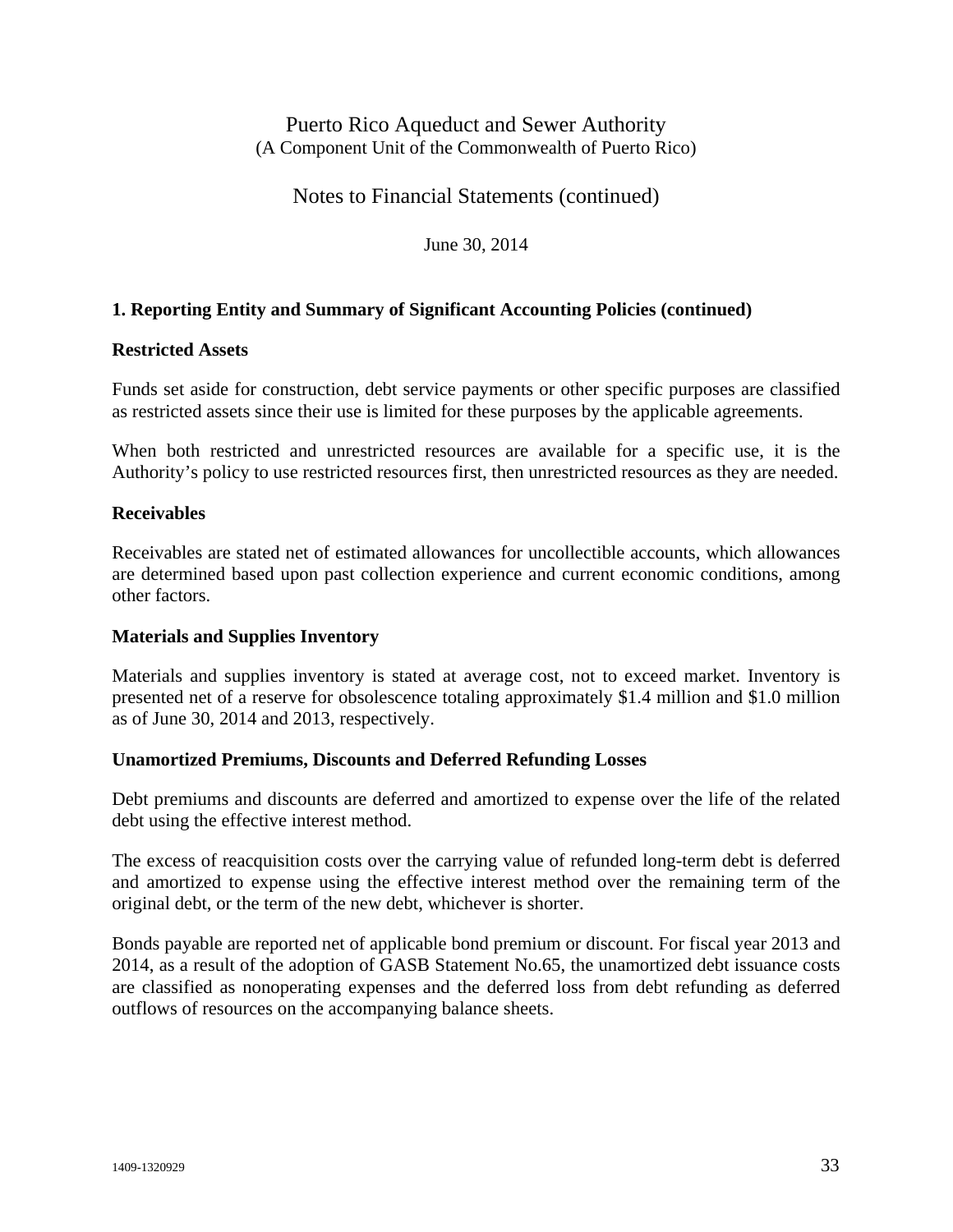## 1. Reporting Entity and Summary of Significant Accounting Policies (continued)

### Restricted Assets

Funds set aside for construction, debt service payments or other specific purposes are classified as restricted assets since their use is limited for these purposes by the applicable agreements.

When both restricted and unrestricted resources are available for a specific use, it is the Authority's policy to use restricted resources first, then unrestricted resources as they are needed.

### Receivables

Receivables are stated net of estimated allowances for uncollectible accounts, which allowances are determined based upon past collection experience and current economic conditions, among other factors.

### Materials and Supplies Inventory

Materials and supplies inventory is stated at average cost, not to exceed market. Inventory is presented net of a reserve for obsolescence totaling approximately $1.4 million and $1.0 million as of June 30, 2014 and 2013, respectively.

### Unamortized Premiums, Discounts and Deferred Refunding Losses

Debt premiums and discounts are deferred and amortized to expense over the life of the related debt using the effective interest method.

The excess of reacquisition costs over the carrying value of refunded long-term debt is deferred and amortized to expense using the effective interest method over the remaining term of the original debt, or the term of the new debt, whichever is shorter.

Bonds payable are reported net of applicable bond premium or discount. For fiscal year 2013 and 2014, as a result of the adoption of GASB Statement No.65, the unamortized debt issuance costs are classified as nonoperating expenses and the deferred loss from debt refunding as deferred outflows of resources on the accompanying balance sheets.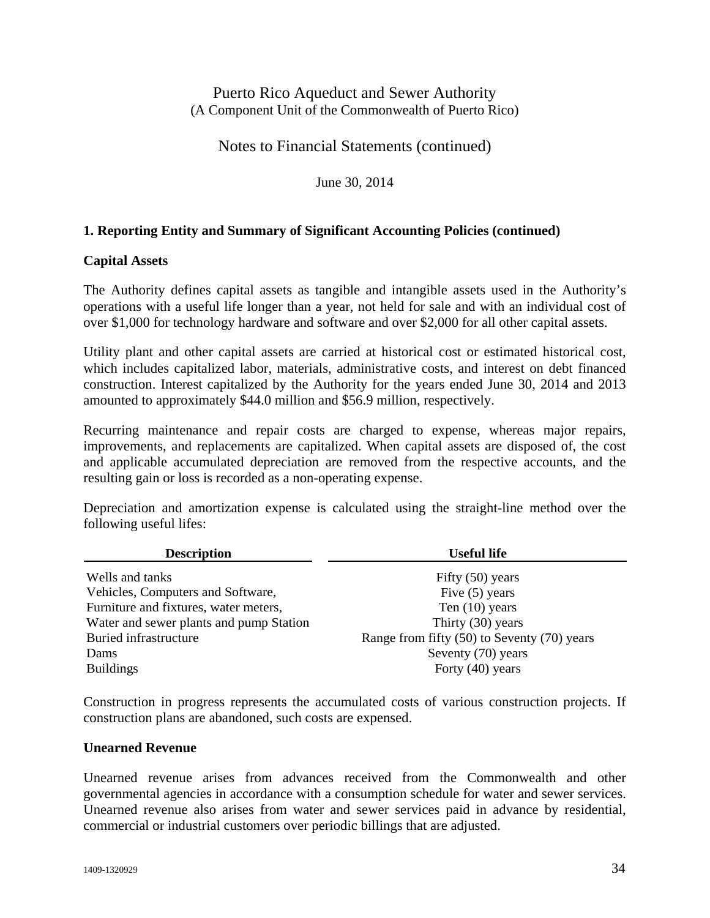Puerto Rico Aqueduct and Sewer Authority
(A Component Unit of the Commonwealth of Puerto Rico)

Notes to Financial Statements (continued)

June 30, 2014

## 1. Reporting Entity and Summary of Significant Accounting Policies (continued)

### Capital Assets

The Authority defines capital assets as tangible and intangible assets used in the Authority's operations with a useful life longer than a year, not held for sale and with an individual cost of over $1,000 for technology hardware and software and over $2,000 for all other capital assets.

Utility plant and other capital assets are carried at historical cost or estimated historical cost, which includes capitalized labor, materials, administrative costs, and interest on debt financed construction. Interest capitalized by the Authority for the years ended June 30, 2014 and 2013 amounted to approximately $44.0 million and $56.9 million, respectively.

Recurring maintenance and repair costs are charged to expense, whereas major repairs, improvements, and replacements are capitalized. When capital assets are disposed of, the cost and applicable accumulated depreciation are removed from the respective accounts, and the resulting gain or loss is recorded as a non-operating expense.

Depreciation and amortization expense is calculated using the straight-line method over the following useful lifes:

| Description | Useful life |
|---|---|
| Wells and tanks | Fifty (50) years |
| Vehicles, Computers and Software, | Five (5) years |
| Furniture and fixtures, water meters, | Ten (10) years |
| Water and sewer plants and pump Station | Thirty (30) years |
| Buried infrastructure | Range from fifty (50) to Seventy (70) years |
| Dams | Seventy (70) years |
| Buildings | Forty (40) years |

Construction in progress represents the accumulated costs of various construction projects. If construction plans are abandoned, such costs are expensed.

### Unearned Revenue

Unearned revenue arises from advances received from the Commonwealth and other governmental agencies in accordance with a consumption schedule for water and sewer services. Unearned revenue also arises from water and sewer services paid in advance by residential, commercial or industrial customers over periodic billings that are adjusted.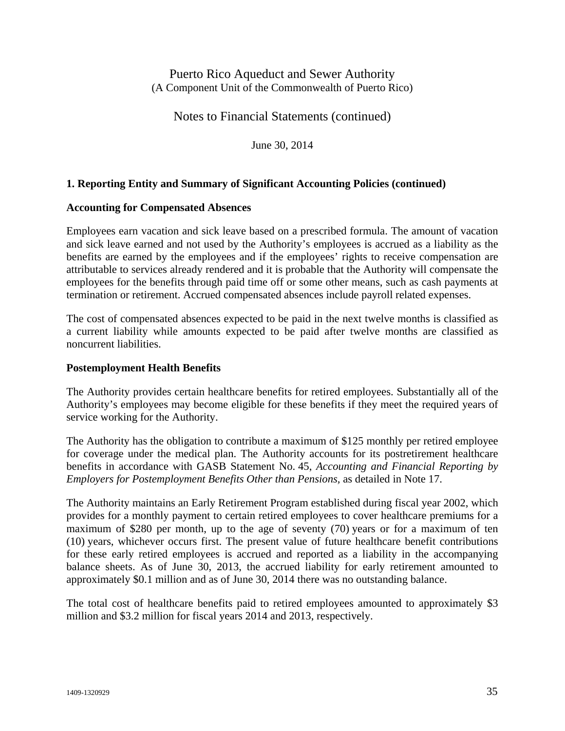Puerto Rico Aqueduct and Sewer Authority
(A Component Unit of the Commonwealth of Puerto Rico)

Notes to Financial Statements (continued)

June 30, 2014

## 1. Reporting Entity and Summary of Significant Accounting Policies (continued)

### Accounting for Compensated Absences

Employees earn vacation and sick leave based on a prescribed formula. The amount of vacation and sick leave earned and not used by the Authority's employees is accrued as a liability as the benefits are earned by the employees and if the employees' rights to receive compensation are attributable to services already rendered and it is probable that the Authority will compensate the employees for the benefits through paid time off or some other means, such as cash payments at termination or retirement. Accrued compensated absences include payroll related expenses.

The cost of compensated absences expected to be paid in the next twelve months is classified as a current liability while amounts expected to be paid after twelve months are classified as noncurrent liabilities.

### Postemployment Health Benefits

The Authority provides certain healthcare benefits for retired employees. Substantially all of the Authority's employees may become eligible for these benefits if they meet the required years of service working for the Authority.

The Authority has the obligation to contribute a maximum of $125 monthly per retired employee for coverage under the medical plan. The Authority accounts for its postretirement healthcare benefits in accordance with GASB Statement No. 45, *Accounting and Financial Reporting by Employers for Postemployment Benefits Other than Pensions,* as detailed in Note 17.

The Authority maintains an Early Retirement Program established during fiscal year 2002, which provides for a monthly payment to certain retired employees to cover healthcare premiums for a maximum of $280 per month, up to the age of seventy (70) years or for a maximum of ten (10) years, whichever occurs first. The present value of future healthcare benefit contributions for these early retired employees is accrued and reported as a liability in the accompanying balance sheets. As of June 30, 2013, the accrued liability for early retirement amounted to approximately $0.1 million and as of June 30, 2014 there was no outstanding balance.

The total cost of healthcare benefits paid to retired employees amounted to approximately $3 million and $3.2 million for fiscal years 2014 and 2013, respectively.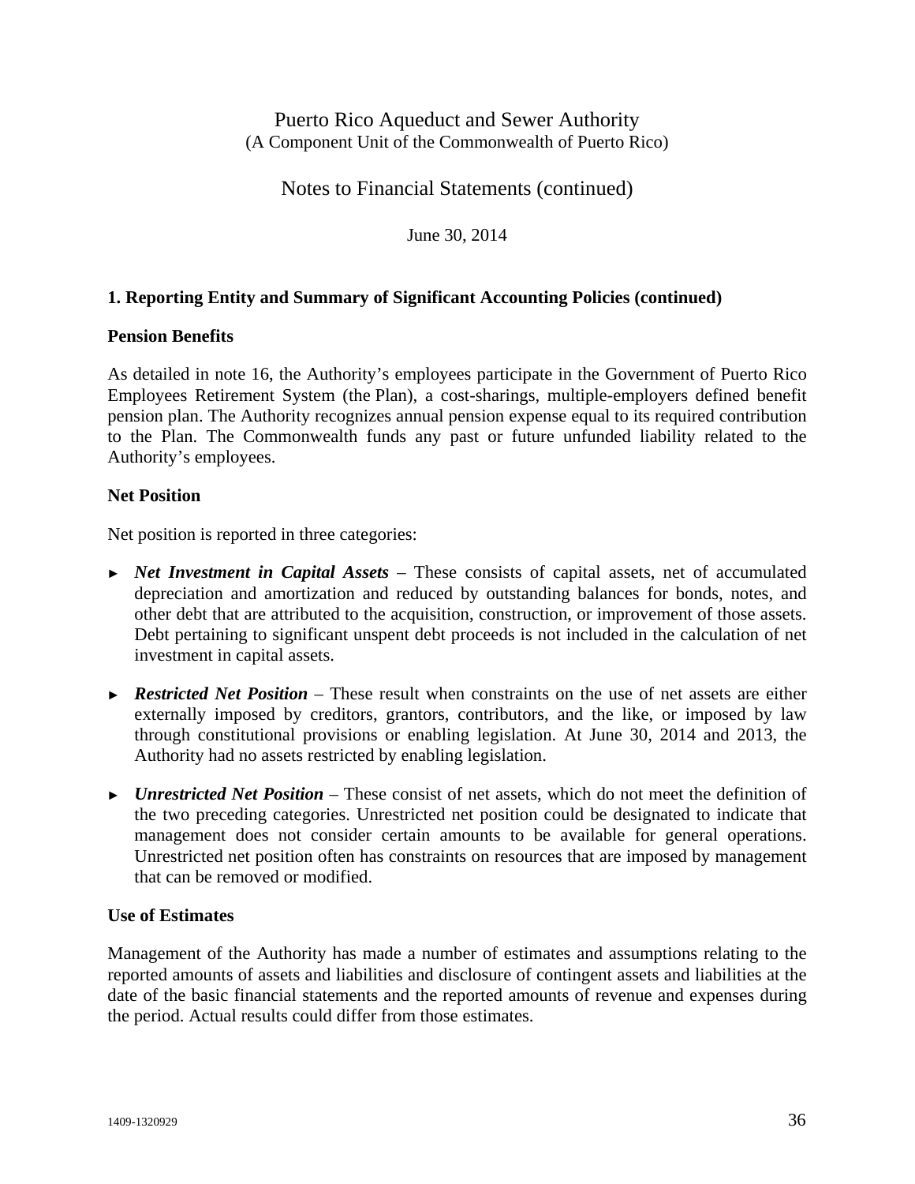# Puerto Rico Aqueduct and Sewer Authority
(A Component Unit of the Commonwealth of Puerto Rico)

## Notes to Financial Statements (continued)

June 30, 2014

### 1. Reporting Entity and Summary of Significant Accounting Policies (continued)

#### Pension Benefits

As detailed in note 16, the Authority's employees participate in the Government of Puerto Rico Employees Retirement System (the Plan), a cost-sharings, multiple-employers defined benefit pension plan. The Authority recognizes annual pension expense equal to its required contribution to the Plan. The Commonwealth funds any past or future unfunded liability related to the Authority's employees.

#### Net Position

Net position is reported in three categories:

- ***Net Investment in Capital Assets*** – These consists of capital assets, net of accumulated depreciation and amortization and reduced by outstanding balances for bonds, notes, and other debt that are attributed to the acquisition, construction, or improvement of those assets. Debt pertaining to significant unspent debt proceeds is not included in the calculation of net investment in capital assets.
- ***Restricted Net Position*** – These result when constraints on the use of net assets are either externally imposed by creditors, grantors, contributors, and the like, or imposed by law through constitutional provisions or enabling legislation. At June 30, 2014 and 2013, the Authority had no assets restricted by enabling legislation.
- ***Unrestricted Net Position*** – These consist of net assets, which do not meet the definition of the two preceding categories. Unrestricted net position could be designated to indicate that management does not consider certain amounts to be available for general operations. Unrestricted net position often has constraints on resources that are imposed by management that can be removed or modified.

#### Use of Estimates

Management of the Authority has made a number of estimates and assumptions relating to the reported amounts of assets and liabilities and disclosure of contingent assets and liabilities at the date of the basic financial statements and the reported amounts of revenue and expenses during the period. Actual results could differ from those estimates.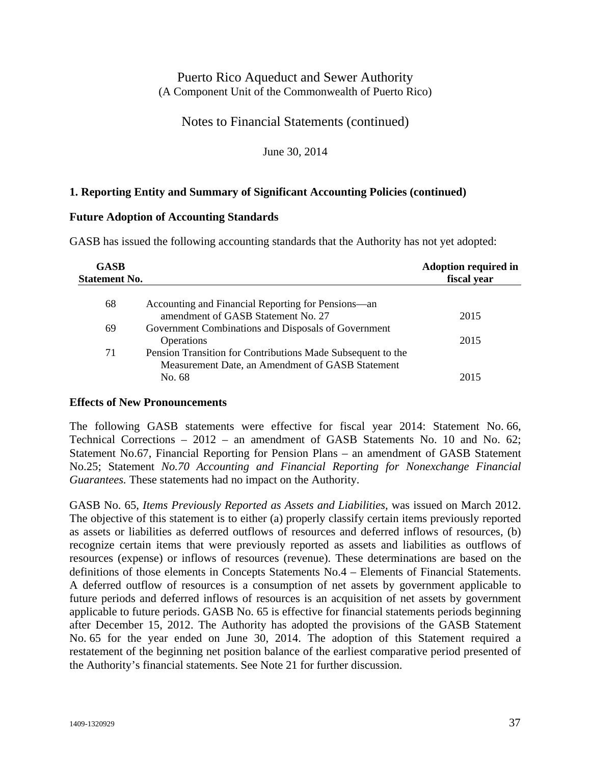# Puerto Rico Aqueduct and Sewer Authority

(A Component Unit of the Commonwealth of Puerto Rico)

## Notes to Financial Statements (continued)

June 30, 2014

### 1. Reporting Entity and Summary of Significant Accounting Policies (continued)

#### Future Adoption of Accounting Standards

GASB has issued the following accounting standards that the Authority has not yet adopted:

| GASB Statement No. | | Adoption required in fiscal year |
|---|---|---|
| 68 | Accounting and Financial Reporting for Pensions—an amendment of GASB Statement No. 27 | 2015 |
| 69 | Government Combinations and Disposals of Government Operations | 2015 |
| 71 | Pension Transition for Contributions Made Subsequent to the Measurement Date, an Amendment of GASB Statement No. 68 | 2015 |

#### Effects of New Pronouncements

The following GASB statements were effective for fiscal year 2014: Statement No. 66, Technical Corrections – 2012 – an amendment of GASB Statements No. 10 and No. 62; Statement No.67, Financial Reporting for Pension Plans – an amendment of GASB Statement No.25; Statement *No.70 Accounting and Financial Reporting for Nonexchange Financial Guarantees.* These statements had no impact on the Authority.

GASB No. 65, *Items Previously Reported as Assets and Liabilities*, was issued on March 2012. The objective of this statement is to either (a) properly classify certain items previously reported as assets or liabilities as deferred outflows of resources and deferred inflows of resources, (b) recognize certain items that were previously reported as assets and liabilities as outflows of resources (expense) or inflows of resources (revenue). These determinations are based on the definitions of those elements in Concepts Statements No.4 – Elements of Financial Statements. A deferred outflow of resources is a consumption of net assets by government applicable to future periods and deferred inflows of resources is an acquisition of net assets by government applicable to future periods. GASB No. 65 is effective for financial statements periods beginning after December 15, 2012. The Authority has adopted the provisions of the GASB Statement No. 65 for the year ended on June 30, 2014. The adoption of this Statement required a restatement of the beginning net position balance of the earliest comparative period presented of the Authority's financial statements. See Note 21 for further discussion.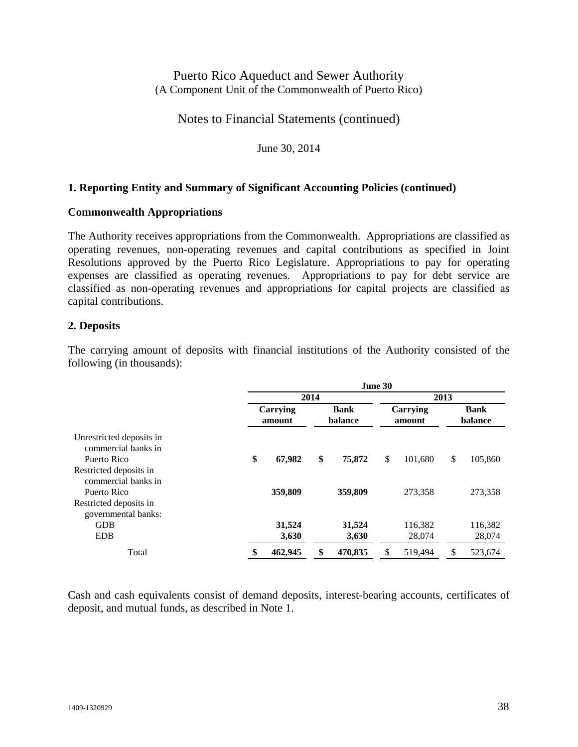Puerto Rico Aqueduct and Sewer Authority
(A Component Unit of the Commonwealth of Puerto Rico)

Notes to Financial Statements (continued)

June 30, 2014

## 1. Reporting Entity and Summary of Significant Accounting Policies (continued)

### Commonwealth Appropriations

The Authority receives appropriations from the Commonwealth. Appropriations are classified as operating revenues, non-operating revenues and capital contributions as specified in Joint Resolutions approved by the Puerto Rico Legislature. Appropriations to pay for operating expenses are classified as operating revenues. Appropriations to pay for debt service are classified as non-operating revenues and appropriations for capital projects are classified as capital contributions.

## 2. Deposits

The carrying amount of deposits with financial institutions of the Authority consisted of the following (in thousands):

| | June 30 | | | |
|---|---|---|---|---|
| | 2014 | | 2013 | |
| | Carrying amount | Bank balance | Carrying amount | Bank balance |
| Unrestricted deposits in commercial banks in Puerto Rico | **$ 67,982** | **$ 75,872** | $ 101,680 | $ 105,860 |
| Restricted deposits in commercial banks in Puerto Rico | **359,809** | **359,809** | 273,358 | 273,358 |
| Restricted deposits in governmental banks: | | | | |
| GDB | **31,524** | **31,524** | 116,382 | 116,382 |
| EDB | **3,630** | **3,630** | 28,074 | 28,074 |
| Total | **$ 462,945** | **$ 470,835** | $ 519,494 | $ 523,674 |

Cash and cash equivalents consist of demand deposits, interest-bearing accounts, certificates of deposit, and mutual funds, as described in Note 1.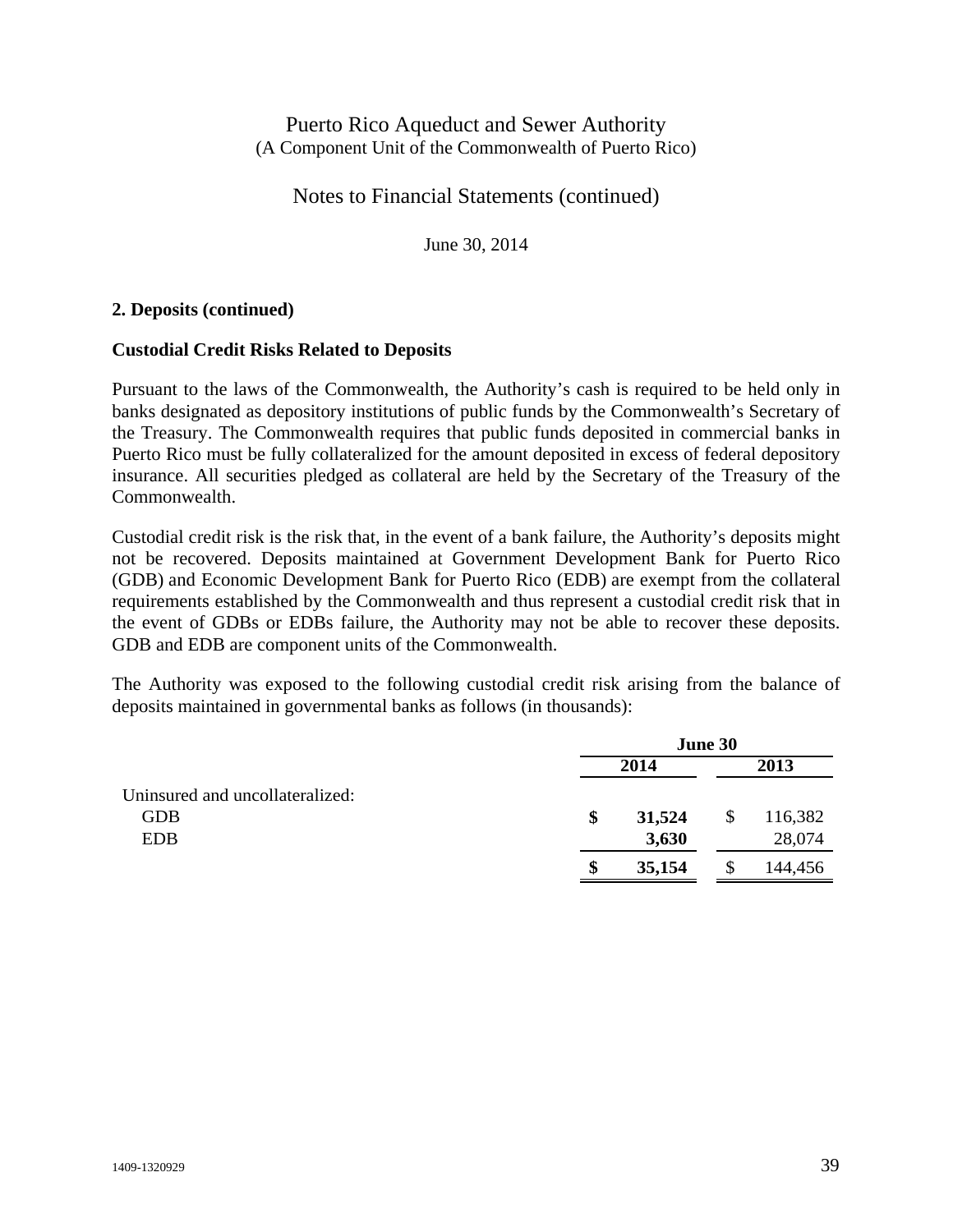## 2. Deposits (continued)

### Custodial Credit Risks Related to Deposits

Pursuant to the laws of the Commonwealth, the Authority's cash is required to be held only in banks designated as depository institutions of public funds by the Commonwealth's Secretary of the Treasury. The Commonwealth requires that public funds deposited in commercial banks in Puerto Rico must be fully collateralized for the amount deposited in excess of federal depository insurance. All securities pledged as collateral are held by the Secretary of the Treasury of the Commonwealth.

Custodial credit risk is the risk that, in the event of a bank failure, the Authority's deposits might not be recovered. Deposits maintained at Government Development Bank for Puerto Rico (GDB) and Economic Development Bank for Puerto Rico (EDB) are exempt from the collateral requirements established by the Commonwealth and thus represent a custodial credit risk that in the event of GDBs or EDBs failure, the Authority may not be able to recover these deposits. GDB and EDB are component units of the Commonwealth.

The Authority was exposed to the following custodial credit risk arising from the balance of deposits maintained in governmental banks as follows (in thousands):

| | June 30 | |
|---|---|---|
| | **2014** | **2013** |
| Uninsured and uncollateralized: | | |
| GDB | **$ 31,524** | $ 116,382 |
| EDB | **3,630** | 28,074 |
| | **$ 35,154** | $ 144,456 |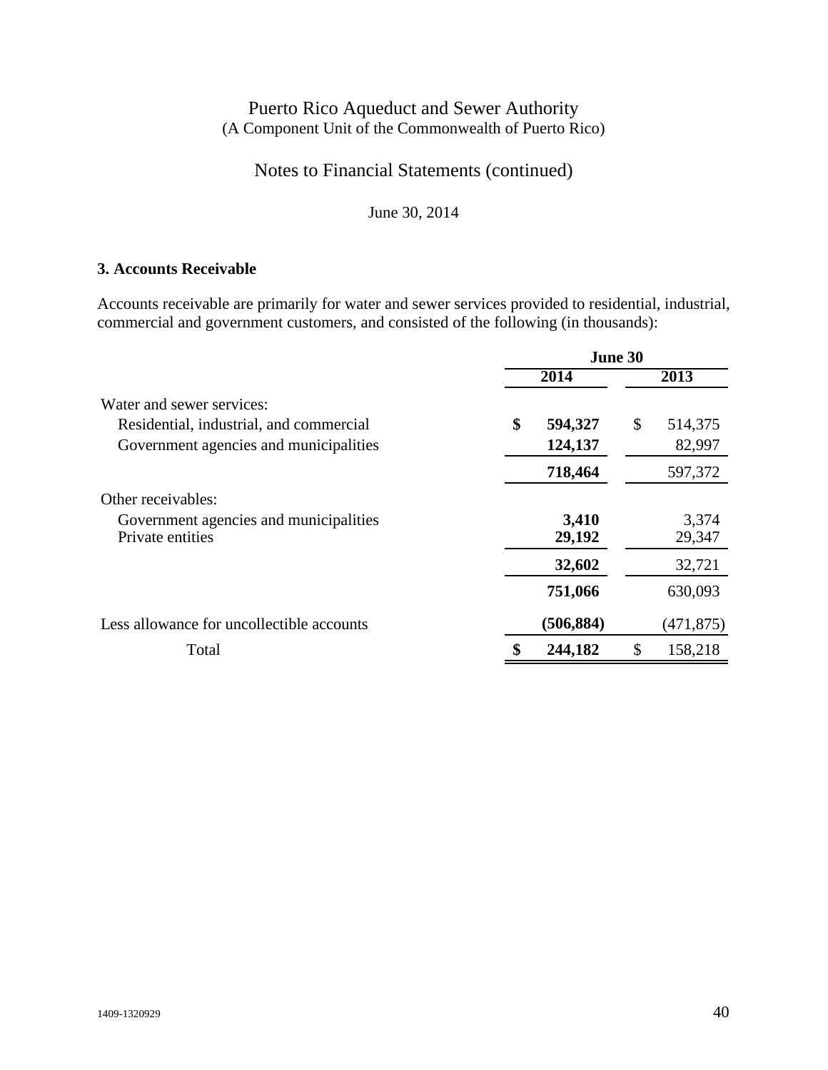Puerto Rico Aqueduct and Sewer Authority
(A Component Unit of the Commonwealth of Puerto Rico)

Notes to Financial Statements (continued)

June 30, 2014

### 3. Accounts Receivable

Accounts receivable are primarily for water and sewer services provided to residential, industrial, commercial and government customers, and consisted of the following (in thousands):

| | June 30 | |
|---|---|---|
| | **2014** | **2013** |
| Water and sewer services: | | |
| Residential, industrial, and commercial | **$ 594,327** | $ 514,375 |
| Government agencies and municipalities | **124,137** | 82,997 |
| | **718,464** | 597,372 |
| Other receivables: | | |
| Government agencies and municipalities | **3,410** | 3,374 |
| Private entities | **29,192** | 29,347 |
| | **32,602** | 32,721 |
| | **751,066** | 630,093 |
| Less allowance for uncollectible accounts | **(506,884)** | (471,875) |
| Total | **$ 244,182** | $ 158,218 |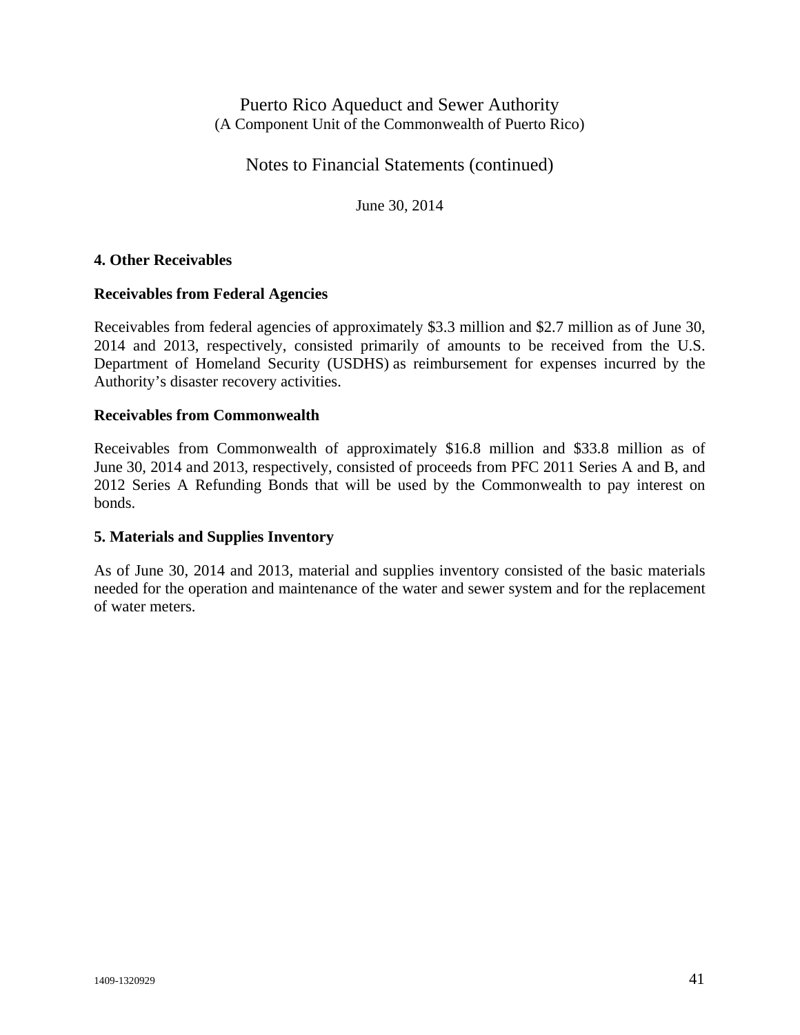## 4. Other Receivables

### Receivables from Federal Agencies

Receivables from federal agencies of approximately $3.3 million and $2.7 million as of June 30, 2014 and 2013, respectively, consisted primarily of amounts to be received from the U.S. Department of Homeland Security (USDHS) as reimbursement for expenses incurred by the Authority's disaster recovery activities.

### Receivables from Commonwealth

Receivables from Commonwealth of approximately $16.8 million and $33.8 million as of June 30, 2014 and 2013, respectively, consisted of proceeds from PFC 2011 Series A and B, and 2012 Series A Refunding Bonds that will be used by the Commonwealth to pay interest on bonds.

## 5. Materials and Supplies Inventory

As of June 30, 2014 and 2013, material and supplies inventory consisted of the basic materials needed for the operation and maintenance of the water and sewer system and for the replacement of water meters.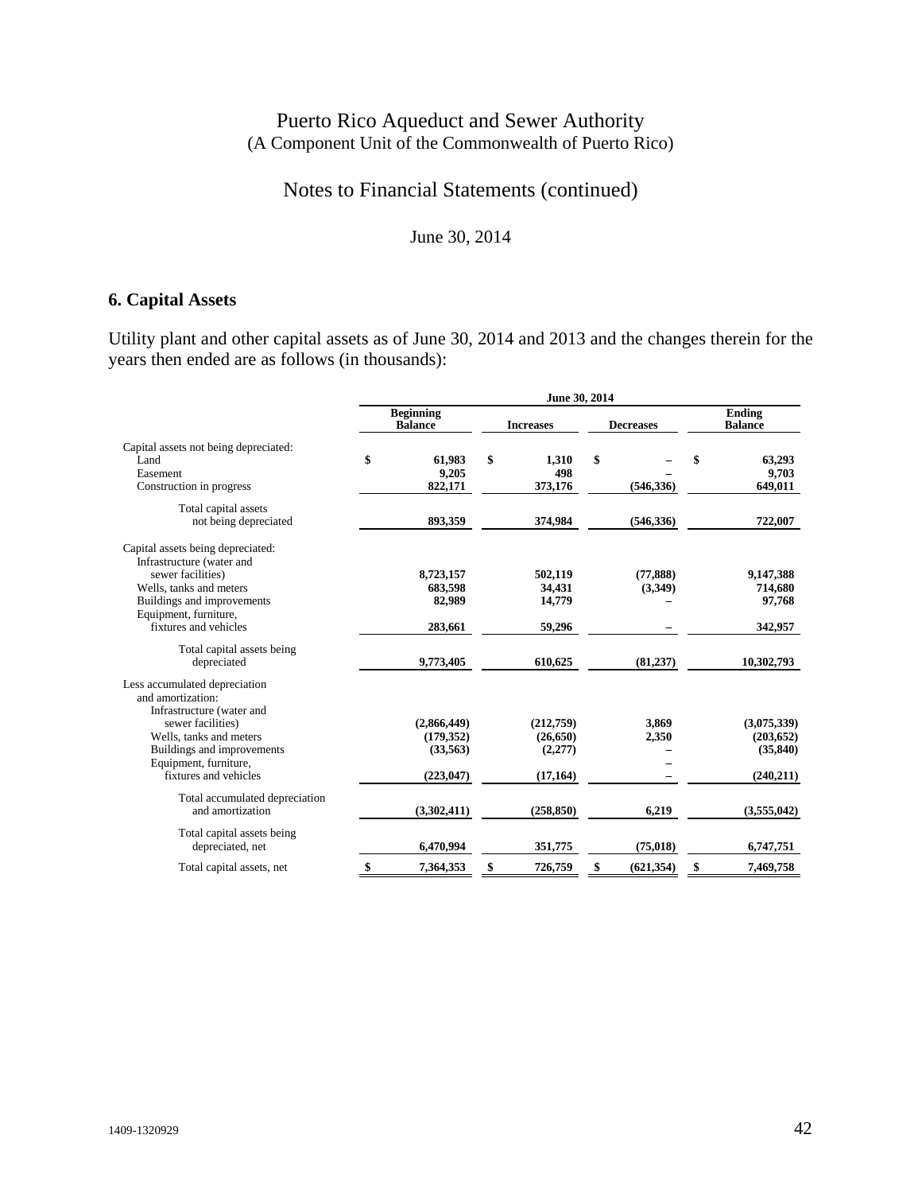Puerto Rico Aqueduct and Sewer Authority
(A Component Unit of the Commonwealth of Puerto Rico)

Notes to Financial Statements (continued)

June 30, 2014

## 6. Capital Assets

Utility plant and other capital assets as of June 30, 2014 and 2013 and the changes therein for the years then ended are as follows (in thousands):

| | June 30, 2014 | | | |
|---|---|---|---|---|
| | Beginning Balance | Increases | Decreases | Ending Balance |
| Capital assets not being depreciated: | | | | |
| Land | $ 61,983 | $ 1,310 | $ – | $ 63,293 |
| Easement | 9,205 | 498 | – | 9,703 |
| Construction in progress | 822,171 | 373,176 | (546,336) | 649,011 |
| Total capital assets not being depreciated | 893,359 | 374,984 | (546,336) | 722,007 |
| Capital assets being depreciated: | | | | |
| Infrastructure (water and sewer facilities) | 8,723,157 | 502,119 | (77,888) | 9,147,388 |
| Wells, tanks and meters | 683,598 | 34,431 | (3,349) | 714,680 |
| Buildings and improvements | 82,989 | 14,779 | – | 97,768 |
| Equipment, furniture, fixtures and vehicles | 283,661 | 59,296 | – | 342,957 |
| Total capital assets being depreciated | 9,773,405 | 610,625 | (81,237) | 10,302,793 |
| Less accumulated depreciation and amortization: | | | | |
| Infrastructure (water and sewer facilities) | (2,866,449) | (212,759) | 3,869 | (3,075,339) |
| Wells, tanks and meters | (179,352) | (26,650) | 2,350 | (203,652) |
| Buildings and improvements | (33,563) | (2,277) | – | (35,840) |
| Equipment, furniture, fixtures and vehicles | (223,047) | (17,164) | – | (240,211) |
| Total accumulated depreciation and amortization | (3,302,411) | (258,850) | 6,219 | (3,555,042) |
| Total capital assets being depreciated, net | 6,470,994 | 351,775 | (75,018) | 6,747,751 |
| Total capital assets, net | $ 7,364,353 | $ 726,759 | $ (621,354) | $ 7,469,758 |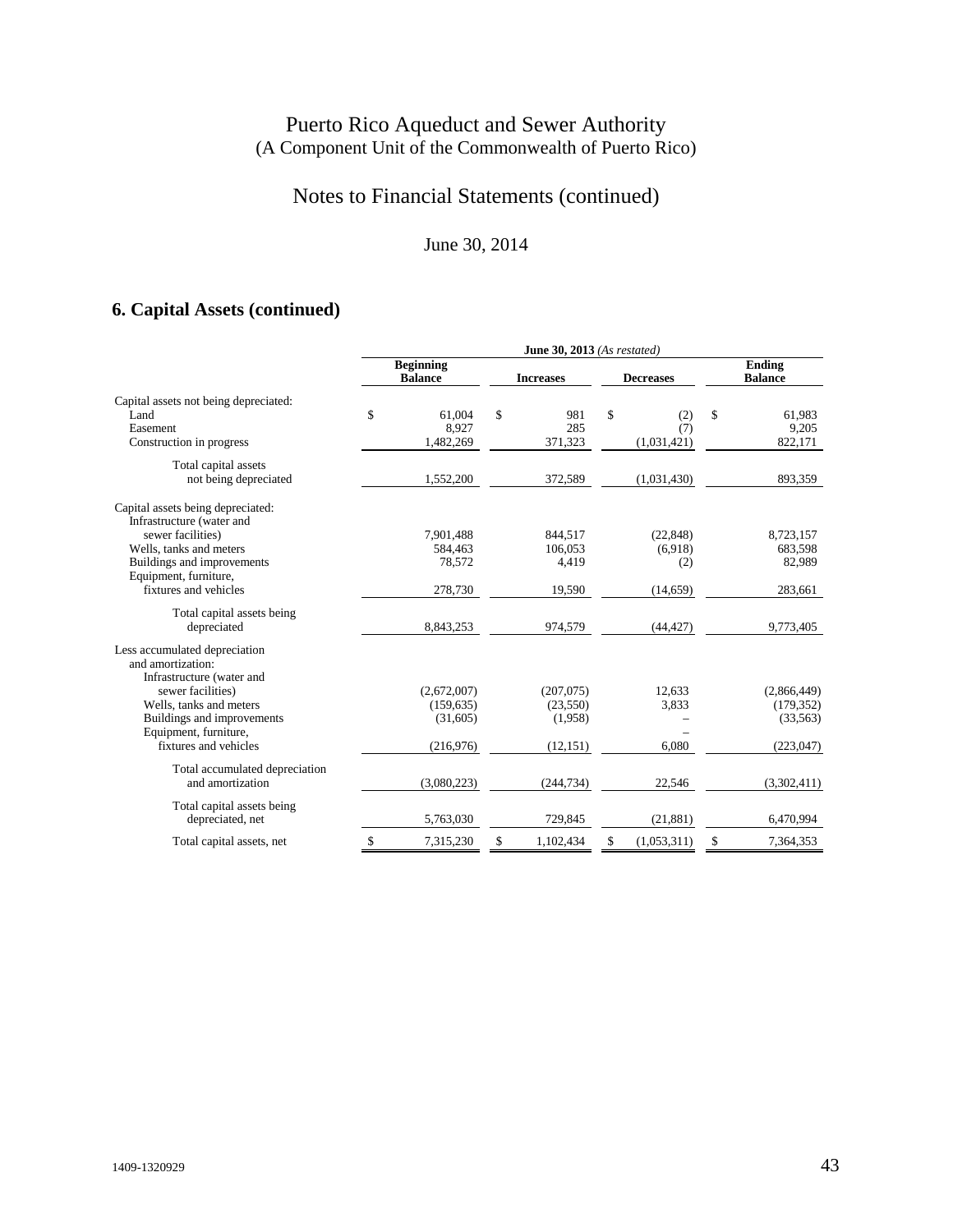Puerto Rico Aqueduct and Sewer Authority
(A Component Unit of the Commonwealth of Puerto Rico)

# Notes to Financial Statements (continued)

June 30, 2014

## 6. Capital Assets (continued)

| | June 30, 2013 *(As restated)* | | | |
|---|---|---|---|---|
| | **Beginning Balance** | **Increases** | **Decreases** | **Ending Balance** |
| Capital assets not being depreciated: | | | | |
| Land | $ 61,004 | $ 981 | $ (2) | $ 61,983 |
| Easement | 8,927 | 285 | (7) | 9,205 |
| Construction in progress | 1,482,269 | 371,323 | (1,031,421) | 822,171 |
| Total capital assets not being depreciated | 1,552,200 | 372,589 | (1,031,430) | 893,359 |
| Capital assets being depreciated: | | | | |
| Infrastructure (water and sewer facilities) | 7,901,488 | 844,517 | (22,848) | 8,723,157 |
| Wells, tanks and meters | 584,463 | 106,053 | (6,918) | 683,598 |
| Buildings and improvements | 78,572 | 4,419 | (2) | 82,989 |
| Equipment, furniture, fixtures and vehicles | 278,730 | 19,590 | (14,659) | 283,661 |
| Total capital assets being depreciated | 8,843,253 | 974,579 | (44,427) | 9,773,405 |
| Less accumulated depreciation and amortization: | | | | |
| Infrastructure (water and sewer facilities) | (2,672,007) | (207,075) | 12,633 | (2,866,449) |
| Wells, tanks and meters | (159,635) | (23,550) | 3,833 | (179,352) |
| Buildings and improvements | (31,605) | (1,958) | – | (33,563) |
| Equipment, furniture, fixtures and vehicles | (216,976) | (12,151) | 6,080 | (223,047) |
| Total accumulated depreciation and amortization | (3,080,223) | (244,734) | 22,546 | (3,302,411) |
| Total capital assets being depreciated, net | 5,763,030 | 729,845 | (21,881) | 6,470,994 |
| Total capital assets, net | $ 7,315,230 | $ 1,102,434 | $ (1,053,311) | $ 7,364,353 |

1409-1320929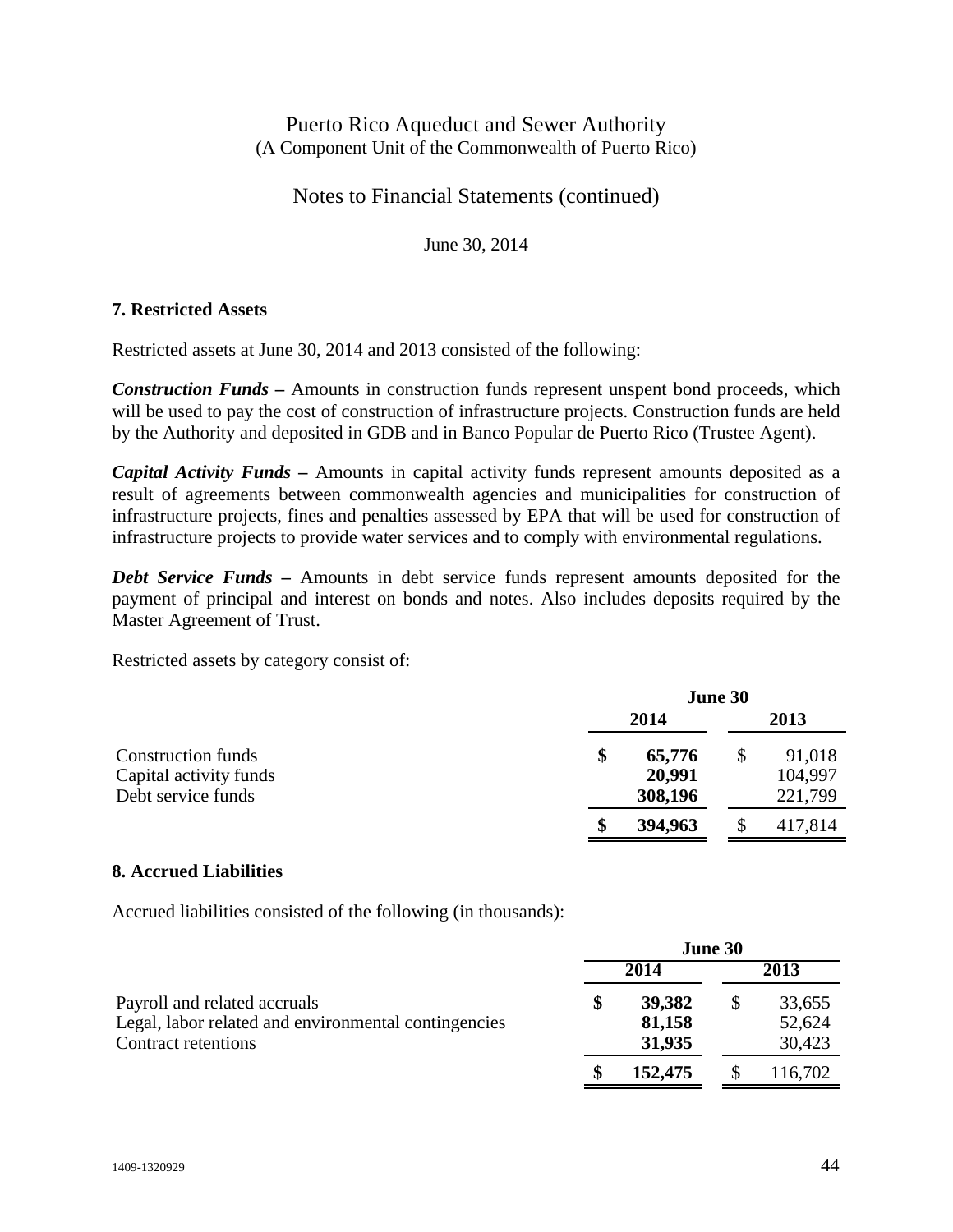### 7. Restricted Assets

Restricted assets at June 30, 2014 and 2013 consisted of the following:

***Construction Funds*** – Amounts in construction funds represent unspent bond proceeds, which will be used to pay the cost of construction of infrastructure projects. Construction funds are held by the Authority and deposited in GDB and in Banco Popular de Puerto Rico (Trustee Agent).

***Capital Activity Funds*** – Amounts in capital activity funds represent amounts deposited as a result of agreements between commonwealth agencies and municipalities for construction of infrastructure projects, fines and penalties assessed by EPA that will be used for construction of infrastructure projects to provide water services and to comply with environmental regulations.

***Debt Service Funds*** – Amounts in debt service funds represent amounts deposited for the payment of principal and interest on bonds and notes. Also includes deposits required by the Master Agreement of Trust.

Restricted assets by category consist of:

| | June 30 | |
|---|---|---|
| | **2014** | **2013** |
| Construction funds | **$ 65,776** | $ 91,018 |
| Capital activity funds | **20,991** | 104,997 |
| Debt service funds | **308,196** | 221,799 |
| | **$ 394,963** | $ 417,814 |

### 8. Accrued Liabilities

Accrued liabilities consisted of the following (in thousands):

| | June 30 | |
|---|---|---|
| | **2014** | **2013** |
| Payroll and related accruals | **$ 39,382** | $ 33,655 |
| Legal, labor related and environmental contingencies | **81,158** | 52,624 |
| Contract retentions | **31,935** | 30,423 |
| | **$ 152,475** | $ 116,702 |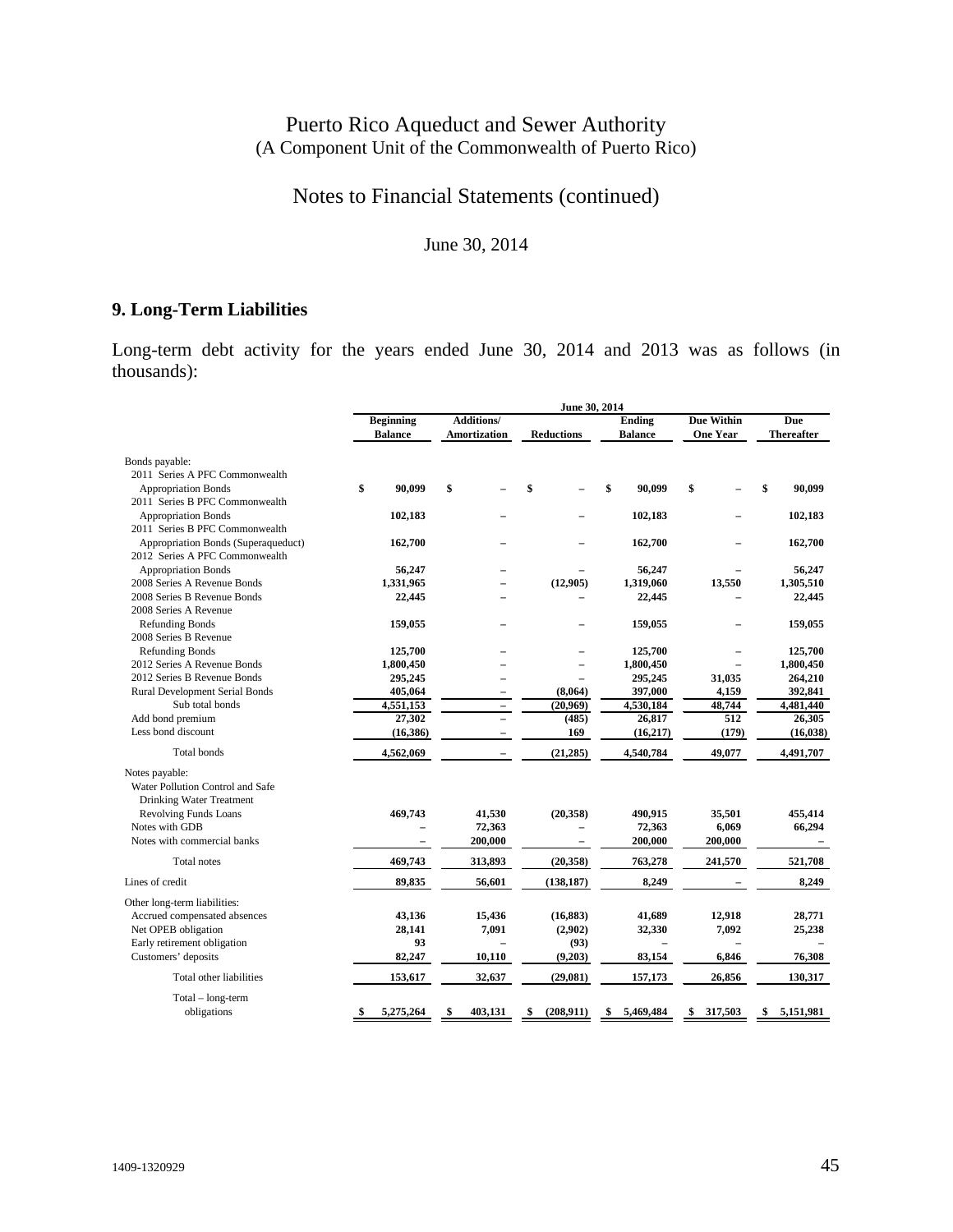Puerto Rico Aqueduct and Sewer Authority
(A Component Unit of the Commonwealth of Puerto Rico)

Notes to Financial Statements (continued)

June 30, 2014

## 9. Long-Term Liabilities

Long-term debt activity for the years ended June 30, 2014 and 2013 was as follows (in thousands):

| | June 30, 2014 | | | | | |
|---|---|---|---|---|---|---|
| | Beginning Balance | Additions/ Amortization | Reductions | Ending Balance | Due Within One Year | Due Thereafter |
| Bonds payable: | | | | | | |
| 2011 Series A PFC Commonwealth Appropriation Bonds | $ 90,099 | $ – | $ – | $ 90,099 | $ – | $ 90,099 |
| 2011 Series B PFC Commonwealth Appropriation Bonds | 102,183 | – | – | 102,183 | – | 102,183 |
| 2011 Series B PFC Commonwealth Appropriation Bonds (Superaqueduct) | 162,700 | – | – | 162,700 | – | 162,700 |
| 2012 Series A PFC Commonwealth Appropriation Bonds | 56,247 | – | – | 56,247 | – | 56,247 |
| 2008 Series A Revenue Bonds | 1,331,965 | – | (12,905) | 1,319,060 | 13,550 | 1,305,510 |
| 2008 Series B Revenue Bonds | 22,445 | – | – | 22,445 | – | 22,445 |
| 2008 Series A Revenue Refunding Bonds | 159,055 | – | – | 159,055 | – | 159,055 |
| 2008 Series B Revenue Refunding Bonds | 125,700 | – | – | 125,700 | – | 125,700 |
| 2012 Series A Revenue Bonds | 1,800,450 | – | – | 1,800,450 | – | 1,800,450 |
| 2012 Series B Revenue Bonds | 295,245 | – | – | 295,245 | 31,035 | 264,210 |
| Rural Development Serial Bonds | 405,064 | – | (8,064) | 397,000 | 4,159 | 392,841 |
| Sub total bonds | 4,551,153 | – | (20,969) | 4,530,184 | 48,744 | 4,481,440 |
| Add bond premium | 27,302 | – | (485) | 26,817 | 512 | 26,305 |
| Less bond discount | (16,386) | – | 169 | (16,217) | (179) | (16,038) |
| Total bonds | 4,562,069 | – | (21,285) | 4,540,784 | 49,077 | 4,491,707 |
| Notes payable: | | | | | | |
| Water Pollution Control and Safe Drinking Water Treatment Revolving Funds Loans | 469,743 | 41,530 | (20,358) | 490,915 | 35,501 | 455,414 |
| Notes with GDB | – | 72,363 | – | 72,363 | 6,069 | 66,294 |
| Notes with commercial banks | – | 200,000 | – | 200,000 | 200,000 | – |
| Total notes | 469,743 | 313,893 | (20,358) | 763,278 | 241,570 | 521,708 |
| Lines of credit | 89,835 | 56,601 | (138,187) | 8,249 | – | 8,249 |
| Other long-term liabilities: | | | | | | |
| Accrued compensated absences | 43,136 | 15,436 | (16,883) | 41,689 | 12,918 | 28,771 |
| Net OPEB obligation | 28,141 | 7,091 | (2,902) | 32,330 | 7,092 | 25,238 |
| Early retirement obligation | 93 | – | (93) | – | – | – |
| Customers' deposits | 82,247 | 10,110 | (9,203) | 83,154 | 6,846 | 76,308 |
| Total other liabilities | 153,617 | 32,637 | (29,081) | 157,173 | 26,856 | 130,317 |
| Total – long-term obligations | $ 5,275,264 | $ 403,131 | $ (208,911) | $ 5,469,484 | $ 317,503 | $ 5,151,981 |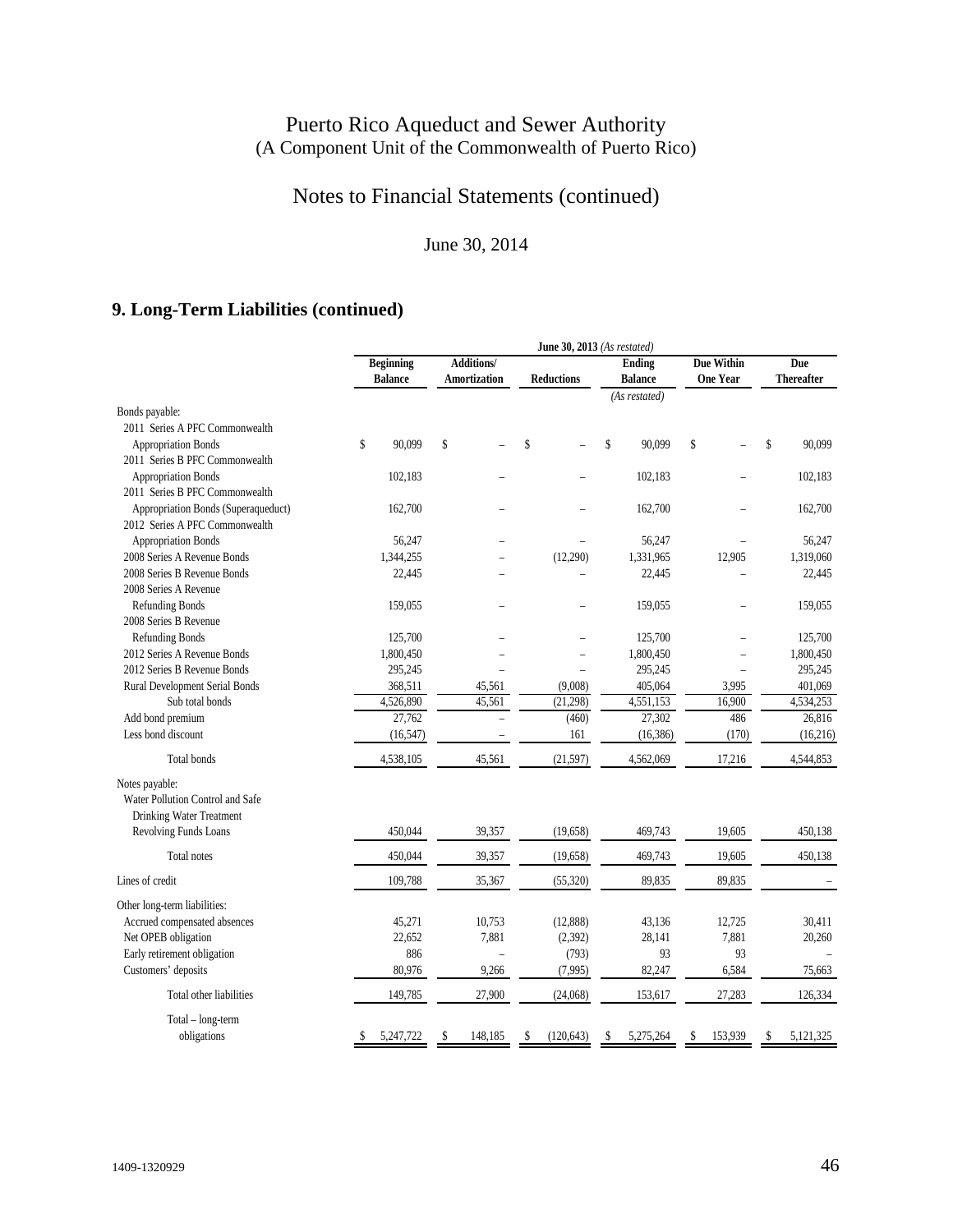Puerto Rico Aqueduct and Sewer Authority
(A Component Unit of the Commonwealth of Puerto Rico)

Notes to Financial Statements (continued)

June 30, 2014

## 9. Long-Term Liabilities (continued)

| | June 30, 2013 *(As restated)* | | | | | |
|---|---|---|---|---|---|---|
| | Beginning Balance | Additions/ Amortization | Reductions | Ending Balance *(As restated)* | Due Within One Year | Due Thereafter |
| Bonds payable: | | | | | | |
| 2011 Series A PFC Commonwealth Appropriation Bonds | $ 90,099 | $ – | $ – | $ 90,099 | $ – | $ 90,099 |
| 2011 Series B PFC Commonwealth Appropriation Bonds | 102,183 | – | – | 102,183 | – | 102,183 |
| 2011 Series B PFC Commonwealth Appropriation Bonds (Superaqueduct) | 162,700 | – | – | 162,700 | – | 162,700 |
| 2012 Series A PFC Commonwealth Appropriation Bonds | 56,247 | – | – | 56,247 | – | 56,247 |
| 2008 Series A Revenue Bonds | 1,344,255 | – | (12,290) | 1,331,965 | 12,905 | 1,319,060 |
| 2008 Series B Revenue Bonds | 22,445 | – | – | 22,445 | – | 22,445 |
| 2008 Series A Revenue Refunding Bonds | 159,055 | – | – | 159,055 | – | 159,055 |
| 2008 Series B Revenue Refunding Bonds | 125,700 | – | – | 125,700 | – | 125,700 |
| 2012 Series A Revenue Bonds | 1,800,450 | – | – | 1,800,450 | – | 1,800,450 |
| 2012 Series B Revenue Bonds | 295,245 | – | – | 295,245 | – | 295,245 |
| Rural Development Serial Bonds | 368,511 | 45,561 | (9,008) | 405,064 | 3,995 | 401,069 |
| Sub total bonds | 4,526,890 | 45,561 | (21,298) | 4,551,153 | 16,900 | 4,534,253 |
| Add bond premium | 27,762 | – | (460) | 27,302 | 486 | 26,816 |
| Less bond discount | (16,547) | – | 161 | (16,386) | (170) | (16,216) |
| Total bonds | 4,538,105 | 45,561 | (21,597) | 4,562,069 | 17,216 | 4,544,853 |
| Notes payable: | | | | | | |
| Water Pollution Control and Safe Drinking Water Treatment Revolving Funds Loans | 450,044 | 39,357 | (19,658) | 469,743 | 19,605 | 450,138 |
| Total notes | 450,044 | 39,357 | (19,658) | 469,743 | 19,605 | 450,138 |
| Lines of credit | 109,788 | 35,367 | (55,320) | 89,835 | 89,835 | – |
| Other long-term liabilities: | | | | | | |
| Accrued compensated absences | 45,271 | 10,753 | (12,888) | 43,136 | 12,725 | 30,411 |
| Net OPEB obligation | 22,652 | 7,881 | (2,392) | 28,141 | 7,881 | 20,260 |
| Early retirement obligation | 886 | – | (793) | 93 | 93 | – |
| Customers' deposits | 80,976 | 9,266 | (7,995) | 82,247 | 6,584 | 75,663 |
| Total other liabilities | 149,785 | 27,900 | (24,068) | 153,617 | 27,283 | 126,334 |
| Total – long-term obligations | $ 5,247,722 | $ 148,185 | $ (120,643) | $ 5,275,264 | $ 153,939 | $ 5,121,325 |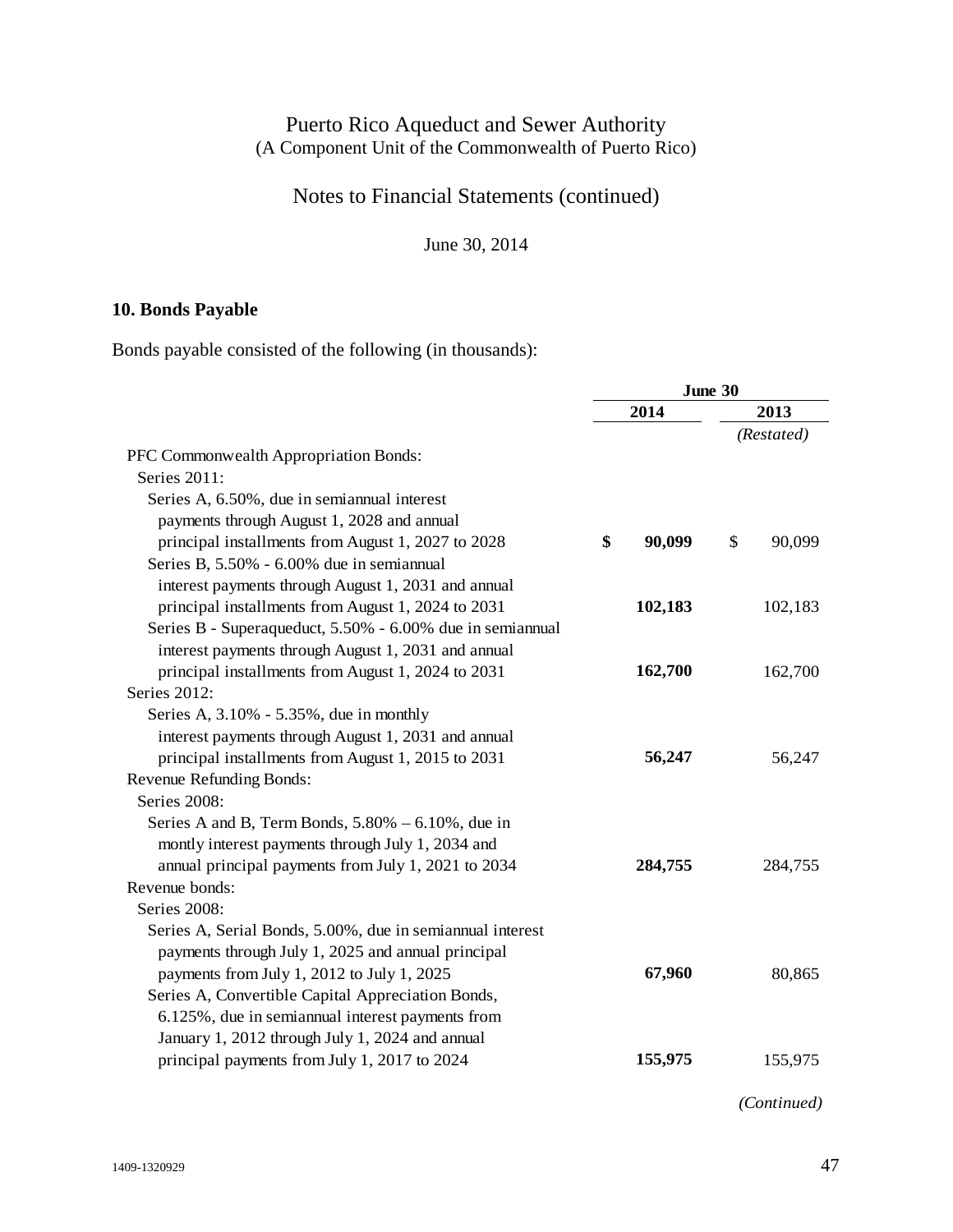Puerto Rico Aqueduct and Sewer Authority
(A Component Unit of the Commonwealth of Puerto Rico)

Notes to Financial Statements (continued)

June 30, 2014

## 10. Bonds Payable

Bonds payable consisted of the following (in thousands):

| | June 30 | |
|---|---|---|
| | **2014** | **2013** *(Restated)* |
| PFC Commonwealth Appropriation Bonds: | | |
| Series 2011: | | |
| Series A, 6.50%, due in semiannual interest payments through August 1, 2028 and annual principal installments from August 1, 2027 to 2028 | **$ 90,099** | $ 90,099 |
| Series B, 5.50% - 6.00% due in semiannual interest payments through August 1, 2031 and annual principal installments from August 1, 2024 to 2031 | **102,183** | 102,183 |
| Series B - Superaqueduct, 5.50% - 6.00% due in semiannual interest payments through August 1, 2031 and annual principal installments from August 1, 2024 to 2031 | **162,700** | 162,700 |
| Series 2012: | | |
| Series A, 3.10% - 5.35%, due in monthly interest payments through August 1, 2031 and annual principal installments from August 1, 2015 to 2031 | **56,247** | 56,247 |
| Revenue Refunding Bonds: | | |
| Series 2008: | | |
| Series A and B, Term Bonds, 5.80% – 6.10%, due in montly interest payments through July 1, 2034 and annual principal payments from July 1, 2021 to 2034 | **284,755** | 284,755 |
| Revenue bonds: | | |
| Series 2008: | | |
| Series A, Serial Bonds, 5.00%, due in semiannual interest payments through July 1, 2025 and annual principal payments from July 1, 2012 to July 1, 2025 | **67,960** | 80,865 |
| Series A, Convertible Capital Appreciation Bonds, 6.125%, due in semiannual interest payments from January 1, 2012 through July 1, 2024 and annual principal payments from July 1, 2017 to 2024 | **155,975** | 155,975 |

*(Continued)*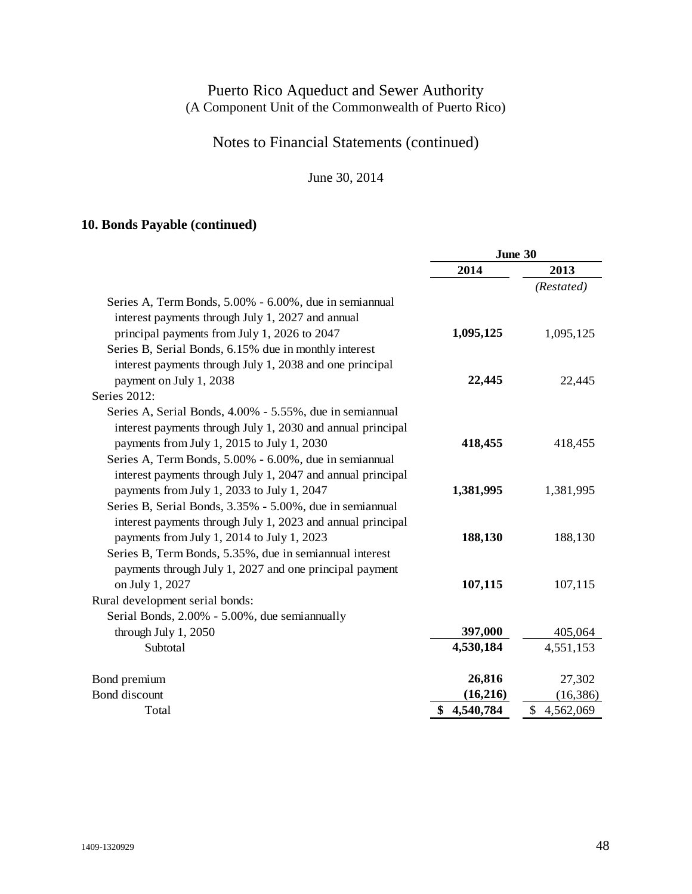Puerto Rico Aqueduct and Sewer Authority
(A Component Unit of the Commonwealth of Puerto Rico)

Notes to Financial Statements (continued)

June 30, 2014

## 10. Bonds Payable (continued)

| | June 30 | |
|---|---|---|
| | **2014** | **2013** |
| | | *(Restated)* |
| Series A, Term Bonds, 5.00% - 6.00%, due in semiannual interest payments through July 1, 2027 and annual principal payments from July 1, 2026 to 2047 | **1,095,125** | 1,095,125 |
| Series B, Serial Bonds, 6.15% due in monthly interest interest payments through July 1, 2038 and one principal payment on July 1, 2038 | **22,445** | 22,445 |
| Series 2012: | | |
| Series A, Serial Bonds, 4.00% - 5.55%, due in semiannual interest payments through July 1, 2030 and annual principal payments from July 1, 2015 to July 1, 2030 | **418,455** | 418,455 |
| Series A, Term Bonds, 5.00% - 6.00%, due in semiannual interest payments through July 1, 2047 and annual principal payments from July 1, 2033 to July 1, 2047 | **1,381,995** | 1,381,995 |
| Series B, Serial Bonds, 3.35% - 5.00%, due in semiannual interest payments through July 1, 2023 and annual principal payments from July 1, 2014 to July 1, 2023 | **188,130** | 188,130 |
| Series B, Term Bonds, 5.35%, due in semiannual interest payments through July 1, 2027 and one principal payment on July 1, 2027 | **107,115** | 107,115 |
| Rural development serial bonds: | | |
| Serial Bonds, 2.00% - 5.00%, due semiannually through July 1, 2050 | **397,000** | 405,064 |
| Subtotal | **4,530,184** | 4,551,153 |
| | | |
| Bond premium | **26,816** | 27,302 |
| Bond discount | **(16,216)** | (16,386) |
| Total | **$ 4,540,784** | $ 4,562,069 |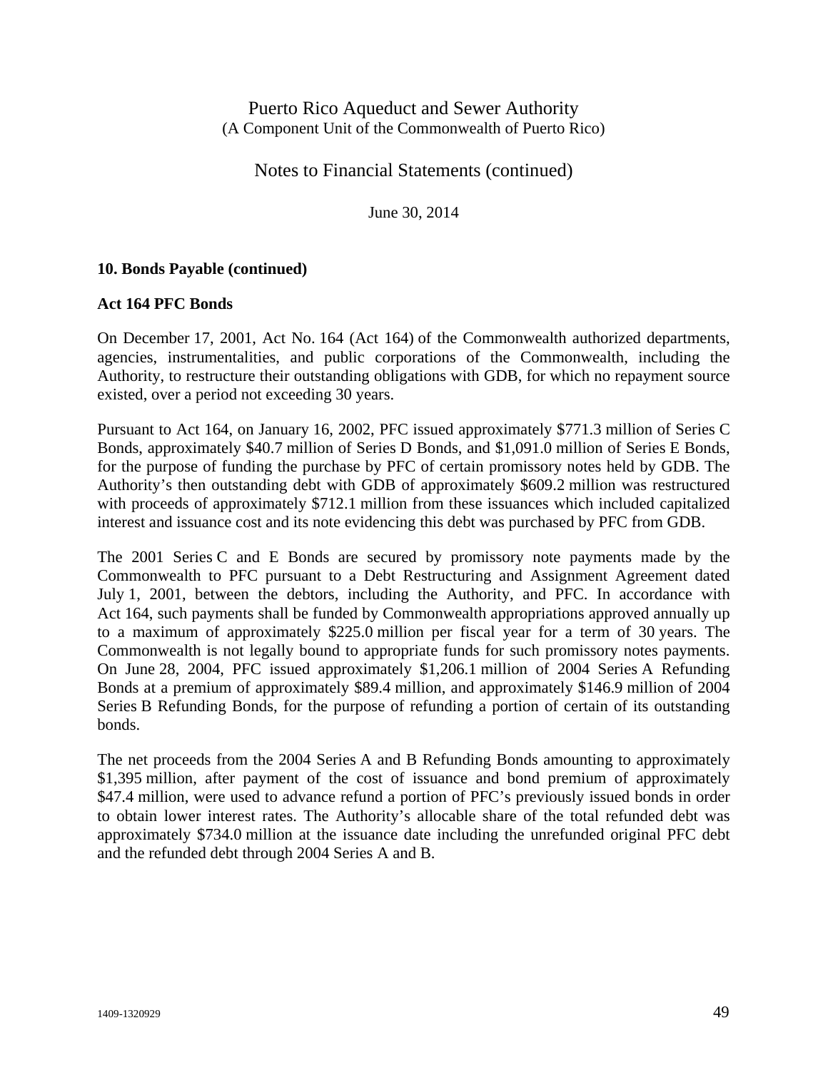## 10. Bonds Payable (continued)

### Act 164 PFC Bonds

On December 17, 2001, Act No. 164 (Act 164) of the Commonwealth authorized departments, agencies, instrumentalities, and public corporations of the Commonwealth, including the Authority, to restructure their outstanding obligations with GDB, for which no repayment source existed, over a period not exceeding 30 years.

Pursuant to Act 164, on January 16, 2002, PFC issued approximately $771.3 million of Series C Bonds, approximately $40.7 million of Series D Bonds, and $1,091.0 million of Series E Bonds, for the purpose of funding the purchase by PFC of certain promissory notes held by GDB. The Authority's then outstanding debt with GDB of approximately $609.2 million was restructured with proceeds of approximately $712.1 million from these issuances which included capitalized interest and issuance cost and its note evidencing this debt was purchased by PFC from GDB.

The 2001 Series C and E Bonds are secured by promissory note payments made by the Commonwealth to PFC pursuant to a Debt Restructuring and Assignment Agreement dated July 1, 2001, between the debtors, including the Authority, and PFC. In accordance with Act 164, such payments shall be funded by Commonwealth appropriations approved annually up to a maximum of approximately $225.0 million per fiscal year for a term of 30 years. The Commonwealth is not legally bound to appropriate funds for such promissory notes payments. On June 28, 2004, PFC issued approximately $1,206.1 million of 2004 Series A Refunding Bonds at a premium of approximately $89.4 million, and approximately $146.9 million of 2004 Series B Refunding Bonds, for the purpose of refunding a portion of certain of its outstanding bonds.

The net proceeds from the 2004 Series A and B Refunding Bonds amounting to approximately $1,395 million, after payment of the cost of issuance and bond premium of approximately $47.4 million, were used to advance refund a portion of PFC's previously issued bonds in order to obtain lower interest rates. The Authority's allocable share of the total refunded debt was approximately $734.0 million at the issuance date including the unrefunded original PFC debt and the refunded debt through 2004 Series A and B.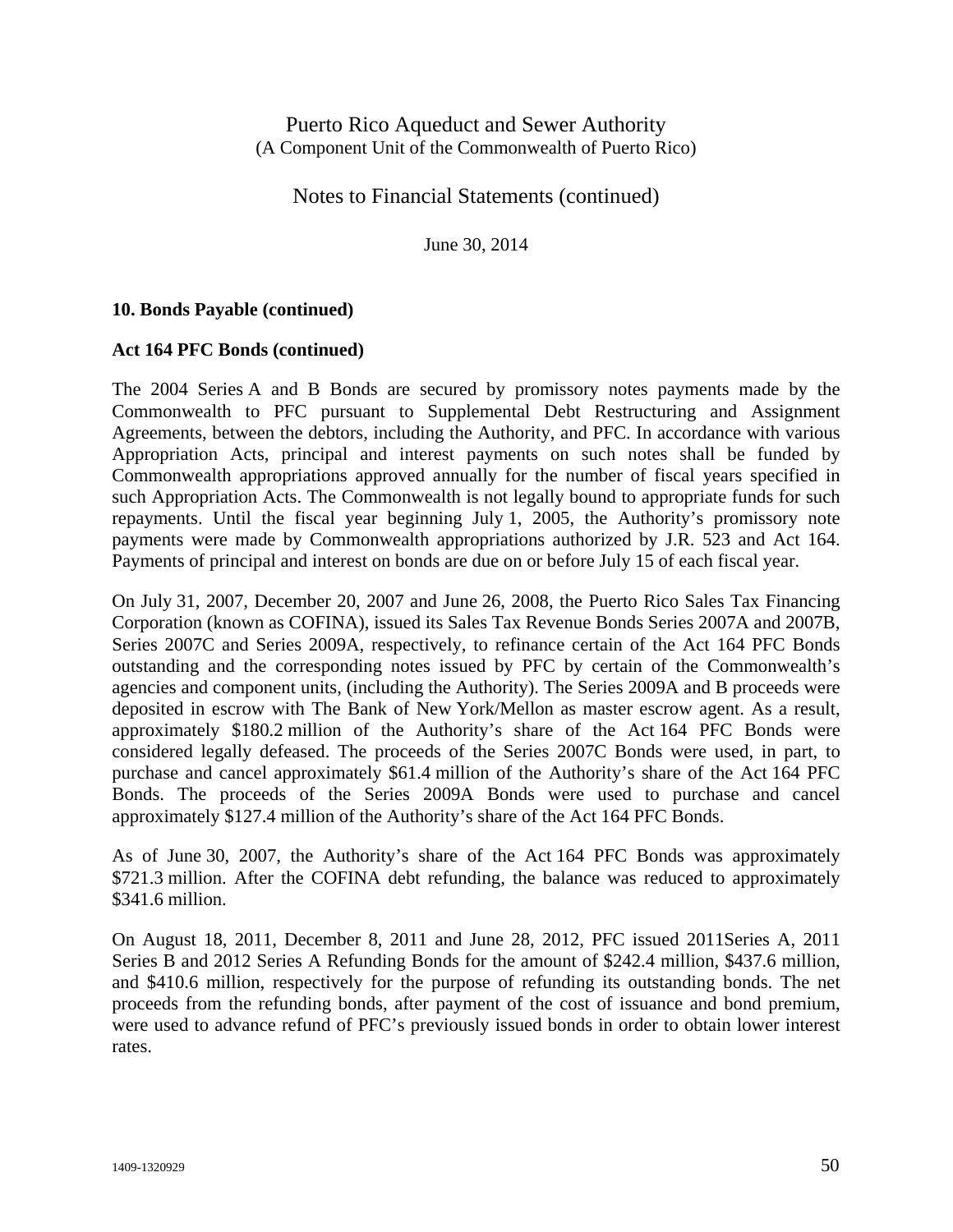## 10. Bonds Payable (continued)

### Act 164 PFC Bonds (continued)

The 2004 Series A and B Bonds are secured by promissory notes payments made by the Commonwealth to PFC pursuant to Supplemental Debt Restructuring and Assignment Agreements, between the debtors, including the Authority, and PFC. In accordance with various Appropriation Acts, principal and interest payments on such notes shall be funded by Commonwealth appropriations approved annually for the number of fiscal years specified in such Appropriation Acts. The Commonwealth is not legally bound to appropriate funds for such repayments. Until the fiscal year beginning July 1, 2005, the Authority's promissory note payments were made by Commonwealth appropriations authorized by J.R. 523 and Act 164. Payments of principal and interest on bonds are due on or before July 15 of each fiscal year.

On July 31, 2007, December 20, 2007 and June 26, 2008, the Puerto Rico Sales Tax Financing Corporation (known as COFINA), issued its Sales Tax Revenue Bonds Series 2007A and 2007B, Series 2007C and Series 2009A, respectively, to refinance certain of the Act 164 PFC Bonds outstanding and the corresponding notes issued by PFC by certain of the Commonwealth's agencies and component units, (including the Authority). The Series 2009A and B proceeds were deposited in escrow with The Bank of New York/Mellon as master escrow agent. As a result, approximately $180.2 million of the Authority's share of the Act 164 PFC Bonds were considered legally defeased. The proceeds of the Series 2007C Bonds were used, in part, to purchase and cancel approximately $61.4 million of the Authority's share of the Act 164 PFC Bonds. The proceeds of the Series 2009A Bonds were used to purchase and cancel approximately $127.4 million of the Authority's share of the Act 164 PFC Bonds.

As of June 30, 2007, the Authority's share of the Act 164 PFC Bonds was approximately $721.3 million. After the COFINA debt refunding, the balance was reduced to approximately $341.6 million.

On August 18, 2011, December 8, 2011 and June 28, 2012, PFC issued 2011Series A, 2011 Series B and 2012 Series A Refunding Bonds for the amount of $242.4 million, $437.6 million, and $410.6 million, respectively for the purpose of refunding its outstanding bonds. The net proceeds from the refunding bonds, after payment of the cost of issuance and bond premium, were used to advance refund of PFC's previously issued bonds in order to obtain lower interest rates.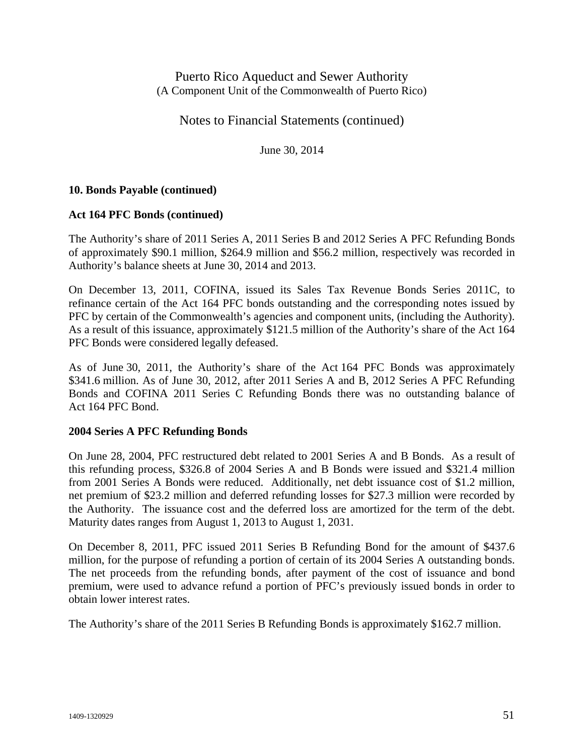## 10. Bonds Payable (continued)

### Act 164 PFC Bonds (continued)

The Authority's share of 2011 Series A, 2011 Series B and 2012 Series A PFC Refunding Bonds of approximately $90.1 million, $264.9 million and $56.2 million, respectively was recorded in Authority's balance sheets at June 30, 2014 and 2013.

On December 13, 2011, COFINA, issued its Sales Tax Revenue Bonds Series 2011C, to refinance certain of the Act 164 PFC bonds outstanding and the corresponding notes issued by PFC by certain of the Commonwealth's agencies and component units, (including the Authority). As a result of this issuance, approximately $121.5 million of the Authority's share of the Act 164 PFC Bonds were considered legally defeased.

As of June 30, 2011, the Authority's share of the Act 164 PFC Bonds was approximately $341.6 million. As of June 30, 2012, after 2011 Series A and B, 2012 Series A PFC Refunding Bonds and COFINA 2011 Series C Refunding Bonds there was no outstanding balance of Act 164 PFC Bond.

### 2004 Series A PFC Refunding Bonds

On June 28, 2004, PFC restructured debt related to 2001 Series A and B Bonds. As a result of this refunding process, $326.8 of 2004 Series A and B Bonds were issued and $321.4 million from 2001 Series A Bonds were reduced. Additionally, net debt issuance cost of $1.2 million, net premium of $23.2 million and deferred refunding losses for $27.3 million were recorded by the Authority. The issuance cost and the deferred loss are amortized for the term of the debt. Maturity dates ranges from August 1, 2013 to August 1, 2031.

On December 8, 2011, PFC issued 2011 Series B Refunding Bond for the amount of $437.6 million, for the purpose of refunding a portion of certain of its 2004 Series A outstanding bonds. The net proceeds from the refunding bonds, after payment of the cost of issuance and bond premium, were used to advance refund a portion of PFC's previously issued bonds in order to obtain lower interest rates.

The Authority's share of the 2011 Series B Refunding Bonds is approximately $162.7 million.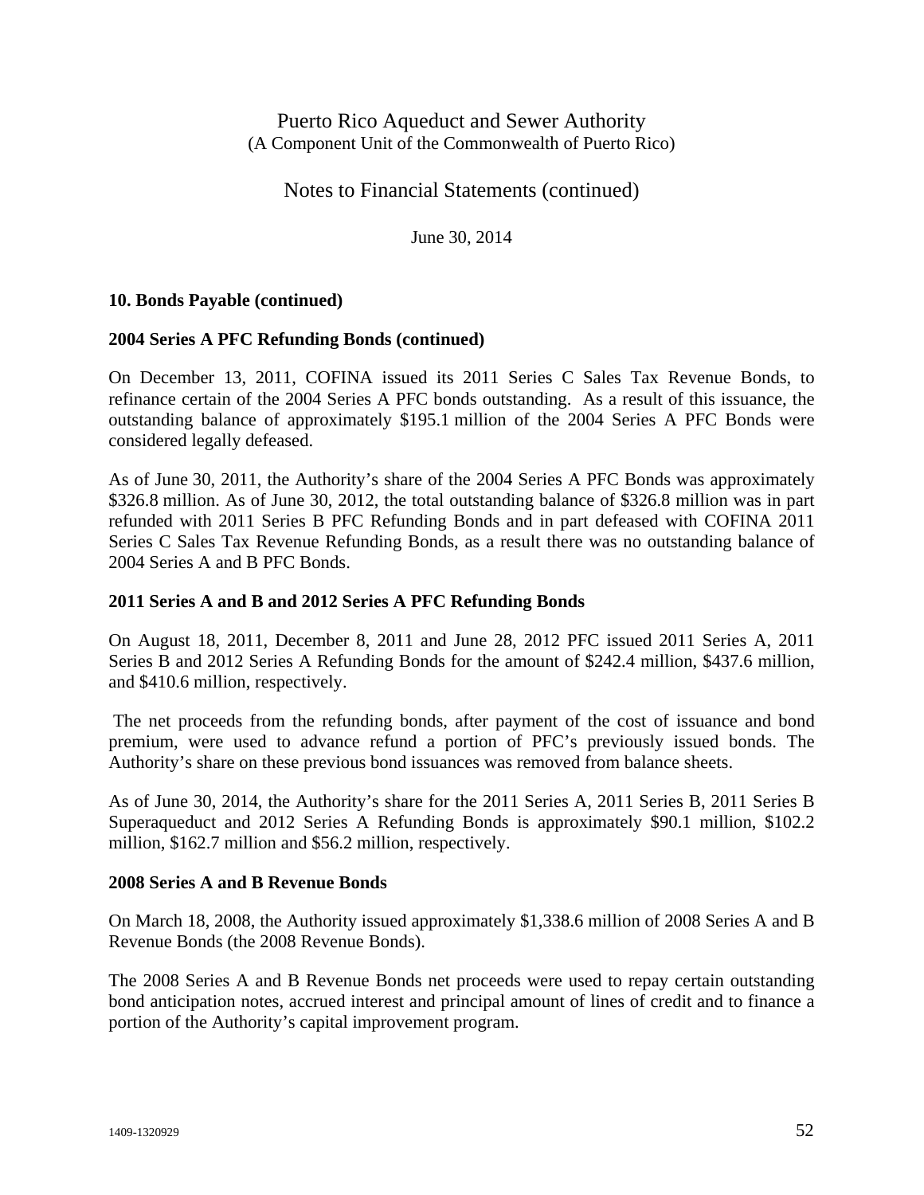## 10. Bonds Payable (continued)

### 2004 Series A PFC Refunding Bonds (continued)

On December 13, 2011, COFINA issued its 2011 Series C Sales Tax Revenue Bonds, to refinance certain of the 2004 Series A PFC bonds outstanding. As a result of this issuance, the outstanding balance of approximately $195.1 million of the 2004 Series A PFC Bonds were considered legally defeased.

As of June 30, 2011, the Authority's share of the 2004 Series A PFC Bonds was approximately $326.8 million. As of June 30, 2012, the total outstanding balance of $326.8 million was in part refunded with 2011 Series B PFC Refunding Bonds and in part defeased with COFINA 2011 Series C Sales Tax Revenue Refunding Bonds, as a result there was no outstanding balance of 2004 Series A and B PFC Bonds.

### 2011 Series A and B and 2012 Series A PFC Refunding Bonds

On August 18, 2011, December 8, 2011 and June 28, 2012 PFC issued 2011 Series A, 2011 Series B and 2012 Series A Refunding Bonds for the amount of $242.4 million, $437.6 million, and $410.6 million, respectively.

The net proceeds from the refunding bonds, after payment of the cost of issuance and bond premium, were used to advance refund a portion of PFC's previously issued bonds. The Authority's share on these previous bond issuances was removed from balance sheets.

As of June 30, 2014, the Authority's share for the 2011 Series A, 2011 Series B, 2011 Series B Superaqueduct and 2012 Series A Refunding Bonds is approximately $90.1 million, $102.2 million, $162.7 million and $56.2 million, respectively.

### 2008 Series A and B Revenue Bonds

On March 18, 2008, the Authority issued approximately $1,338.6 million of 2008 Series A and B Revenue Bonds (the 2008 Revenue Bonds).

The 2008 Series A and B Revenue Bonds net proceeds were used to repay certain outstanding bond anticipation notes, accrued interest and principal amount of lines of credit and to finance a portion of the Authority's capital improvement program.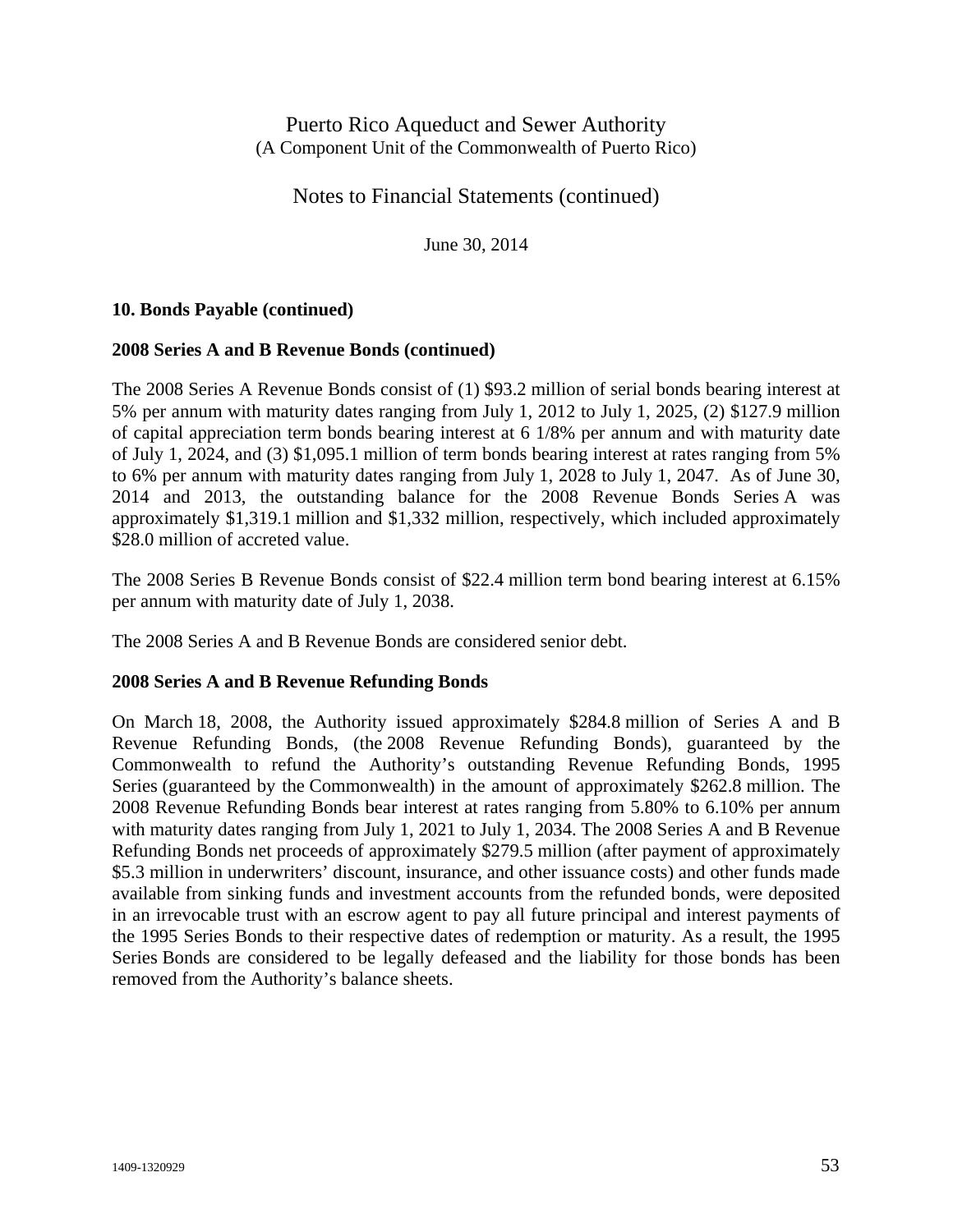## 10. Bonds Payable (continued)

### 2008 Series A and B Revenue Bonds (continued)

The 2008 Series A Revenue Bonds consist of (1) $93.2 million of serial bonds bearing interest at 5% per annum with maturity dates ranging from July 1, 2012 to July 1, 2025, (2) $127.9 million of capital appreciation term bonds bearing interest at 6 1/8% per annum and with maturity date of July 1, 2024, and (3) $1,095.1 million of term bonds bearing interest at rates ranging from 5% to 6% per annum with maturity dates ranging from July 1, 2028 to July 1, 2047. As of June 30, 2014 and 2013, the outstanding balance for the 2008 Revenue Bonds Series A was approximately $1,319.1 million and $1,332 million, respectively, which included approximately $28.0 million of accreted value.

The 2008 Series B Revenue Bonds consist of $22.4 million term bond bearing interest at 6.15% per annum with maturity date of July 1, 2038.

The 2008 Series A and B Revenue Bonds are considered senior debt.

### 2008 Series A and B Revenue Refunding Bonds

On March 18, 2008, the Authority issued approximately $284.8 million of Series A and B Revenue Refunding Bonds, (the 2008 Revenue Refunding Bonds), guaranteed by the Commonwealth to refund the Authority's outstanding Revenue Refunding Bonds, 1995 Series (guaranteed by the Commonwealth) in the amount of approximately $262.8 million. The 2008 Revenue Refunding Bonds bear interest at rates ranging from 5.80% to 6.10% per annum with maturity dates ranging from July 1, 2021 to July 1, 2034. The 2008 Series A and B Revenue Refunding Bonds net proceeds of approximately $279.5 million (after payment of approximately $5.3 million in underwriters' discount, insurance, and other issuance costs) and other funds made available from sinking funds and investment accounts from the refunded bonds, were deposited in an irrevocable trust with an escrow agent to pay all future principal and interest payments of the 1995 Series Bonds to their respective dates of redemption or maturity. As a result, the 1995 Series Bonds are considered to be legally defeased and the liability for those bonds has been removed from the Authority's balance sheets.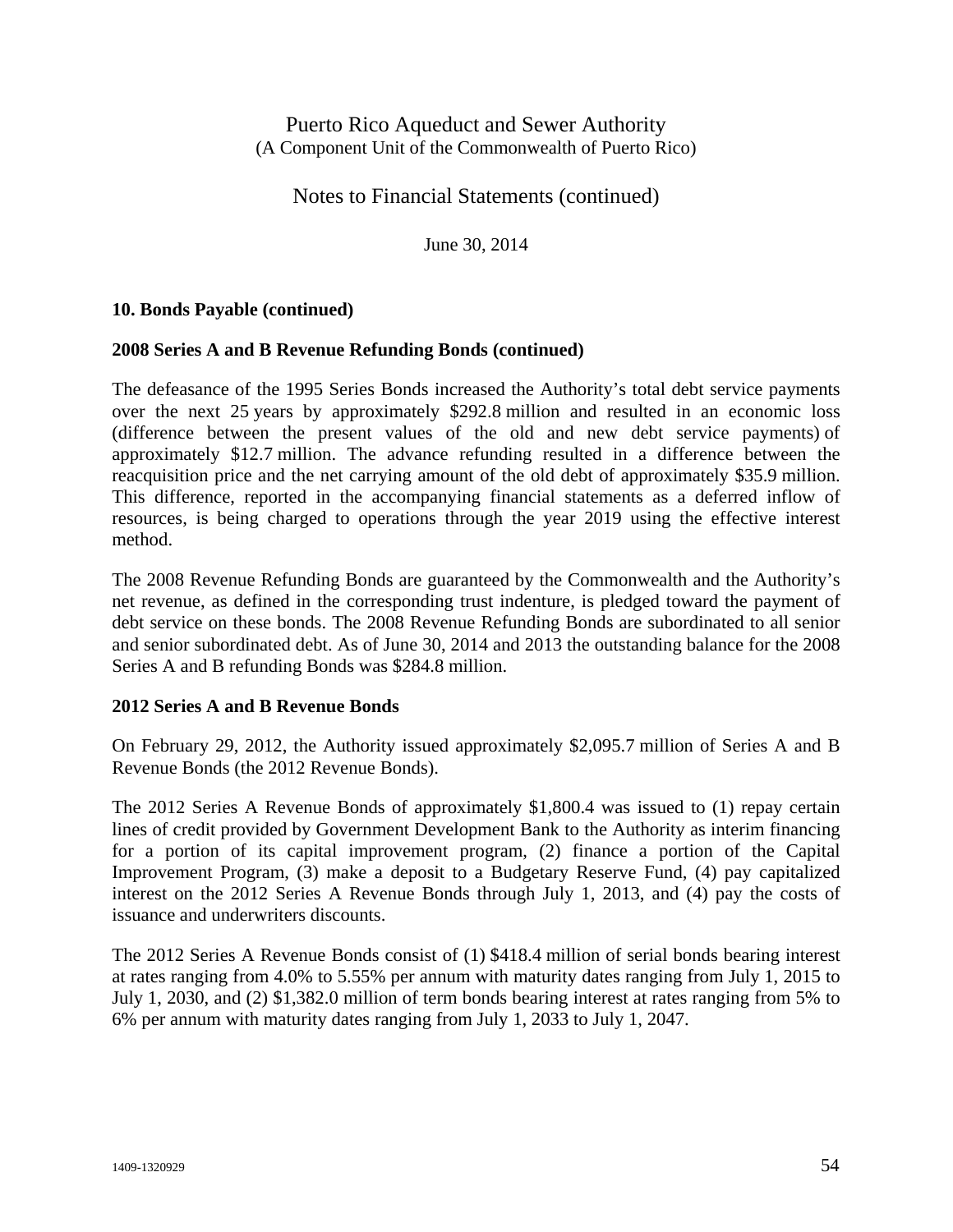## 10. Bonds Payable (continued)

### 2008 Series A and B Revenue Refunding Bonds (continued)

The defeasance of the 1995 Series Bonds increased the Authority's total debt service payments over the next 25 years by approximately $292.8 million and resulted in an economic loss (difference between the present values of the old and new debt service payments) of approximately $12.7 million. The advance refunding resulted in a difference between the reacquisition price and the net carrying amount of the old debt of approximately $35.9 million. This difference, reported in the accompanying financial statements as a deferred inflow of resources, is being charged to operations through the year 2019 using the effective interest method.

The 2008 Revenue Refunding Bonds are guaranteed by the Commonwealth and the Authority's net revenue, as defined in the corresponding trust indenture, is pledged toward the payment of debt service on these bonds. The 2008 Revenue Refunding Bonds are subordinated to all senior and senior subordinated debt. As of June 30, 2014 and 2013 the outstanding balance for the 2008 Series A and B refunding Bonds was $284.8 million.

### 2012 Series A and B Revenue Bonds

On February 29, 2012, the Authority issued approximately $2,095.7 million of Series A and B Revenue Bonds (the 2012 Revenue Bonds).

The 2012 Series A Revenue Bonds of approximately $1,800.4 was issued to (1) repay certain lines of credit provided by Government Development Bank to the Authority as interim financing for a portion of its capital improvement program, (2) finance a portion of the Capital Improvement Program, (3) make a deposit to a Budgetary Reserve Fund, (4) pay capitalized interest on the 2012 Series A Revenue Bonds through July 1, 2013, and (4) pay the costs of issuance and underwriters discounts.

The 2012 Series A Revenue Bonds consist of (1) $418.4 million of serial bonds bearing interest at rates ranging from 4.0% to 5.55% per annum with maturity dates ranging from July 1, 2015 to July 1, 2030, and (2) $1,382.0 million of term bonds bearing interest at rates ranging from 5% to 6% per annum with maturity dates ranging from July 1, 2033 to July 1, 2047.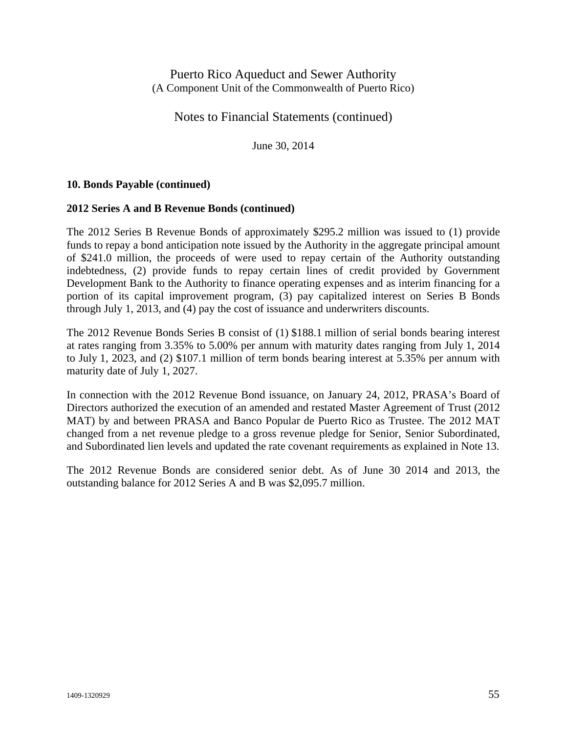### 10. Bonds Payable (continued)

### 2012 Series A and B Revenue Bonds (continued)

The 2012 Series B Revenue Bonds of approximately $295.2 million was issued to (1) provide funds to repay a bond anticipation note issued by the Authority in the aggregate principal amount of $241.0 million, the proceeds of were used to repay certain of the Authority outstanding indebtedness, (2) provide funds to repay certain lines of credit provided by Government Development Bank to the Authority to finance operating expenses and as interim financing for a portion of its capital improvement program, (3) pay capitalized interest on Series B Bonds through July 1, 2013, and (4) pay the cost of issuance and underwriters discounts.

The 2012 Revenue Bonds Series B consist of (1) $188.1 million of serial bonds bearing interest at rates ranging from 3.35% to 5.00% per annum with maturity dates ranging from July 1, 2014 to July 1, 2023, and (2) $107.1 million of term bonds bearing interest at 5.35% per annum with maturity date of July 1, 2027.

In connection with the 2012 Revenue Bond issuance, on January 24, 2012, PRASA's Board of Directors authorized the execution of an amended and restated Master Agreement of Trust (2012 MAT) by and between PRASA and Banco Popular de Puerto Rico as Trustee. The 2012 MAT changed from a net revenue pledge to a gross revenue pledge for Senior, Senior Subordinated, and Subordinated lien levels and updated the rate covenant requirements as explained in Note 13.

The 2012 Revenue Bonds are considered senior debt. As of June 30 2014 and 2013, the outstanding balance for 2012 Series A and B was $2,095.7 million.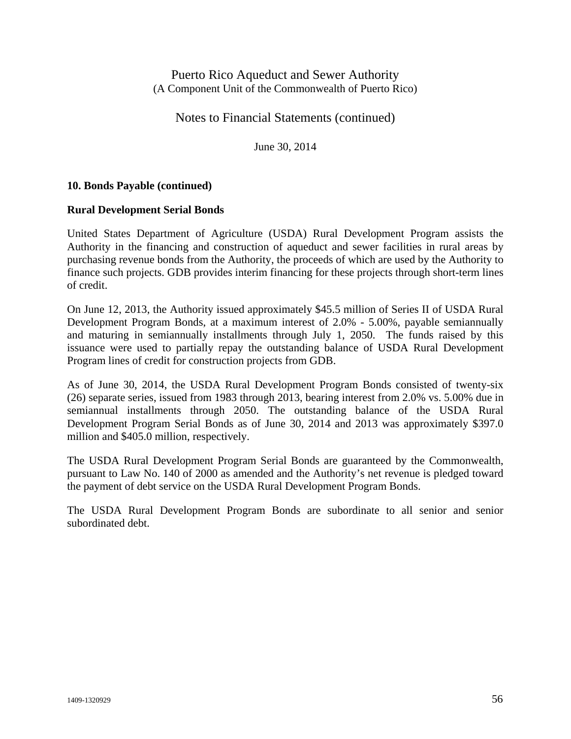## 10. Bonds Payable (continued)

### Rural Development Serial Bonds

United States Department of Agriculture (USDA) Rural Development Program assists the Authority in the financing and construction of aqueduct and sewer facilities in rural areas by purchasing revenue bonds from the Authority, the proceeds of which are used by the Authority to finance such projects. GDB provides interim financing for these projects through short-term lines of credit.

On June 12, 2013, the Authority issued approximately $45.5 million of Series II of USDA Rural Development Program Bonds, at a maximum interest of 2.0% - 5.00%, payable semiannually and maturing in semiannually installments through July 1, 2050. The funds raised by this issuance were used to partially repay the outstanding balance of USDA Rural Development Program lines of credit for construction projects from GDB.

As of June 30, 2014, the USDA Rural Development Program Bonds consisted of twenty-six (26) separate series, issued from 1983 through 2013, bearing interest from 2.0% vs. 5.00% due in semiannual installments through 2050. The outstanding balance of the USDA Rural Development Program Serial Bonds as of June 30, 2014 and 2013 was approximately $397.0 million and $405.0 million, respectively.

The USDA Rural Development Program Serial Bonds are guaranteed by the Commonwealth, pursuant to Law No. 140 of 2000 as amended and the Authority's net revenue is pledged toward the payment of debt service on the USDA Rural Development Program Bonds.

The USDA Rural Development Program Bonds are subordinate to all senior and senior subordinated debt.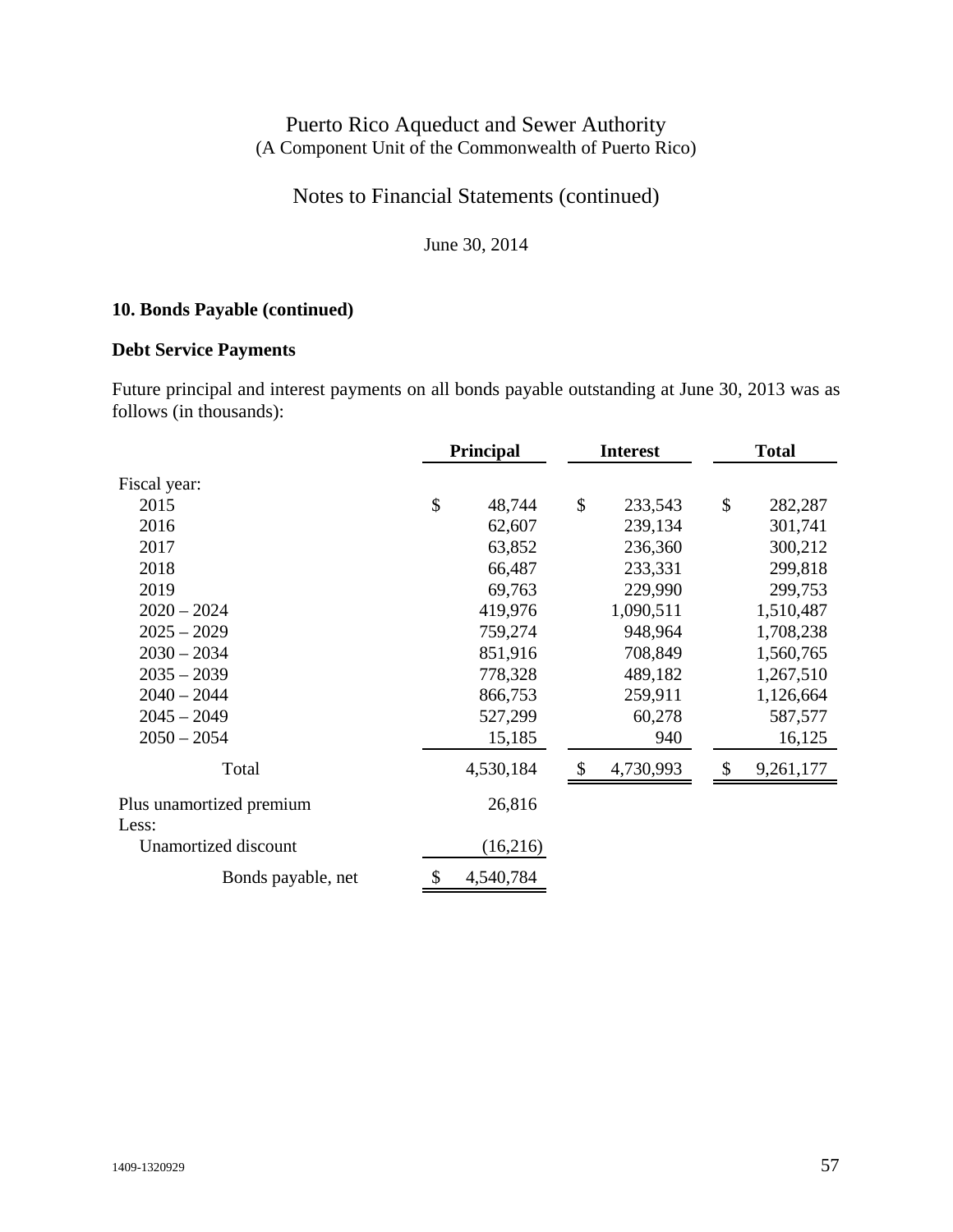Puerto Rico Aqueduct and Sewer Authority
(A Component Unit of the Commonwealth of Puerto Rico)

Notes to Financial Statements (continued)

June 30, 2014

## 10. Bonds Payable (continued)

### Debt Service Payments

Future principal and interest payments on all bonds payable outstanding at June 30, 2013 was as follows (in thousands):

| | Principal | Interest | Total |
|---|---|---|---|
| Fiscal year: | | | |
| 2015 | $ 48,744 | $ 233,543 | $ 282,287 |
| 2016 | 62,607 | 239,134 | 301,741 |
| 2017 | 63,852 | 236,360 | 300,212 |
| 2018 | 66,487 | 233,331 | 299,818 |
| 2019 | 69,763 | 229,990 | 299,753 |
| 2020 – 2024 | 419,976 | 1,090,511 | 1,510,487 |
| 2025 – 2029 | 759,274 | 948,964 | 1,708,238 |
| 2030 – 2034 | 851,916 | 708,849 | 1,560,765 |
| 2035 – 2039 | 778,328 | 489,182 | 1,267,510 |
| 2040 – 2044 | 866,753 | 259,911 | 1,126,664 |
| 2045 – 2049 | 527,299 | 60,278 | 587,577 |
| 2050 – 2054 | 15,185 | 940 | 16,125 |
| Total | 4,530,184 | $ 4,730,993 | $ 9,261,177 |
| Plus unamortized premium | 26,816 | | |
| Less: | | | |
| Unamortized discount | (16,216) | | |
| Bonds payable, net | $ 4,540,784 | | |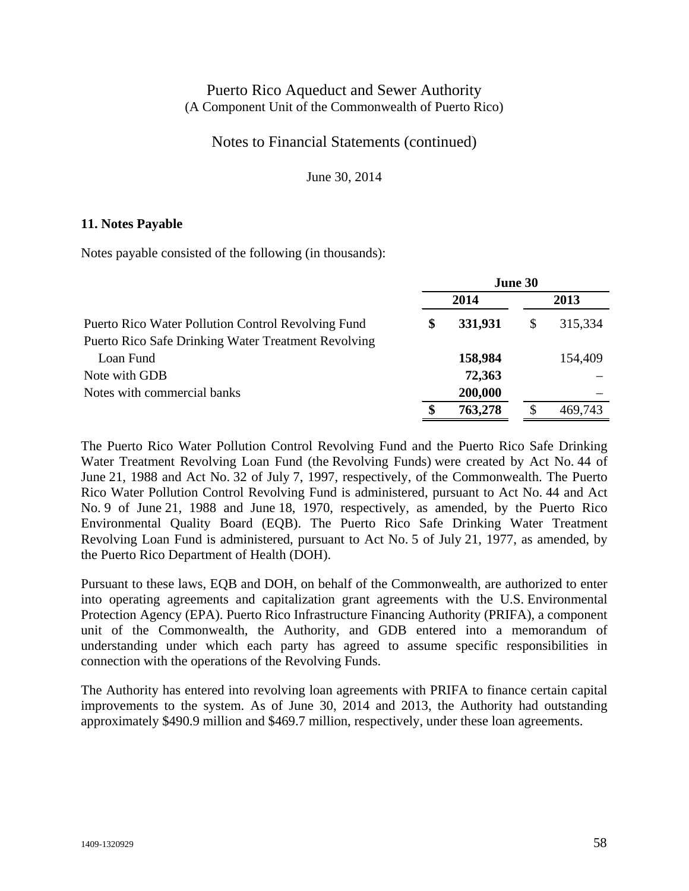Puerto Rico Aqueduct and Sewer Authority
(A Component Unit of the Commonwealth of Puerto Rico)

Notes to Financial Statements (continued)

June 30, 2014

## 11. Notes Payable

Notes payable consisted of the following (in thousands):

| | June 30 | |
|---|---|---|
| | **2014** | **2013** |
| Puerto Rico Water Pollution Control Revolving Fund | **$ 331,931** | $ 315,334 |
| Puerto Rico Safe Drinking Water Treatment Revolving Loan Fund | **158,984** | 154,409 |
| Note with GDB | **72,363** | – |
| Notes with commercial banks | **200,000** | – |
| | **$ 763,278** | $ 469,743 |

The Puerto Rico Water Pollution Control Revolving Fund and the Puerto Rico Safe Drinking Water Treatment Revolving Loan Fund (the Revolving Funds) were created by Act No. 44 of June 21, 1988 and Act No. 32 of July 7, 1997, respectively, of the Commonwealth. The Puerto Rico Water Pollution Control Revolving Fund is administered, pursuant to Act No. 44 and Act No. 9 of June 21, 1988 and June 18, 1970, respectively, as amended, by the Puerto Rico Environmental Quality Board (EQB). The Puerto Rico Safe Drinking Water Treatment Revolving Loan Fund is administered, pursuant to Act No. 5 of July 21, 1977, as amended, by the Puerto Rico Department of Health (DOH).

Pursuant to these laws, EQB and DOH, on behalf of the Commonwealth, are authorized to enter into operating agreements and capitalization grant agreements with the U.S. Environmental Protection Agency (EPA). Puerto Rico Infrastructure Financing Authority (PRIFA), a component unit of the Commonwealth, the Authority, and GDB entered into a memorandum of understanding under which each party has agreed to assume specific responsibilities in connection with the operations of the Revolving Funds.

The Authority has entered into revolving loan agreements with PRIFA to finance certain capital improvements to the system. As of June 30, 2014 and 2013, the Authority had outstanding approximately $490.9 million and $469.7 million, respectively, under these loan agreements.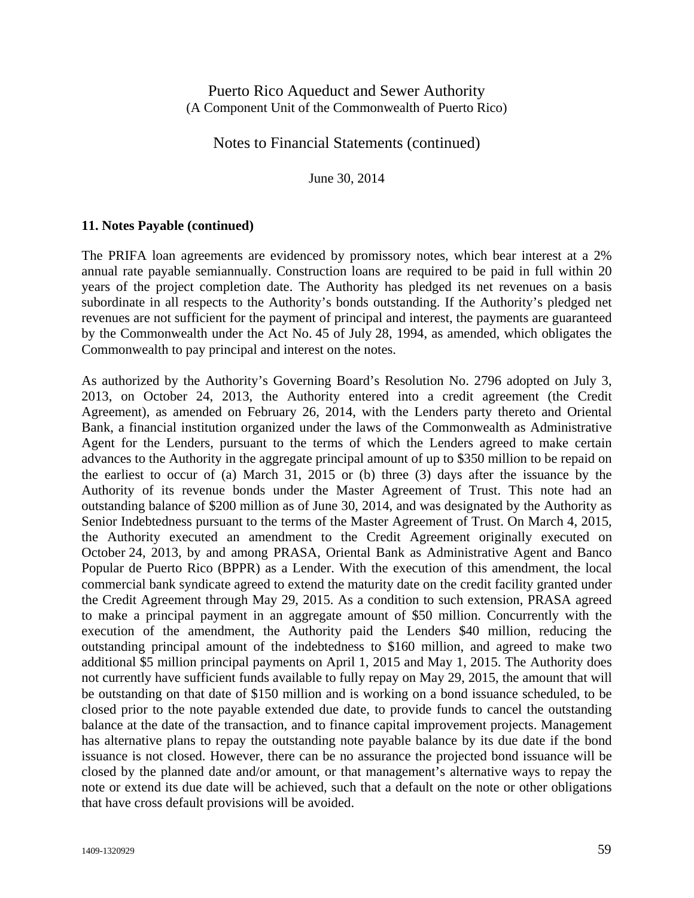### 11. Notes Payable (continued)

The PRIFA loan agreements are evidenced by promissory notes, which bear interest at a 2% annual rate payable semiannually. Construction loans are required to be paid in full within 20 years of the project completion date. The Authority has pledged its net revenues on a basis subordinate in all respects to the Authority's bonds outstanding. If the Authority's pledged net revenues are not sufficient for the payment of principal and interest, the payments are guaranteed by the Commonwealth under the Act No. 45 of July 28, 1994, as amended, which obligates the Commonwealth to pay principal and interest on the notes.

As authorized by the Authority's Governing Board's Resolution No. 2796 adopted on July 3, 2013, on October 24, 2013, the Authority entered into a credit agreement (the Credit Agreement), as amended on February 26, 2014, with the Lenders party thereto and Oriental Bank, a financial institution organized under the laws of the Commonwealth as Administrative Agent for the Lenders, pursuant to the terms of which the Lenders agreed to make certain advances to the Authority in the aggregate principal amount of up to \$350 million to be repaid on the earliest to occur of (a) March 31, 2015 or (b) three (3) days after the issuance by the Authority of its revenue bonds under the Master Agreement of Trust. This note had an outstanding balance of \$200 million as of June 30, 2014, and was designated by the Authority as Senior Indebtedness pursuant to the terms of the Master Agreement of Trust. On March 4, 2015, the Authority executed an amendment to the Credit Agreement originally executed on October 24, 2013, by and among PRASA, Oriental Bank as Administrative Agent and Banco Popular de Puerto Rico (BPPR) as a Lender. With the execution of this amendment, the local commercial bank syndicate agreed to extend the maturity date on the credit facility granted under the Credit Agreement through May 29, 2015. As a condition to such extension, PRASA agreed to make a principal payment in an aggregate amount of \$50 million. Concurrently with the execution of the amendment, the Authority paid the Lenders \$40 million, reducing the outstanding principal amount of the indebtedness to \$160 million, and agreed to make two additional \$5 million principal payments on April 1, 2015 and May 1, 2015. The Authority does not currently have sufficient funds available to fully repay on May 29, 2015, the amount that will be outstanding on that date of \$150 million and is working on a bond issuance scheduled, to be closed prior to the note payable extended due date, to provide funds to cancel the outstanding balance at the date of the transaction, and to finance capital improvement projects. Management has alternative plans to repay the outstanding note payable balance by its due date if the bond issuance is not closed. However, there can be no assurance the projected bond issuance will be closed by the planned date and/or amount, or that management's alternative ways to repay the note or extend its due date will be achieved, such that a default on the note or other obligations that have cross default provisions will be avoided.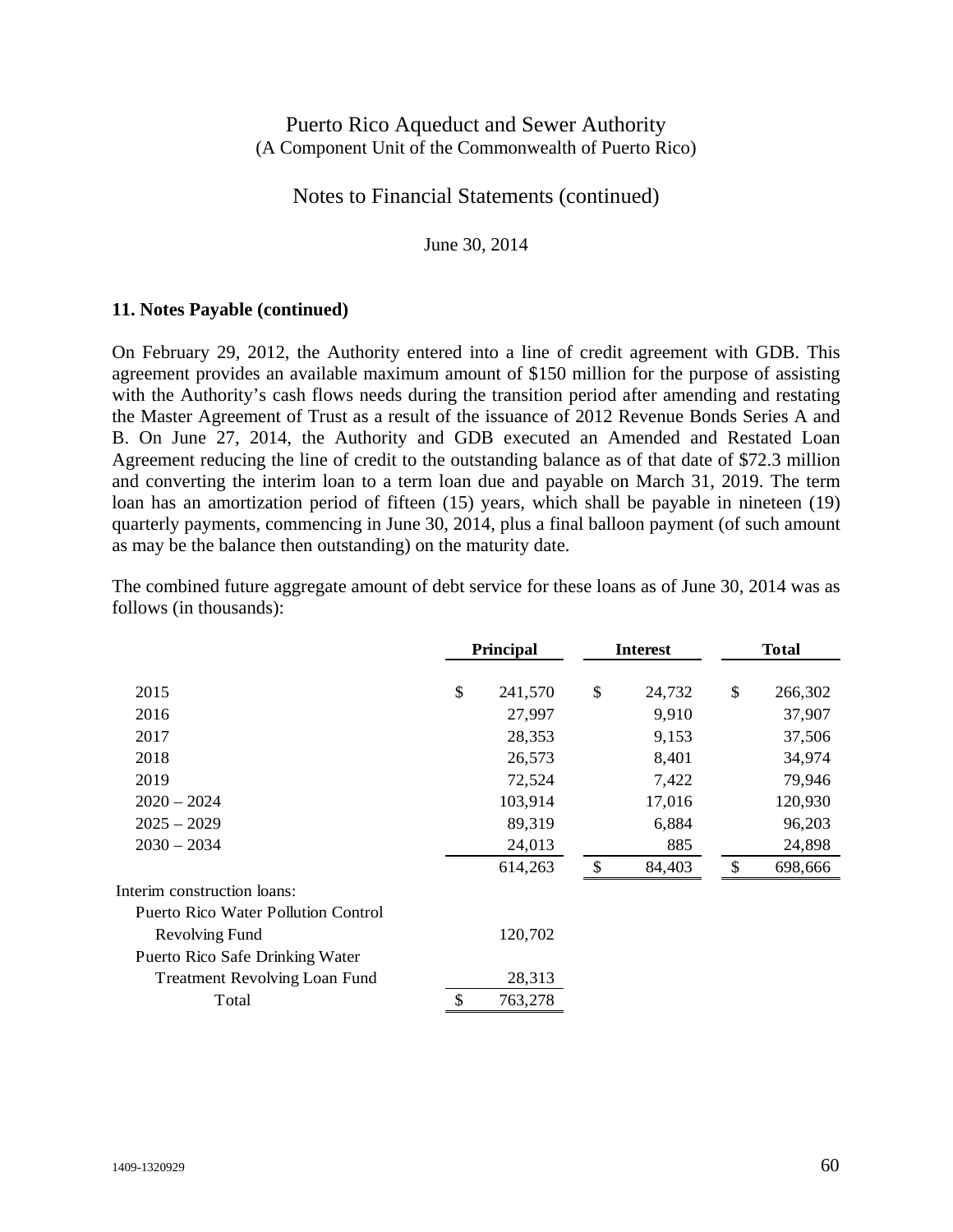Puerto Rico Aqueduct and Sewer Authority
(A Component Unit of the Commonwealth of Puerto Rico)

Notes to Financial Statements (continued)

June 30, 2014

### 11. Notes Payable (continued)

On February 29, 2012, the Authority entered into a line of credit agreement with GDB. This agreement provides an available maximum amount of $150 million for the purpose of assisting with the Authority's cash flows needs during the transition period after amending and restating the Master Agreement of Trust as a result of the issuance of 2012 Revenue Bonds Series A and B. On June 27, 2014, the Authority and GDB executed an Amended and Restated Loan Agreement reducing the line of credit to the outstanding balance as of that date of $72.3 million and converting the interim loan to a term loan due and payable on March 31, 2019. The term loan has an amortization period of fifteen (15) years, which shall be payable in nineteen (19) quarterly payments, commencing in June 30, 2014, plus a final balloon payment (of such amount as may be the balance then outstanding) on the maturity date.

The combined future aggregate amount of debt service for these loans as of June 30, 2014 was as follows (in thousands):

| | Principal | Interest | Total |
|---|---|---|---|
| 2015 | $ 241,570 | $ 24,732 | $ 266,302 |
| 2016 | 27,997 | 9,910 | 37,907 |
| 2017 | 28,353 | 9,153 | 37,506 |
| 2018 | 26,573 | 8,401 | 34,974 |
| 2019 | 72,524 | 7,422 | 79,946 |
| 2020 – 2024 | 103,914 | 17,016 | 120,930 |
| 2025 – 2029 | 89,319 | 6,884 | 96,203 |
| 2030 – 2034 | 24,013 | 885 | 24,898 |
| | 614,263 | $ 84,403 | $ 698,666 |
| Interim construction loans: | | | |
| Puerto Rico Water Pollution Control Revolving Fund | 120,702 | | |
| Puerto Rico Safe Drinking Water Treatment Revolving Loan Fund | 28,313 | | |
| Total | $ 763,278 | | |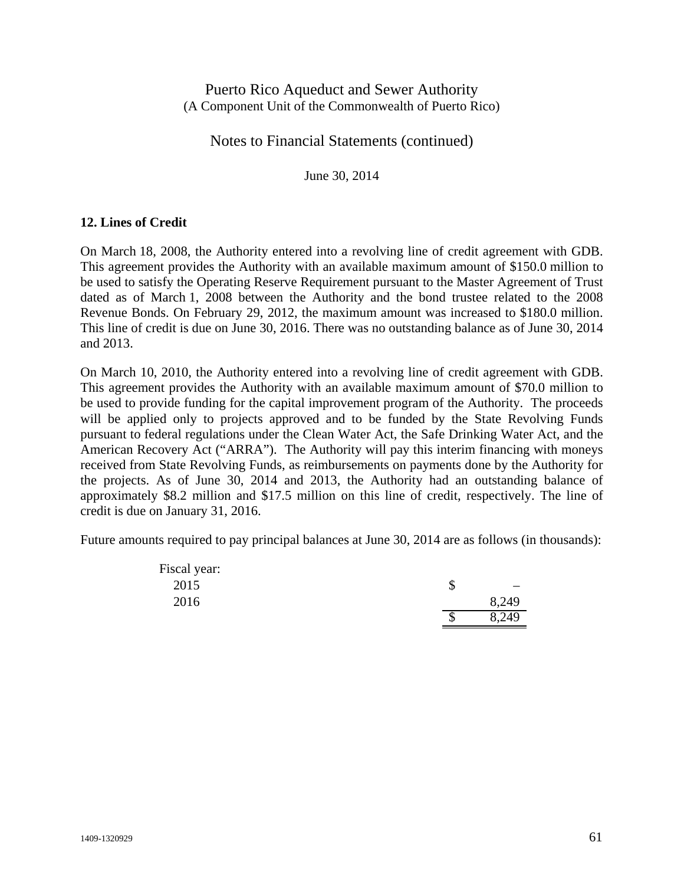## 12. Lines of Credit

On March 18, 2008, the Authority entered into a revolving line of credit agreement with GDB. This agreement provides the Authority with an available maximum amount of $150.0 million to be used to satisfy the Operating Reserve Requirement pursuant to the Master Agreement of Trust dated as of March 1, 2008 between the Authority and the bond trustee related to the 2008 Revenue Bonds. On February 29, 2012, the maximum amount was increased to $180.0 million. This line of credit is due on June 30, 2016. There was no outstanding balance as of June 30, 2014 and 2013.

On March 10, 2010, the Authority entered into a revolving line of credit agreement with GDB. This agreement provides the Authority with an available maximum amount of $70.0 million to be used to provide funding for the capital improvement program of the Authority. The proceeds will be applied only to projects approved and to be funded by the State Revolving Funds pursuant to federal regulations under the Clean Water Act, the Safe Drinking Water Act, and the American Recovery Act ("ARRA"). The Authority will pay this interim financing with moneys received from State Revolving Funds, as reimbursements on payments done by the Authority for the projects. As of June 30, 2014 and 2013, the Authority had an outstanding balance of approximately $8.2 million and $17.5 million on this line of credit, respectively. The line of credit is due on January 31, 2016.

Future amounts required to pay principal balances at June 30, 2014 are as follows (in thousands):

| | |
|---|---|
| Fiscal year: | |
| 2015 | $ – |
| 2016 | 8,249 |
| | $ 8,249 |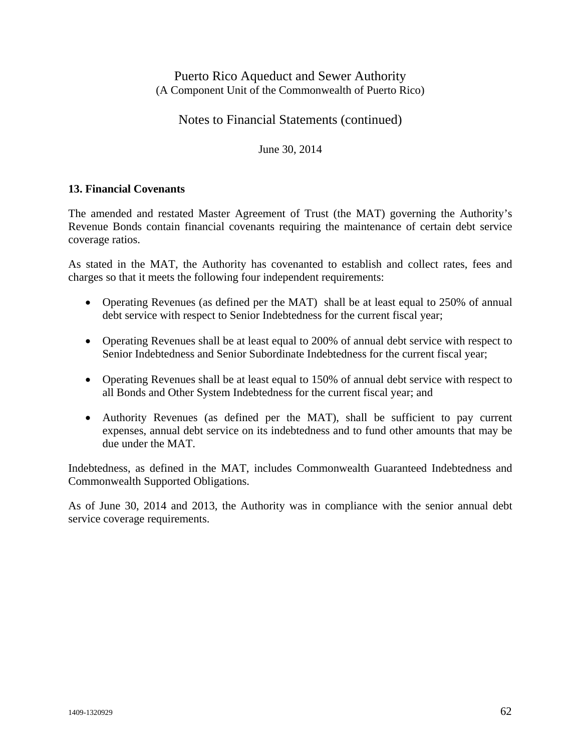## 13. Financial Covenants

The amended and restated Master Agreement of Trust (the MAT) governing the Authority's Revenue Bonds contain financial covenants requiring the maintenance of certain debt service coverage ratios.

As stated in the MAT, the Authority has covenanted to establish and collect rates, fees and charges so that it meets the following four independent requirements:

- Operating Revenues (as defined per the MAT) shall be at least equal to 250% of annual debt service with respect to Senior Indebtedness for the current fiscal year;
- Operating Revenues shall be at least equal to 200% of annual debt service with respect to Senior Indebtedness and Senior Subordinate Indebtedness for the current fiscal year;
- Operating Revenues shall be at least equal to 150% of annual debt service with respect to all Bonds and Other System Indebtedness for the current fiscal year; and
- Authority Revenues (as defined per the MAT), shall be sufficient to pay current expenses, annual debt service on its indebtedness and to fund other amounts that may be due under the MAT.

Indebtedness, as defined in the MAT, includes Commonwealth Guaranteed Indebtedness and Commonwealth Supported Obligations.

As of June 30, 2014 and 2013, the Authority was in compliance with the senior annual debt service coverage requirements.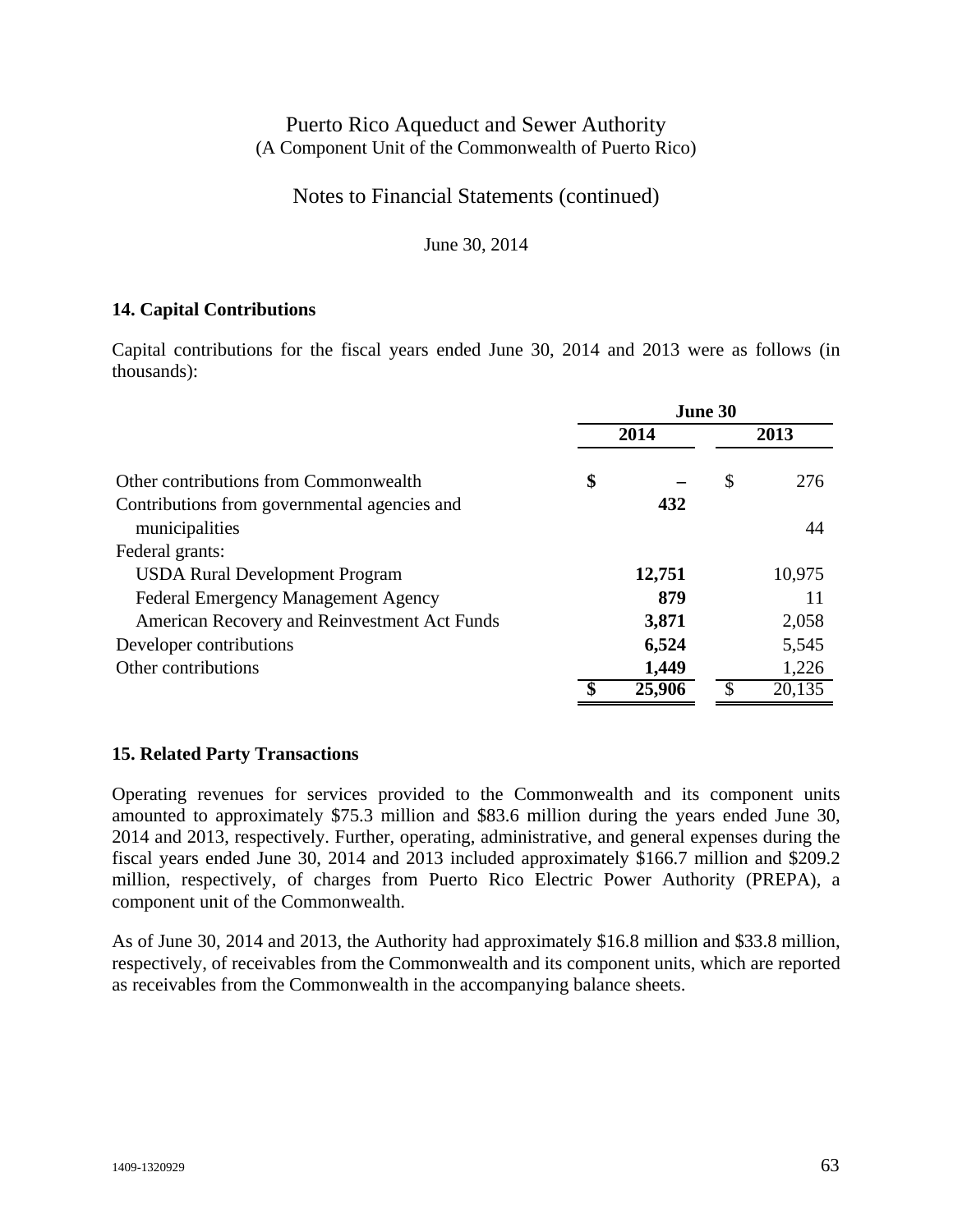## 14. Capital Contributions

Capital contributions for the fiscal years ended June 30, 2014 and 2013 were as follows (in thousands):

| | June 30 | |
|---|---|---|
| | **2014** | **2013** |
| Other contributions from Commonwealth | **$ –** | $ 276 |
| Contributions from governmental agencies and municipalities | **432** | 44 |
| Federal grants: | | |
| USDA Rural Development Program | **12,751** | 10,975 |
| Federal Emergency Management Agency | **879** | 11 |
| American Recovery and Reinvestment Act Funds | **3,871** | 2,058 |
| Developer contributions | **6,524** | 5,545 |
| Other contributions | **1,449** | 1,226 |
| | **$ 25,906** | $ 20,135 |

## 15. Related Party Transactions

Operating revenues for services provided to the Commonwealth and its component units amounted to approximately $75.3 million and $83.6 million during the years ended June 30, 2014 and 2013, respectively. Further, operating, administrative, and general expenses during the fiscal years ended June 30, 2014 and 2013 included approximately $166.7 million and $209.2 million, respectively, of charges from Puerto Rico Electric Power Authority (PREPA), a component unit of the Commonwealth.

As of June 30, 2014 and 2013, the Authority had approximately $16.8 million and $33.8 million, respectively, of receivables from the Commonwealth and its component units, which are reported as receivables from the Commonwealth in the accompanying balance sheets.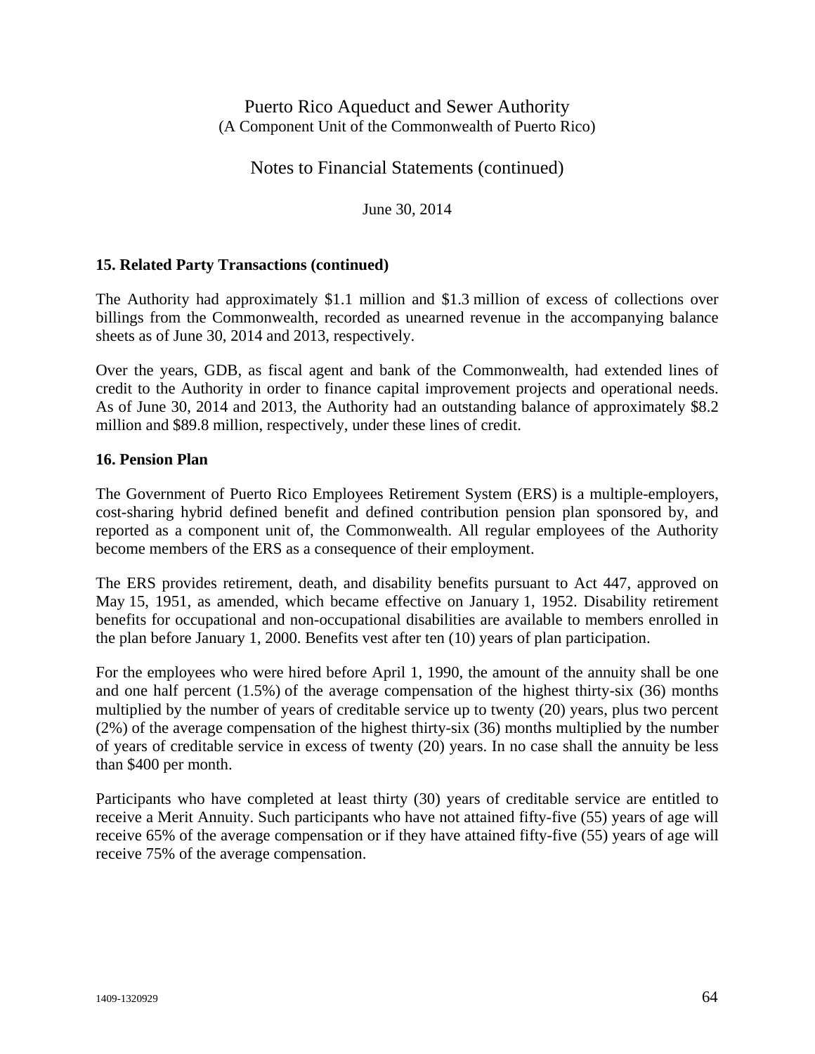## 15. Related Party Transactions (continued)

The Authority had approximately \$1.1 million and \$1.3 million of excess of collections over billings from the Commonwealth, recorded as unearned revenue in the accompanying balance sheets as of June 30, 2014 and 2013, respectively.

Over the years, GDB, as fiscal agent and bank of the Commonwealth, had extended lines of credit to the Authority in order to finance capital improvement projects and operational needs. As of June 30, 2014 and 2013, the Authority had an outstanding balance of approximately \$8.2 million and \$89.8 million, respectively, under these lines of credit.

## 16. Pension Plan

The Government of Puerto Rico Employees Retirement System (ERS) is a multiple-employers, cost-sharing hybrid defined benefit and defined contribution pension plan sponsored by, and reported as a component unit of, the Commonwealth. All regular employees of the Authority become members of the ERS as a consequence of their employment.

The ERS provides retirement, death, and disability benefits pursuant to Act 447, approved on May 15, 1951, as amended, which became effective on January 1, 1952. Disability retirement benefits for occupational and non-occupational disabilities are available to members enrolled in the plan before January 1, 2000. Benefits vest after ten (10) years of plan participation.

For the employees who were hired before April 1, 1990, the amount of the annuity shall be one and one half percent (1.5%) of the average compensation of the highest thirty-six (36) months multiplied by the number of years of creditable service up to twenty (20) years, plus two percent (2%) of the average compensation of the highest thirty-six (36) months multiplied by the number of years of creditable service in excess of twenty (20) years. In no case shall the annuity be less than \$400 per month.

Participants who have completed at least thirty (30) years of creditable service are entitled to receive a Merit Annuity. Such participants who have not attained fifty-five (55) years of age will receive 65% of the average compensation or if they have attained fifty-five (55) years of age will receive 75% of the average compensation.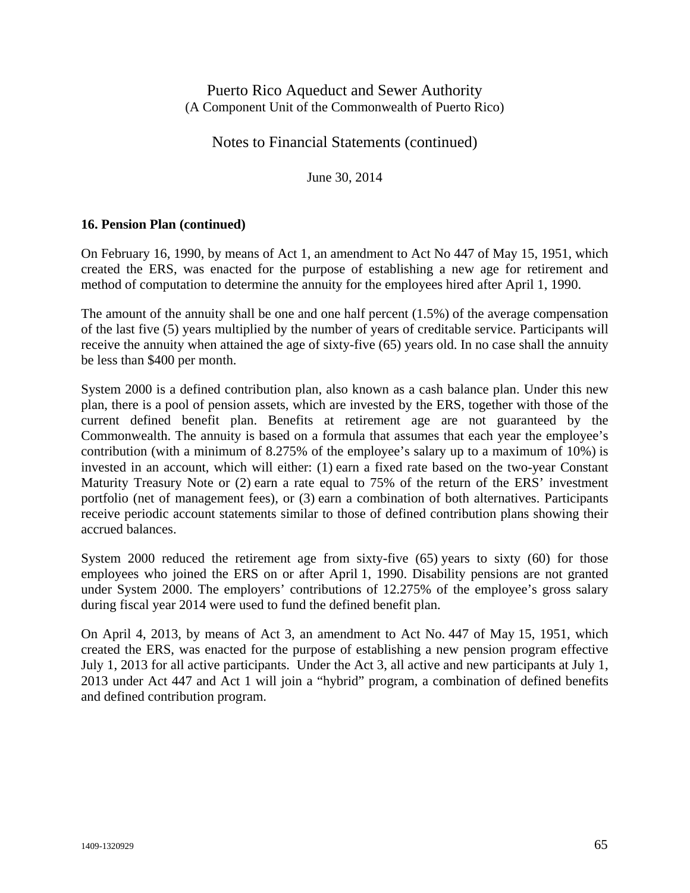### 16. Pension Plan (continued)

On February 16, 1990, by means of Act 1, an amendment to Act No 447 of May 15, 1951, which created the ERS, was enacted for the purpose of establishing a new age for retirement and method of computation to determine the annuity for the employees hired after April 1, 1990.

The amount of the annuity shall be one and one half percent (1.5%) of the average compensation of the last five (5) years multiplied by the number of years of creditable service. Participants will receive the annuity when attained the age of sixty-five (65) years old. In no case shall the annuity be less than $400 per month.

System 2000 is a defined contribution plan, also known as a cash balance plan. Under this new plan, there is a pool of pension assets, which are invested by the ERS, together with those of the current defined benefit plan. Benefits at retirement age are not guaranteed by the Commonwealth. The annuity is based on a formula that assumes that each year the employee's contribution (with a minimum of 8.275% of the employee's salary up to a maximum of 10%) is invested in an account, which will either: (1) earn a fixed rate based on the two-year Constant Maturity Treasury Note or (2) earn a rate equal to 75% of the return of the ERS' investment portfolio (net of management fees), or (3) earn a combination of both alternatives. Participants receive periodic account statements similar to those of defined contribution plans showing their accrued balances.

System 2000 reduced the retirement age from sixty-five (65) years to sixty (60) for those employees who joined the ERS on or after April 1, 1990. Disability pensions are not granted under System 2000. The employers' contributions of 12.275% of the employee's gross salary during fiscal year 2014 were used to fund the defined benefit plan.

On April 4, 2013, by means of Act 3, an amendment to Act No. 447 of May 15, 1951, which created the ERS, was enacted for the purpose of establishing a new pension program effective July 1, 2013 for all active participants. Under the Act 3, all active and new participants at July 1, 2013 under Act 447 and Act 1 will join a "hybrid" program, a combination of defined benefits and defined contribution program.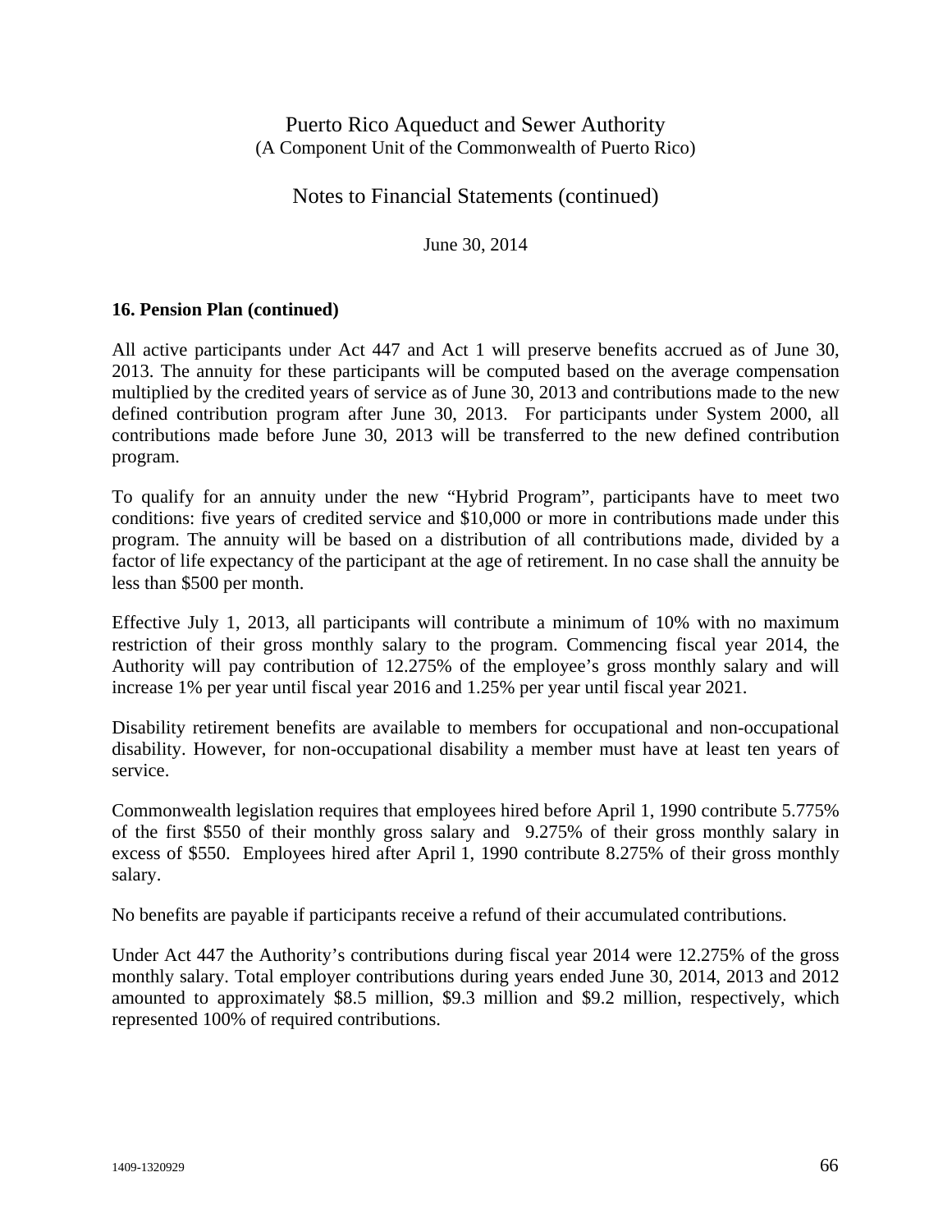### 16. Pension Plan (continued)

All active participants under Act 447 and Act 1 will preserve benefits accrued as of June 30, 2013. The annuity for these participants will be computed based on the average compensation multiplied by the credited years of service as of June 30, 2013 and contributions made to the new defined contribution program after June 30, 2013. For participants under System 2000, all contributions made before June 30, 2013 will be transferred to the new defined contribution program.

To qualify for an annuity under the new "Hybrid Program", participants have to meet two conditions: five years of credited service and $10,000 or more in contributions made under this program. The annuity will be based on a distribution of all contributions made, divided by a factor of life expectancy of the participant at the age of retirement. In no case shall the annuity be less than $500 per month.

Effective July 1, 2013, all participants will contribute a minimum of 10% with no maximum restriction of their gross monthly salary to the program. Commencing fiscal year 2014, the Authority will pay contribution of 12.275% of the employee's gross monthly salary and will increase 1% per year until fiscal year 2016 and 1.25% per year until fiscal year 2021.

Disability retirement benefits are available to members for occupational and non-occupational disability. However, for non-occupational disability a member must have at least ten years of service.

Commonwealth legislation requires that employees hired before April 1, 1990 contribute 5.775% of the first $550 of their monthly gross salary and 9.275% of their gross monthly salary in excess of $550. Employees hired after April 1, 1990 contribute 8.275% of their gross monthly salary.

No benefits are payable if participants receive a refund of their accumulated contributions.

Under Act 447 the Authority's contributions during fiscal year 2014 were 12.275% of the gross monthly salary. Total employer contributions during years ended June 30, 2014, 2013 and 2012 amounted to approximately $8.5 million, $9.3 million and $9.2 million, respectively, which represented 100% of required contributions.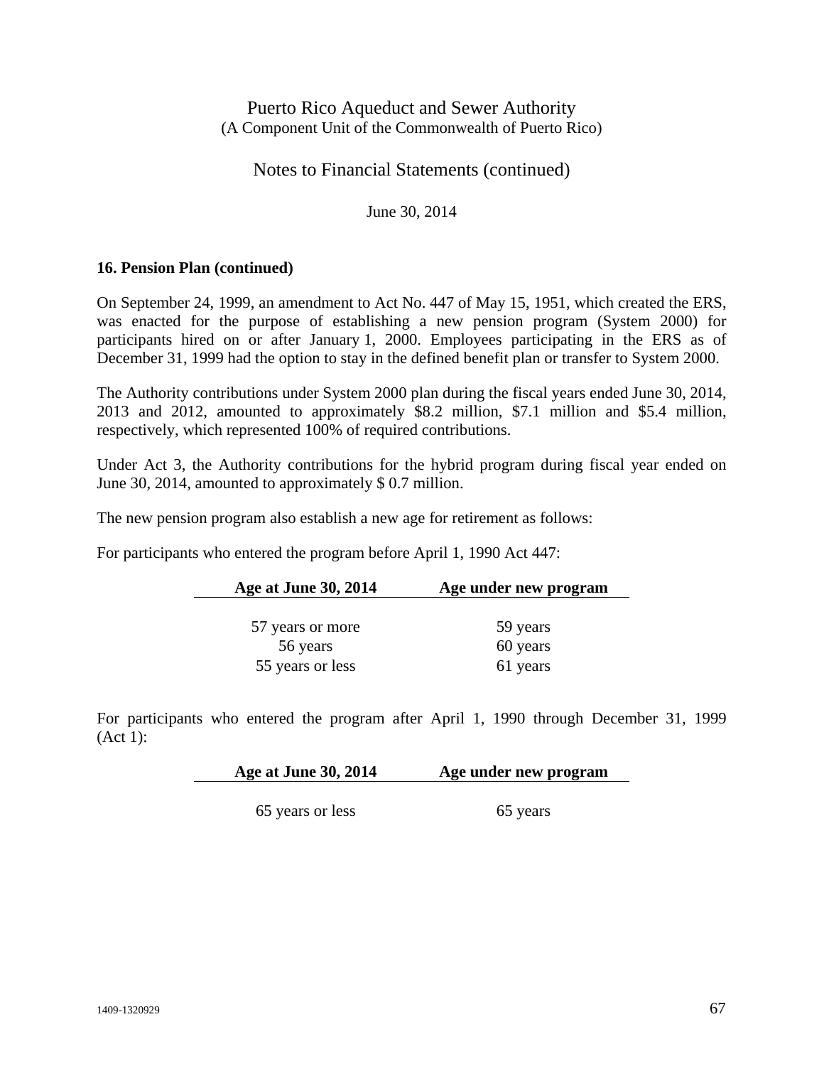## 16. Pension Plan (continued)

On September 24, 1999, an amendment to Act No. 447 of May 15, 1951, which created the ERS, was enacted for the purpose of establishing a new pension program (System 2000) for participants hired on or after January 1, 2000. Employees participating in the ERS as of December 31, 1999 had the option to stay in the defined benefit plan or transfer to System 2000.

The Authority contributions under System 2000 plan during the fiscal years ended June 30, 2014, 2013 and 2012, amounted to approximately $8.2 million, $7.1 million and $5.4 million, respectively, which represented 100% of required contributions.

Under Act 3, the Authority contributions for the hybrid program during fiscal year ended on June 30, 2014, amounted to approximately $ 0.7 million.

The new pension program also establish a new age for retirement as follows:

For participants who entered the program before April 1, 1990 Act 447:

| Age at June 30, 2014 | Age under new program |
|---|---|
| 57 years or more | 59 years |
| 56 years | 60 years |
| 55 years or less | 61 years |

For participants who entered the program after April 1, 1990 through December 31, 1999 (Act 1):

| Age at June 30, 2014 | Age under new program |
|---|---|
| 65 years or less | 65 years |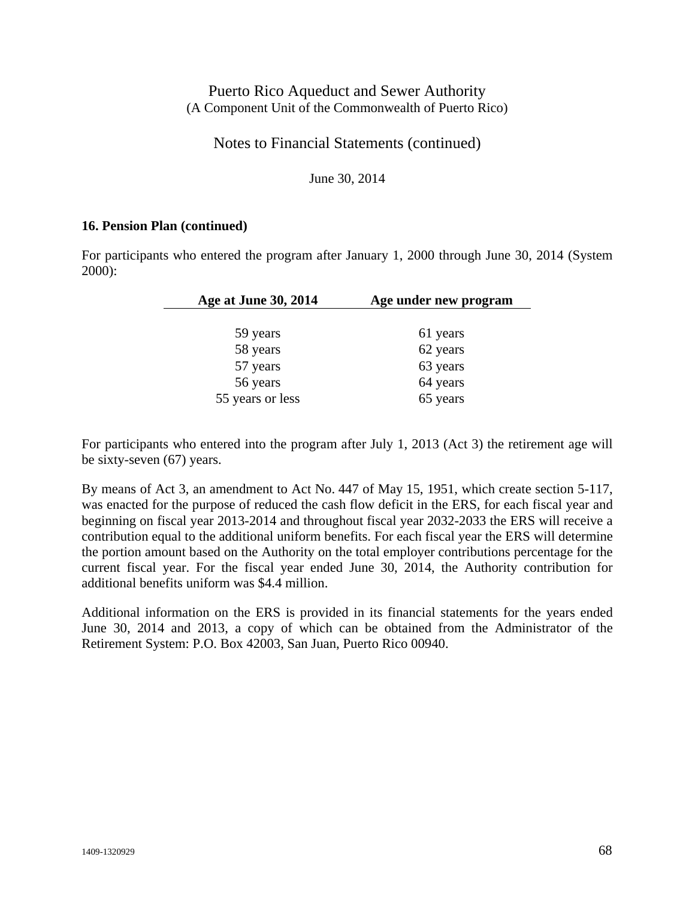### 16. Pension Plan (continued)

For participants who entered the program after January 1, 2000 through June 30, 2014 (System 2000):

| Age at June 30, 2014 | Age under new program |
|---|---|
| 59 years | 61 years |
| 58 years | 62 years |
| 57 years | 63 years |
| 56 years | 64 years |
| 55 years or less | 65 years |

For participants who entered into the program after July 1, 2013 (Act 3) the retirement age will be sixty-seven (67) years.

By means of Act 3, an amendment to Act No. 447 of May 15, 1951, which create section 5-117, was enacted for the purpose of reduced the cash flow deficit in the ERS, for each fiscal year and beginning on fiscal year 2013-2014 and throughout fiscal year 2032-2033 the ERS will receive a contribution equal to the additional uniform benefits. For each fiscal year the ERS will determine the portion amount based on the Authority on the total employer contributions percentage for the current fiscal year. For the fiscal year ended June 30, 2014, the Authority contribution for additional benefits uniform was $4.4 million.

Additional information on the ERS is provided in its financial statements for the years ended June 30, 2014 and 2013, a copy of which can be obtained from the Administrator of the Retirement System: P.O. Box 42003, San Juan, Puerto Rico 00940.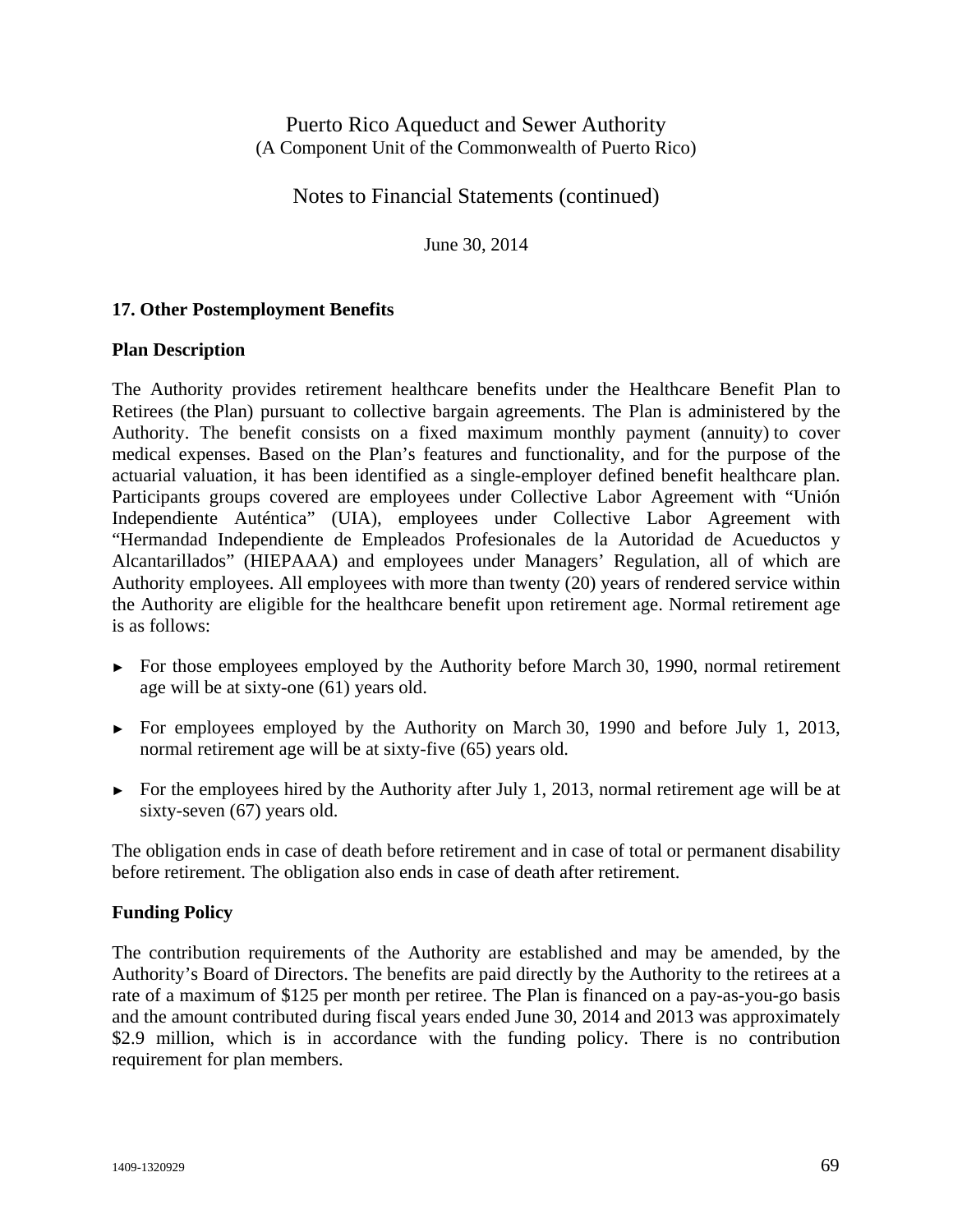## 17. Other Postemployment Benefits

### Plan Description

The Authority provides retirement healthcare benefits under the Healthcare Benefit Plan to Retirees (the Plan) pursuant to collective bargain agreements. The Plan is administered by the Authority. The benefit consists on a fixed maximum monthly payment (annuity) to cover medical expenses. Based on the Plan's features and functionality, and for the purpose of the actuarial valuation, it has been identified as a single-employer defined benefit healthcare plan. Participants groups covered are employees under Collective Labor Agreement with "Unión Independiente Auténtica" (UIA), employees under Collective Labor Agreement with "Hermandad Independiente de Empleados Profesionales de la Autoridad de Acueductos y Alcantarillados" (HIEPAAA) and employees under Managers' Regulation, all of which are Authority employees. All employees with more than twenty (20) years of rendered service within the Authority are eligible for the healthcare benefit upon retirement age. Normal retirement age is as follows:

- For those employees employed by the Authority before March 30, 1990, normal retirement age will be at sixty-one (61) years old.
- For employees employed by the Authority on March 30, 1990 and before July 1, 2013, normal retirement age will be at sixty-five (65) years old.
- For the employees hired by the Authority after July 1, 2013, normal retirement age will be at sixty-seven (67) years old.

The obligation ends in case of death before retirement and in case of total or permanent disability before retirement. The obligation also ends in case of death after retirement.

### Funding Policy

The contribution requirements of the Authority are established and may be amended, by the Authority's Board of Directors. The benefits are paid directly by the Authority to the retirees at a rate of a maximum of $125 per month per retiree. The Plan is financed on a pay-as-you-go basis and the amount contributed during fiscal years ended June 30, 2014 and 2013 was approximately $2.9 million, which is in accordance with the funding policy. There is no contribution requirement for plan members.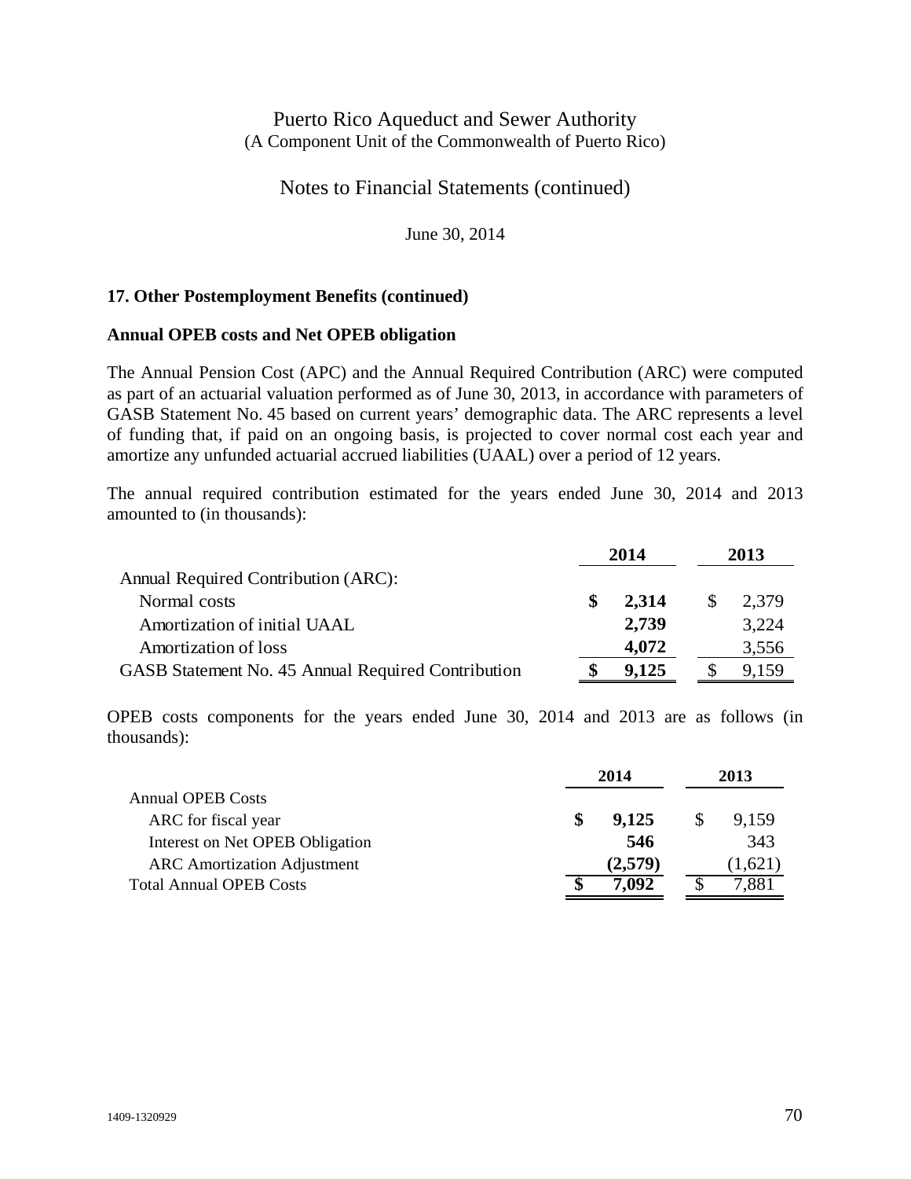Puerto Rico Aqueduct and Sewer Authority
(A Component Unit of the Commonwealth of Puerto Rico)

Notes to Financial Statements (continued)

June 30, 2014

### 17. Other Postemployment Benefits (continued)

#### Annual OPEB costs and Net OPEB obligation

The Annual Pension Cost (APC) and the Annual Required Contribution (ARC) were computed as part of an actuarial valuation performed as of June 30, 2013, in accordance with parameters of GASB Statement No. 45 based on current years' demographic data. The ARC represents a level of funding that, if paid on an ongoing basis, is projected to cover normal cost each year and amortize any unfunded actuarial accrued liabilities (UAAL) over a period of 12 years.

The annual required contribution estimated for the years ended June 30, 2014 and 2013 amounted to (in thousands):

| | 2014 | 2013 |
|---|---|---|
| Annual Required Contribution (ARC): | | |
| Normal costs | **$ 2,314** | $ 2,379 |
| Amortization of initial UAAL | **2,739** | 3,224 |
| Amortization of loss | **4,072** | 3,556 |
| GASB Statement No. 45 Annual Required Contribution | **$ 9,125** | $ 9,159 |

OPEB costs components for the years ended June 30, 2014 and 2013 are as follows (in thousands):

| | 2014 | 2013 |
|---|---|---|
| Annual OPEB Costs | | |
| ARC for fiscal year | **$ 9,125** | $ 9,159 |
| Interest on Net OPEB Obligation | **546** | 343 |
| ARC Amortization Adjustment | **(2,579)** | (1,621) |
| Total Annual OPEB Costs | **$ 7,092** | $ 7,881 |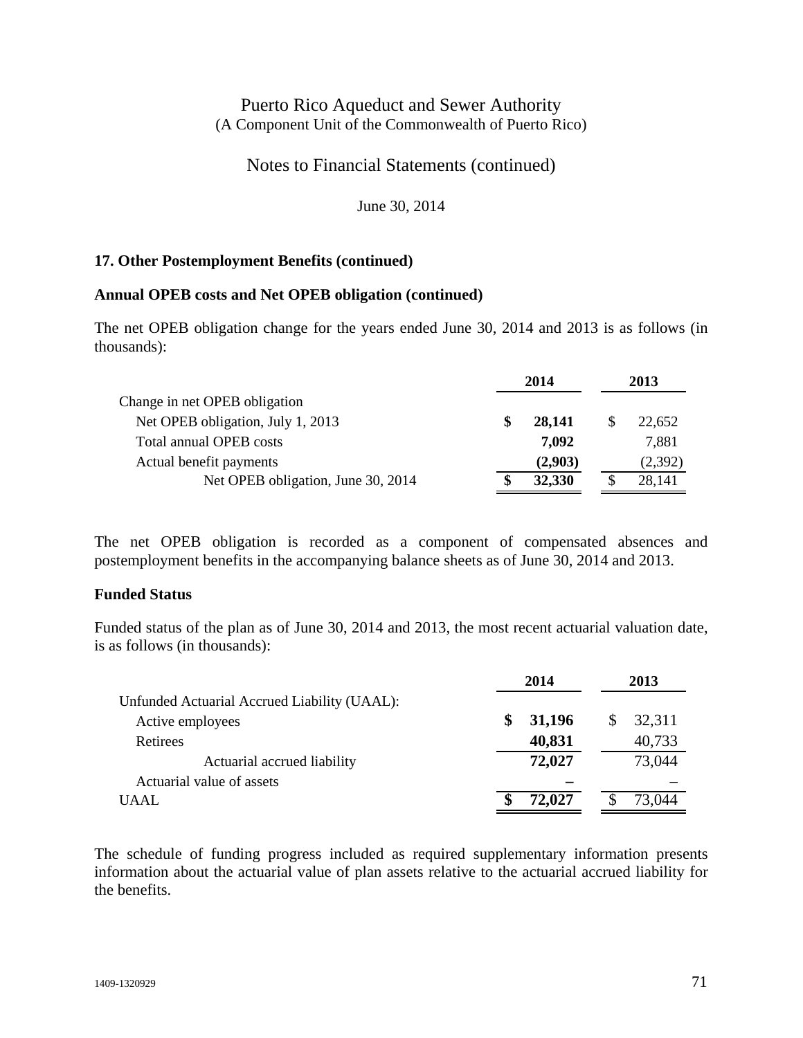## 17. Other Postemployment Benefits (continued)

### Annual OPEB costs and Net OPEB obligation (continued)

The net OPEB obligation change for the years ended June 30, 2014 and 2013 is as follows (in thousands):

| | 2014 | 2013 |
|---|---|---|
| Change in net OPEB obligation | | |
| Net OPEB obligation, July 1, 2013 | **$ 28,141** | $ 22,652 |
| Total annual OPEB costs | **7,092** | 7,881 |
| Actual benefit payments | **(2,903)** | (2,392) |
| Net OPEB obligation, June 30, 2014 | **$ 32,330** | $ 28,141 |

The net OPEB obligation is recorded as a component of compensated absences and postemployment benefits in the accompanying balance sheets as of June 30, 2014 and 2013.

### Funded Status

Funded status of the plan as of June 30, 2014 and 2013, the most recent actuarial valuation date, is as follows (in thousands):

| | 2014 | 2013 |
|---|---|---|
| Unfunded Actuarial Accrued Liability (UAAL): | | |
| Active employees | **$ 31,196** | $ 32,311 |
| Retirees | **40,831** | 40,733 |
| Actuarial accrued liability | **72,027** | 73,044 |
| Actuarial value of assets | **–** | – |
| UAAL | **$ 72,027** | $ 73,044 |

The schedule of funding progress included as required supplementary information presents information about the actuarial value of plan assets relative to the actuarial accrued liability for the benefits.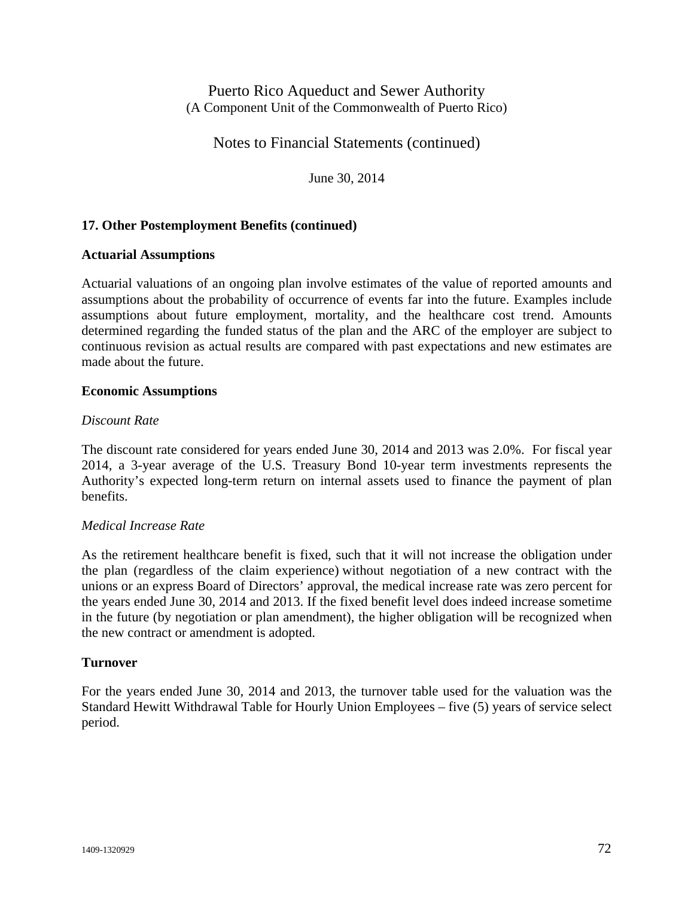## 17. Other Postemployment Benefits (continued)

### Actuarial Assumptions

Actuarial valuations of an ongoing plan involve estimates of the value of reported amounts and assumptions about the probability of occurrence of events far into the future. Examples include assumptions about future employment, mortality, and the healthcare cost trend. Amounts determined regarding the funded status of the plan and the ARC of the employer are subject to continuous revision as actual results are compared with past expectations and new estimates are made about the future.

### Economic Assumptions

*Discount Rate*

The discount rate considered for years ended June 30, 2014 and 2013 was 2.0%. For fiscal year 2014, a 3-year average of the U.S. Treasury Bond 10-year term investments represents the Authority's expected long-term return on internal assets used to finance the payment of plan benefits.

*Medical Increase Rate*

As the retirement healthcare benefit is fixed, such that it will not increase the obligation under the plan (regardless of the claim experience) without negotiation of a new contract with the unions or an express Board of Directors' approval, the medical increase rate was zero percent for the years ended June 30, 2014 and 2013. If the fixed benefit level does indeed increase sometime in the future (by negotiation or plan amendment), the higher obligation will be recognized when the new contract or amendment is adopted.

### Turnover

For the years ended June 30, 2014 and 2013, the turnover table used for the valuation was the Standard Hewitt Withdrawal Table for Hourly Union Employees – five (5) years of service select period.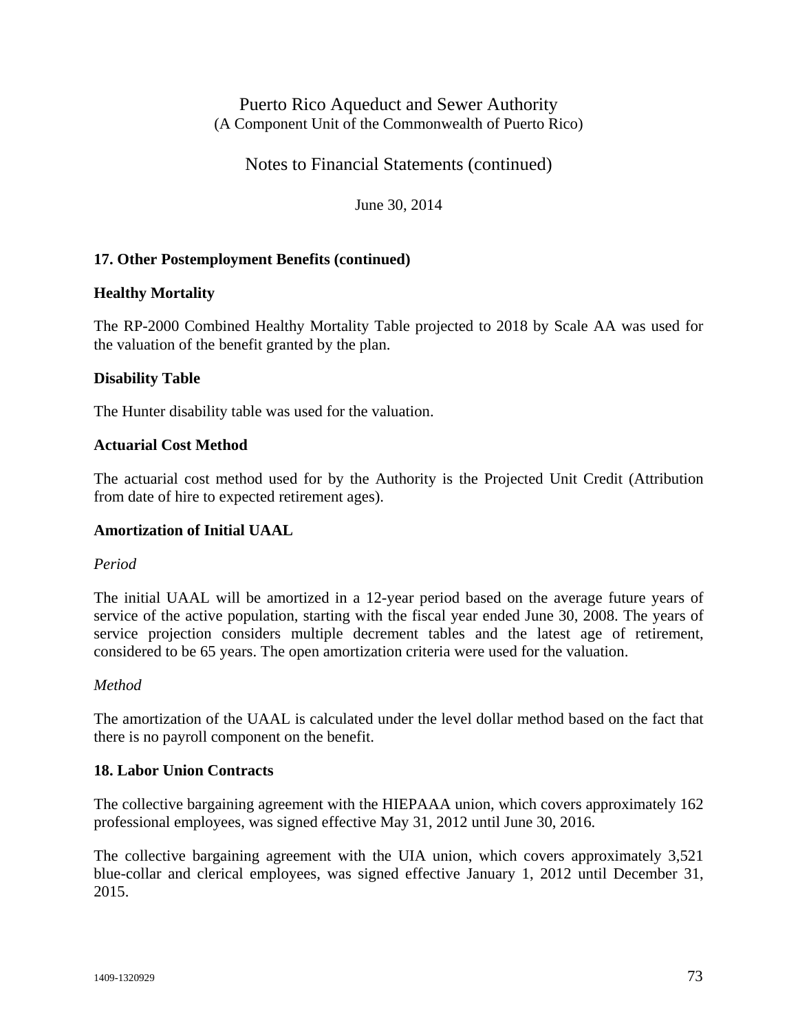### 17. Other Postemployment Benefits (continued)

**Healthy Mortality**

The RP-2000 Combined Healthy Mortality Table projected to 2018 by Scale AA was used for the valuation of the benefit granted by the plan.

**Disability Table**

The Hunter disability table was used for the valuation.

**Actuarial Cost Method**

The actuarial cost method used for by the Authority is the Projected Unit Credit (Attribution from date of hire to expected retirement ages).

**Amortization of Initial UAAL**

*Period*

The initial UAAL will be amortized in a 12-year period based on the average future years of service of the active population, starting with the fiscal year ended June 30, 2008. The years of service projection considers multiple decrement tables and the latest age of retirement, considered to be 65 years. The open amortization criteria were used for the valuation.

*Method*

The amortization of the UAAL is calculated under the level dollar method based on the fact that there is no payroll component on the benefit.

### 18. Labor Union Contracts

The collective bargaining agreement with the HIEPAAA union, which covers approximately 162 professional employees, was signed effective May 31, 2012 until June 30, 2016.

The collective bargaining agreement with the UIA union, which covers approximately 3,521 blue-collar and clerical employees, was signed effective January 1, 2012 until December 31, 2015.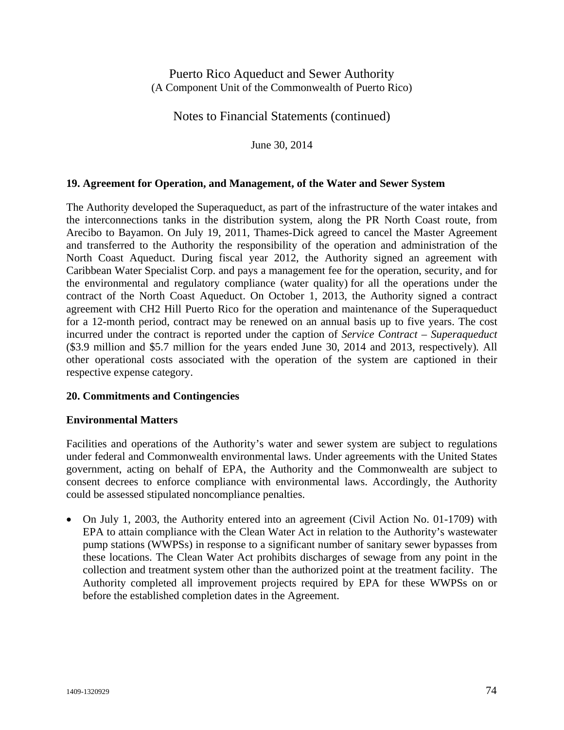## 19. Agreement for Operation, and Management, of the Water and Sewer System

The Authority developed the Superaqueduct, as part of the infrastructure of the water intakes and the interconnections tanks in the distribution system, along the PR North Coast route, from Arecibo to Bayamon. On July 19, 2011, Thames-Dick agreed to cancel the Master Agreement and transferred to the Authority the responsibility of the operation and administration of the North Coast Aqueduct. During fiscal year 2012, the Authority signed an agreement with Caribbean Water Specialist Corp. and pays a management fee for the operation, security, and for the environmental and regulatory compliance (water quality) for all the operations under the contract of the North Coast Aqueduct. On October 1, 2013, the Authority signed a contract agreement with CH2 Hill Puerto Rico for the operation and maintenance of the Superaqueduct for a 12-month period, contract may be renewed on an annual basis up to five years. The cost incurred under the contract is reported under the caption of *Service Contract – Superaqueduct* ($3.9 million and $5.7 million for the years ended June 30, 2014 and 2013, respectively). All other operational costs associated with the operation of the system are captioned in their respective expense category.

## 20. Commitments and Contingencies

### Environmental Matters

Facilities and operations of the Authority's water and sewer system are subject to regulations under federal and Commonwealth environmental laws. Under agreements with the United States government, acting on behalf of EPA, the Authority and the Commonwealth are subject to consent decrees to enforce compliance with environmental laws. Accordingly, the Authority could be assessed stipulated noncompliance penalties.

- On July 1, 2003, the Authority entered into an agreement (Civil Action No. 01-1709) with EPA to attain compliance with the Clean Water Act in relation to the Authority's wastewater pump stations (WWPSs) in response to a significant number of sanitary sewer bypasses from these locations. The Clean Water Act prohibits discharges of sewage from any point in the collection and treatment system other than the authorized point at the treatment facility. The Authority completed all improvement projects required by EPA for these WWPSs on or before the established completion dates in the Agreement.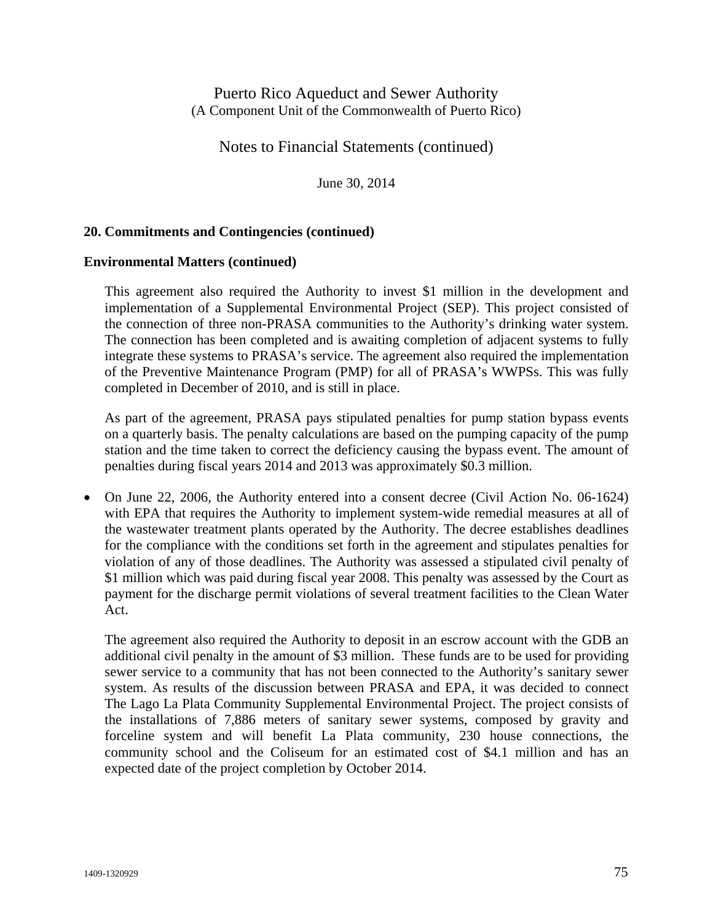### 20. Commitments and Contingencies (continued)

**Environmental Matters (continued)**

This agreement also required the Authority to invest $1 million in the development and implementation of a Supplemental Environmental Project (SEP). This project consisted of the connection of three non-PRASA communities to the Authority's drinking water system. The connection has been completed and is awaiting completion of adjacent systems to fully integrate these systems to PRASA's service. The agreement also required the implementation of the Preventive Maintenance Program (PMP) for all of PRASA's WWPSs. This was fully completed in December of 2010, and is still in place.

As part of the agreement, PRASA pays stipulated penalties for pump station bypass events on a quarterly basis. The penalty calculations are based on the pumping capacity of the pump station and the time taken to correct the deficiency causing the bypass event. The amount of penalties during fiscal years 2014 and 2013 was approximately $0.3 million.

- On June 22, 2006, the Authority entered into a consent decree (Civil Action No. 06-1624) with EPA that requires the Authority to implement system-wide remedial measures at all of the wastewater treatment plants operated by the Authority. The decree establishes deadlines for the compliance with the conditions set forth in the agreement and stipulates penalties for violation of any of those deadlines. The Authority was assessed a stipulated civil penalty of $1 million which was paid during fiscal year 2008. This penalty was assessed by the Court as payment for the discharge permit violations of several treatment facilities to the Clean Water Act.

  The agreement also required the Authority to deposit in an escrow account with the GDB an additional civil penalty in the amount of $3 million. These funds are to be used for providing sewer service to a community that has not been connected to the Authority's sanitary sewer system. As results of the discussion between PRASA and EPA, it was decided to connect The Lago La Plata Community Supplemental Environmental Project. The project consists of the installations of 7,886 meters of sanitary sewer systems, composed by gravity and forceline system and will benefit La Plata community, 230 house connections, the community school and the Coliseum for an estimated cost of $4.1 million and has an expected date of the project completion by October 2014.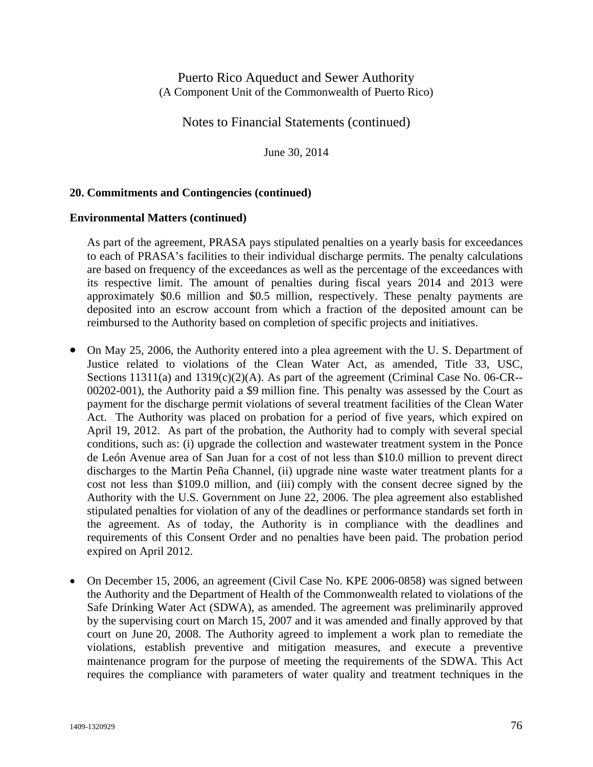Puerto Rico Aqueduct and Sewer Authority
(A Component Unit of the Commonwealth of Puerto Rico)

Notes to Financial Statements (continued)

June 30, 2014

**20. Commitments and Contingencies (continued)**

**Environmental Matters (continued)**

As part of the agreement, PRASA pays stipulated penalties on a yearly basis for exceedances to each of PRASA's facilities to their individual discharge permits. The penalty calculations are based on frequency of the exceedances as well as the percentage of the exceedances with its respective limit. The amount of penalties during fiscal years 2014 and 2013 were approximately $0.6 million and $0.5 million, respectively. These penalty payments are deposited into an escrow account from which a fraction of the deposited amount can be reimbursed to the Authority based on completion of specific projects and initiatives.

- On May 25, 2006, the Authority entered into a plea agreement with the U. S. Department of Justice related to violations of the Clean Water Act, as amended, Title 33, USC, Sections 11311(a) and 1319(c)(2)(A). As part of the agreement (Criminal Case No. 06-CR--00202-001), the Authority paid a $9 million fine. This penalty was assessed by the Court as payment for the discharge permit violations of several treatment facilities of the Clean Water Act. The Authority was placed on probation for a period of five years, which expired on April 19, 2012. As part of the probation, the Authority had to comply with several special conditions, such as: (i) upgrade the collection and wastewater treatment system in the Ponce de León Avenue area of San Juan for a cost of not less than $10.0 million to prevent direct discharges to the Martin Peña Channel, (ii) upgrade nine waste water treatment plants for a cost not less than $109.0 million, and (iii) comply with the consent decree signed by the Authority with the U.S. Government on June 22, 2006. The plea agreement also established stipulated penalties for violation of any of the deadlines or performance standards set forth in the agreement. As of today, the Authority is in compliance with the deadlines and requirements of this Consent Order and no penalties have been paid. The probation period expired on April 2012.

- On December 15, 2006, an agreement (Civil Case No. KPE 2006-0858) was signed between the Authority and the Department of Health of the Commonwealth related to violations of the Safe Drinking Water Act (SDWA), as amended. The agreement was preliminarily approved by the supervising court on March 15, 2007 and it was amended and finally approved by that court on June 20, 2008. The Authority agreed to implement a work plan to remediate the violations, establish preventive and mitigation measures, and execute a preventive maintenance program for the purpose of meeting the requirements of the SDWA. This Act requires the compliance with parameters of water quality and treatment techniques in the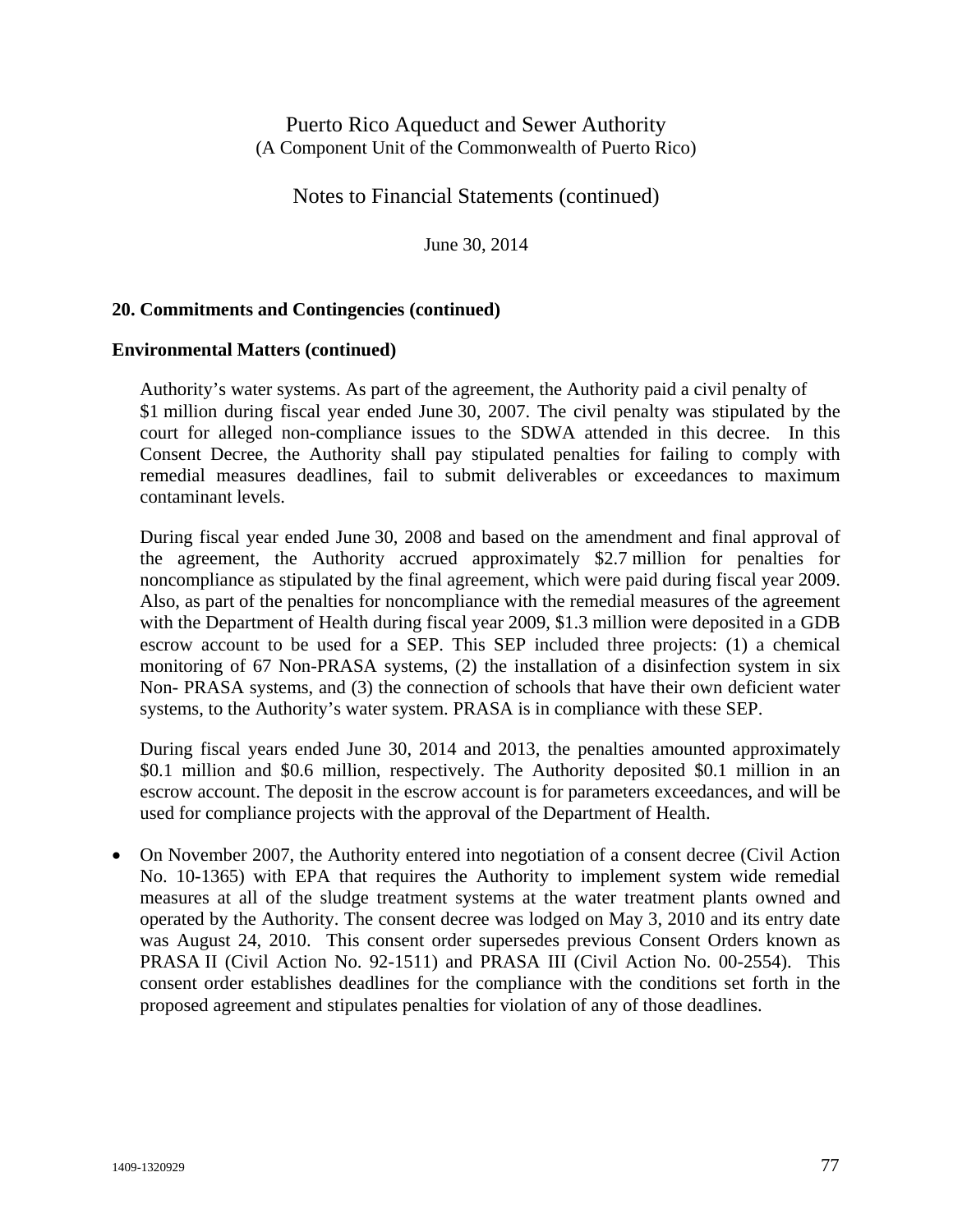## 20. Commitments and Contingencies (continued)

### Environmental Matters (continued)

Authority's water systems. As part of the agreement, the Authority paid a civil penalty of $1 million during fiscal year ended June 30, 2007. The civil penalty was stipulated by the court for alleged non-compliance issues to the SDWA attended in this decree. In this Consent Decree, the Authority shall pay stipulated penalties for failing to comply with remedial measures deadlines, fail to submit deliverables or exceedances to maximum contaminant levels.

During fiscal year ended June 30, 2008 and based on the amendment and final approval of the agreement, the Authority accrued approximately $2.7 million for penalties for noncompliance as stipulated by the final agreement, which were paid during fiscal year 2009. Also, as part of the penalties for noncompliance with the remedial measures of the agreement with the Department of Health during fiscal year 2009, $1.3 million were deposited in a GDB escrow account to be used for a SEP. This SEP included three projects: (1) a chemical monitoring of 67 Non-PRASA systems, (2) the installation of a disinfection system in six Non- PRASA systems, and (3) the connection of schools that have their own deficient water systems, to the Authority's water system. PRASA is in compliance with these SEP.

During fiscal years ended June 30, 2014 and 2013, the penalties amounted approximately $0.1 million and $0.6 million, respectively. The Authority deposited $0.1 million in an escrow account. The deposit in the escrow account is for parameters exceedances, and will be used for compliance projects with the approval of the Department of Health.

- On November 2007, the Authority entered into negotiation of a consent decree (Civil Action No. 10-1365) with EPA that requires the Authority to implement system wide remedial measures at all of the sludge treatment systems at the water treatment plants owned and operated by the Authority. The consent decree was lodged on May 3, 2010 and its entry date was August 24, 2010. This consent order supersedes previous Consent Orders known as PRASA II (Civil Action No. 92-1511) and PRASA III (Civil Action No. 00-2554). This consent order establishes deadlines for the compliance with the conditions set forth in the proposed agreement and stipulates penalties for violation of any of those deadlines.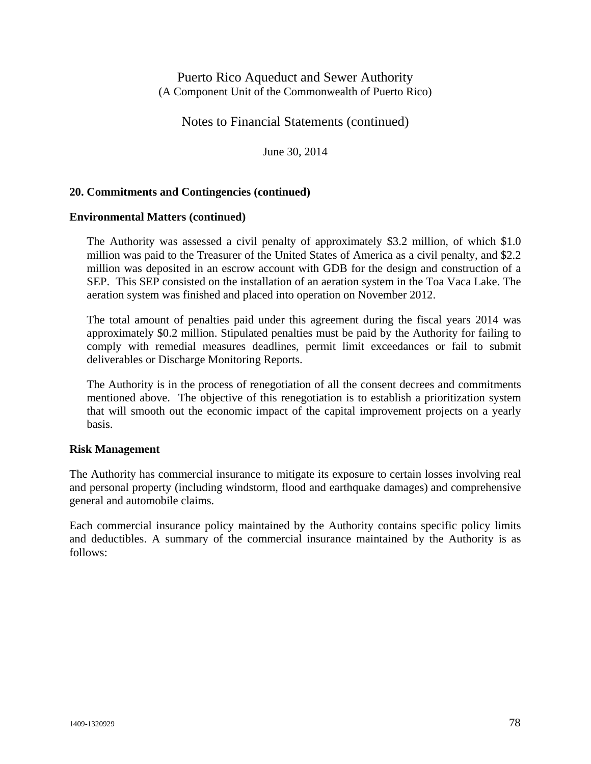## 20. Commitments and Contingencies (continued)

### Environmental Matters (continued)

The Authority was assessed a civil penalty of approximately $3.2 million, of which $1.0 million was paid to the Treasurer of the United States of America as a civil penalty, and $2.2 million was deposited in an escrow account with GDB for the design and construction of a SEP. This SEP consisted on the installation of an aeration system in the Toa Vaca Lake. The aeration system was finished and placed into operation on November 2012.

The total amount of penalties paid under this agreement during the fiscal years 2014 was approximately $0.2 million. Stipulated penalties must be paid by the Authority for failing to comply with remedial measures deadlines, permit limit exceedances or fail to submit deliverables or Discharge Monitoring Reports.

The Authority is in the process of renegotiation of all the consent decrees and commitments mentioned above. The objective of this renegotiation is to establish a prioritization system that will smooth out the economic impact of the capital improvement projects on a yearly basis.

### Risk Management

The Authority has commercial insurance to mitigate its exposure to certain losses involving real and personal property (including windstorm, flood and earthquake damages) and comprehensive general and automobile claims.

Each commercial insurance policy maintained by the Authority contains specific policy limits and deductibles. A summary of the commercial insurance maintained by the Authority is as follows: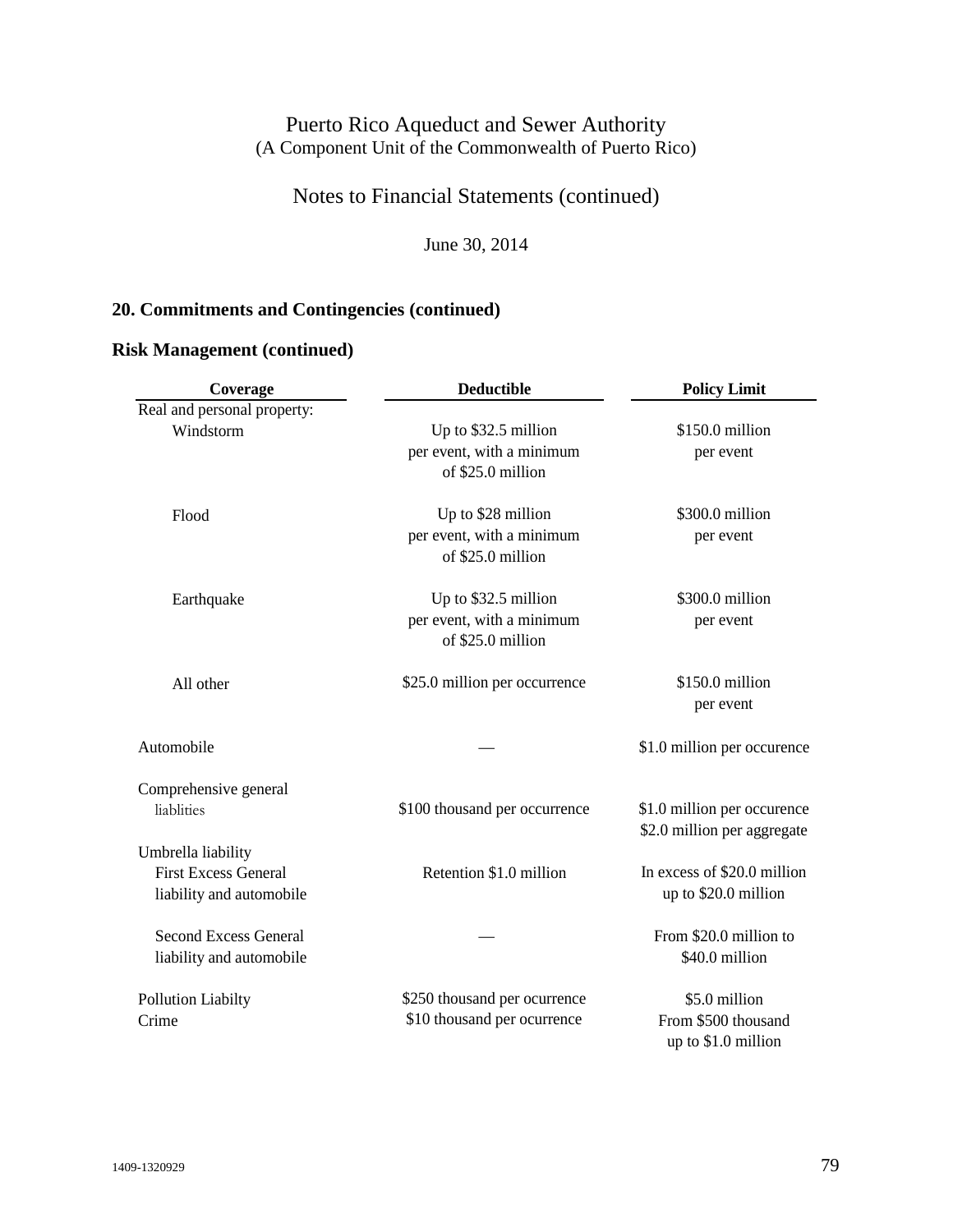Puerto Rico Aqueduct and Sewer Authority
(A Component Unit of the Commonwealth of Puerto Rico)

Notes to Financial Statements (continued)

June 30, 2014

## 20. Commitments and Contingencies (continued)

### Risk Management (continued)

| Coverage | Deductible | Policy Limit |
|---|---|---|
| Real and personal property: | | |
| Windstorm | Up to $32.5 million per event, with a minimum of $25.0 million | $150.0 million per event |
| Flood | Up to $28 million per event, with a minimum of $25.0 million | $300.0 million per event |
| Earthquake | Up to $32.5 million per event, with a minimum of $25.0 million | $300.0 million per event |
| All other | $25.0 million per occurrence | $150.0 million per event |
| Automobile | — | $1.0 million per occurence |
| Comprehensive general liablities | $100 thousand per occurrence | $1.0 million per occurence $2.0 million per aggregate |
| Umbrella liability | | |
| First Excess General liability and automobile | Retention $1.0 million | In excess of $20.0 million up to $20.0 million |
| Second Excess General liability and automobile | — | From $20.0 million to $40.0 million |
| Pollution Liabilty | $250 thousand per ocurrence | $5.0 million |
| Crime | $10 thousand per ocurrence | From $500 thousand up to $1.0 million |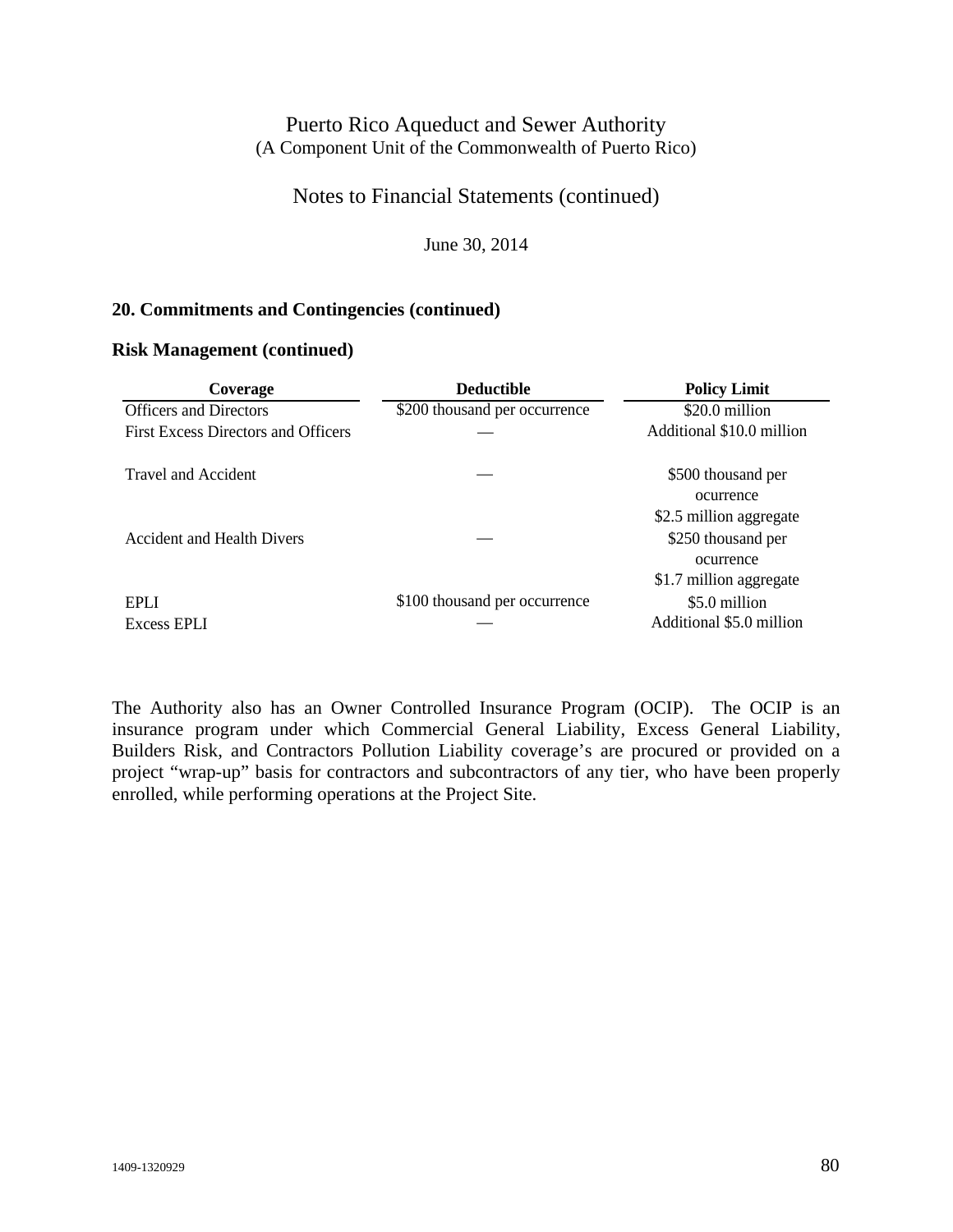Puerto Rico Aqueduct and Sewer Authority
(A Component Unit of the Commonwealth of Puerto Rico)

Notes to Financial Statements (continued)

June 30, 2014

### 20. Commitments and Contingencies (continued)

#### Risk Management (continued)

| Coverage | Deductible | Policy Limit |
|---|---|---|
| Officers and Directors | $200 thousand per occurrence | $20.0 million |
| First Excess Directors and Officers | — | Additional $10.0 million |
| Travel and Accident | — | $500 thousand per ocurrence<br>$2.5 million aggregate |
| Accident and Health Divers | — | $250 thousand per ocurrence<br>$1.7 million aggregate |
| EPLI | $100 thousand per occurrence | $5.0 million |
| Excess EPLI | — | Additional $5.0 million |

The Authority also has an Owner Controlled Insurance Program (OCIP). The OCIP is an insurance program under which Commercial General Liability, Excess General Liability, Builders Risk, and Contractors Pollution Liability coverage's are procured or provided on a project "wrap-up" basis for contractors and subcontractors of any tier, who have been properly enrolled, while performing operations at the Project Site.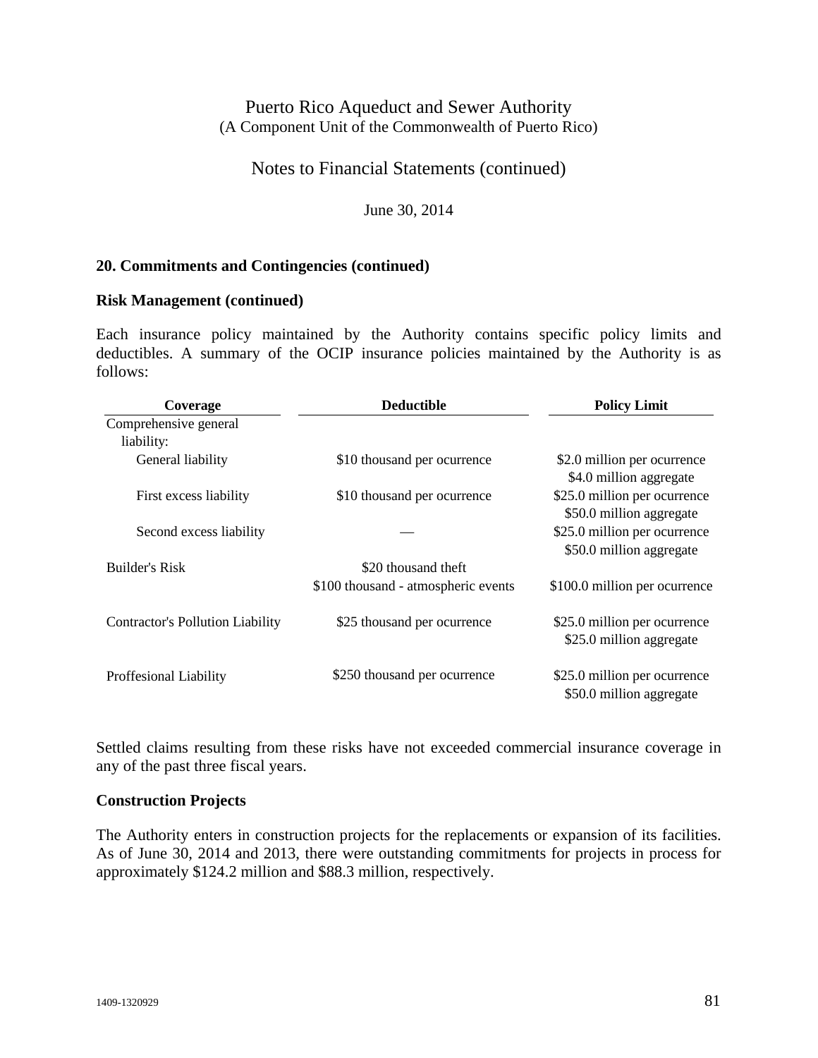Puerto Rico Aqueduct and Sewer Authority
(A Component Unit of the Commonwealth of Puerto Rico)

Notes to Financial Statements (continued)

June 30, 2014

### 20. Commitments and Contingencies (continued)

#### Risk Management (continued)

Each insurance policy maintained by the Authority contains specific policy limits and deductibles. A summary of the OCIP insurance policies maintained by the Authority is as follows:

| Coverage | Deductible | Policy Limit |
|---|---|---|
| Comprehensive general liability: | | |
| General liability | \$10 thousand per ocurrence | \$2.0 million per ocurrence<br>\$4.0 million aggregate |
| First excess liability | \$10 thousand per ocurrence | \$25.0 million per ocurrence<br>\$50.0 million aggregate |
| Second excess liability | — | \$25.0 million per ocurrence<br>\$50.0 million aggregate |
| Builder's Risk | \$20 thousand theft<br>\$100 thousand - atmospheric events | \$100.0 million per ocurrence |
| Contractor's Pollution Liability | \$25 thousand per ocurrence | \$25.0 million per ocurrence<br>\$25.0 million aggregate |
| Proffesional Liability | \$250 thousand per ocurrence | \$25.0 million per ocurrence<br>\$50.0 million aggregate |

Settled claims resulting from these risks have not exceeded commercial insurance coverage in any of the past three fiscal years.

#### Construction Projects

The Authority enters in construction projects for the replacements or expansion of its facilities. As of June 30, 2014 and 2013, there were outstanding commitments for projects in process for approximately \$124.2 million and \$88.3 million, respectively.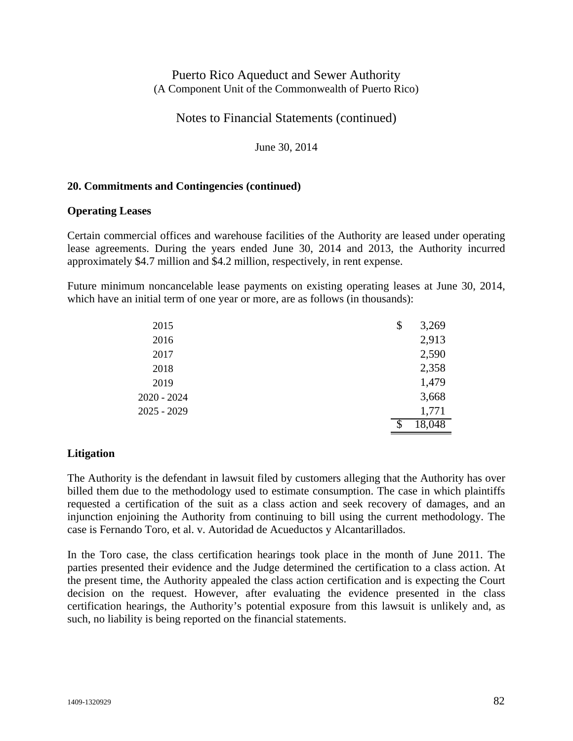## 20. Commitments and Contingencies (continued)

### Operating Leases

Certain commercial offices and warehouse facilities of the Authority are leased under operating lease agreements. During the years ended June 30, 2014 and 2013, the Authority incurred approximately $4.7 million and $4.2 million, respectively, in rent expense.

Future minimum noncancelable lease payments on existing operating leases at June 30, 2014, which have an initial term of one year or more, are as follows (in thousands):

| | |
|---|---|
| 2015 | $ 3,269 |
| 2016 | 2,913 |
| 2017 | 2,590 |
| 2018 | 2,358 |
| 2019 | 1,479 |
| 2020 - 2024 | 3,668 |
| 2025 - 2029 | 1,771 |
| | $ 18,048 |

### Litigation

The Authority is the defendant in lawsuit filed by customers alleging that the Authority has over billed them due to the methodology used to estimate consumption. The case in which plaintiffs requested a certification of the suit as a class action and seek recovery of damages, and an injunction enjoining the Authority from continuing to bill using the current methodology. The case is Fernando Toro, et al. v. Autoridad de Acueductos y Alcantarillados.

In the Toro case, the class certification hearings took place in the month of June 2011. The parties presented their evidence and the Judge determined the certification to a class action. At the present time, the Authority appealed the class action certification and is expecting the Court decision on the request. However, after evaluating the evidence presented in the class certification hearings, the Authority's potential exposure from this lawsuit is unlikely and, as such, no liability is being reported on the financial statements.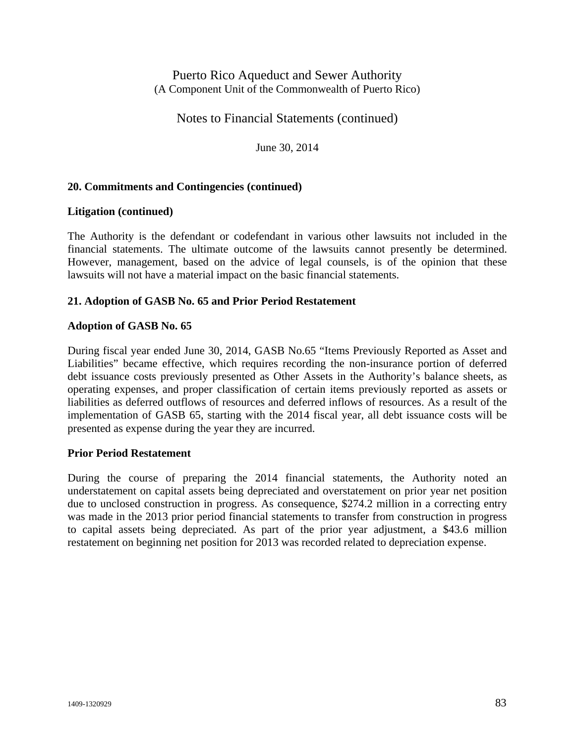## 20. Commitments and Contingencies (continued)

### Litigation (continued)

The Authority is the defendant or codefendant in various other lawsuits not included in the financial statements. The ultimate outcome of the lawsuits cannot presently be determined. However, management, based on the advice of legal counsels, is of the opinion that these lawsuits will not have a material impact on the basic financial statements.

## 21. Adoption of GASB No. 65 and Prior Period Restatement

### Adoption of GASB No. 65

During fiscal year ended June 30, 2014, GASB No.65 "Items Previously Reported as Asset and Liabilities" became effective, which requires recording the non-insurance portion of deferred debt issuance costs previously presented as Other Assets in the Authority's balance sheets, as operating expenses, and proper classification of certain items previously reported as assets or liabilities as deferred outflows of resources and deferred inflows of resources. As a result of the implementation of GASB 65, starting with the 2014 fiscal year, all debt issuance costs will be presented as expense during the year they are incurred.

### Prior Period Restatement

During the course of preparing the 2014 financial statements, the Authority noted an understatement on capital assets being depreciated and overstatement on prior year net position due to unclosed construction in progress. As consequence, $274.2 million in a correcting entry was made in the 2013 prior period financial statements to transfer from construction in progress to capital assets being depreciated. As part of the prior year adjustment, a $43.6 million restatement on beginning net position for 2013 was recorded related to depreciation expense.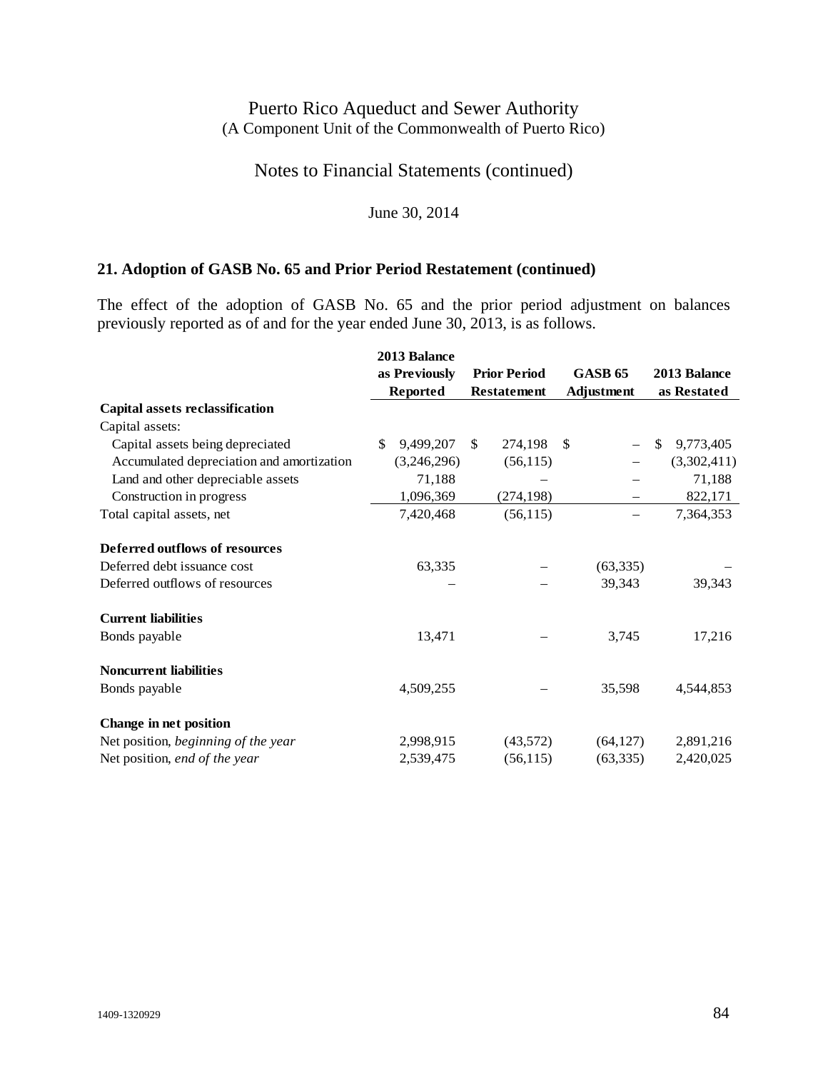Puerto Rico Aqueduct and Sewer Authority
(A Component Unit of the Commonwealth of Puerto Rico)

Notes to Financial Statements (continued)

June 30, 2014

## 21. Adoption of GASB No. 65 and Prior Period Restatement (continued)

The effect of the adoption of GASB No. 65 and the prior period adjustment on balances previously reported as of and for the year ended June 30, 2013, is as follows.

| | 2013 Balance as Previously Reported | Prior Period Restatement | GASB 65 Adjustment | 2013 Balance as Restated |
|---|---|---|---|---|
| **Capital assets reclassification** | | | | |
| Capital assets: | | | | |
| Capital assets being depreciated | $ 9,499,207 | $ 274,198 | $ – | $ 9,773,405 |
| Accumulated depreciation and amortization | (3,246,296) | (56,115) | – | (3,302,411) |
| Land and other depreciable assets | 71,188 | – | – | 71,188 |
| Construction in progress | 1,096,369 | (274,198) | – | 822,171 |
| Total capital assets, net | 7,420,468 | (56,115) | – | 7,364,353 |
| **Deferred outflows of resources** | | | | |
| Deferred debt issuance cost | 63,335 | – | (63,335) | – |
| Deferred outflows of resources | – | – | 39,343 | 39,343 |
| **Current liabilities** | | | | |
| Bonds payable | 13,471 | – | 3,745 | 17,216 |
| **Noncurrent liabilities** | | | | |
| Bonds payable | 4,509,255 | – | 35,598 | 4,544,853 |
| **Change in net position** | | | | |
| Net position, *beginning of the year* | 2,998,915 | (43,572) | (64,127) | 2,891,216 |
| Net position, *end of the year* | 2,539,475 | (56,115) | (63,335) | 2,420,025 |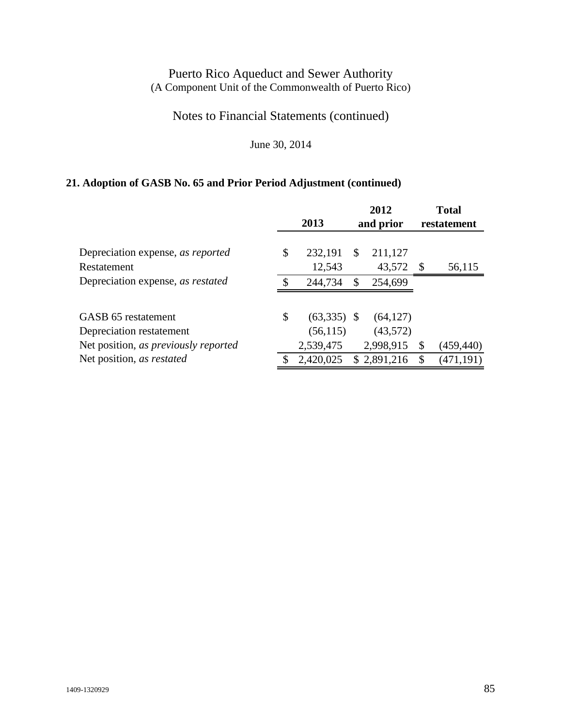Puerto Rico Aqueduct and Sewer Authority
(A Component Unit of the Commonwealth of Puerto Rico)

Notes to Financial Statements (continued)

June 30, 2014

## 21. Adoption of GASB No. 65 and Prior Period Adjustment (continued)

| | 2013 | 2012 and prior | Total restatement |
|---|---|---|---|
| Depreciation expense, *as reported* | $ 232,191 | $ 211,127 | |
| Restatement | 12,543 | 43,572 | $ 56,115 |
| Depreciation expense, *as restated* | $ 244,734 | $ 254,699 | |
| | | | |
| GASB 65 restatement | $ (63,335) | $ (64,127) | |
| Depreciation restatement | (56,115) | (43,572) | |
| Net position, *as previously reported* | 2,539,475 | 2,998,915 | $ (459,440) |
| Net position, *as restated* | $ 2,420,025 | $ 2,891,216 | $ (471,191) |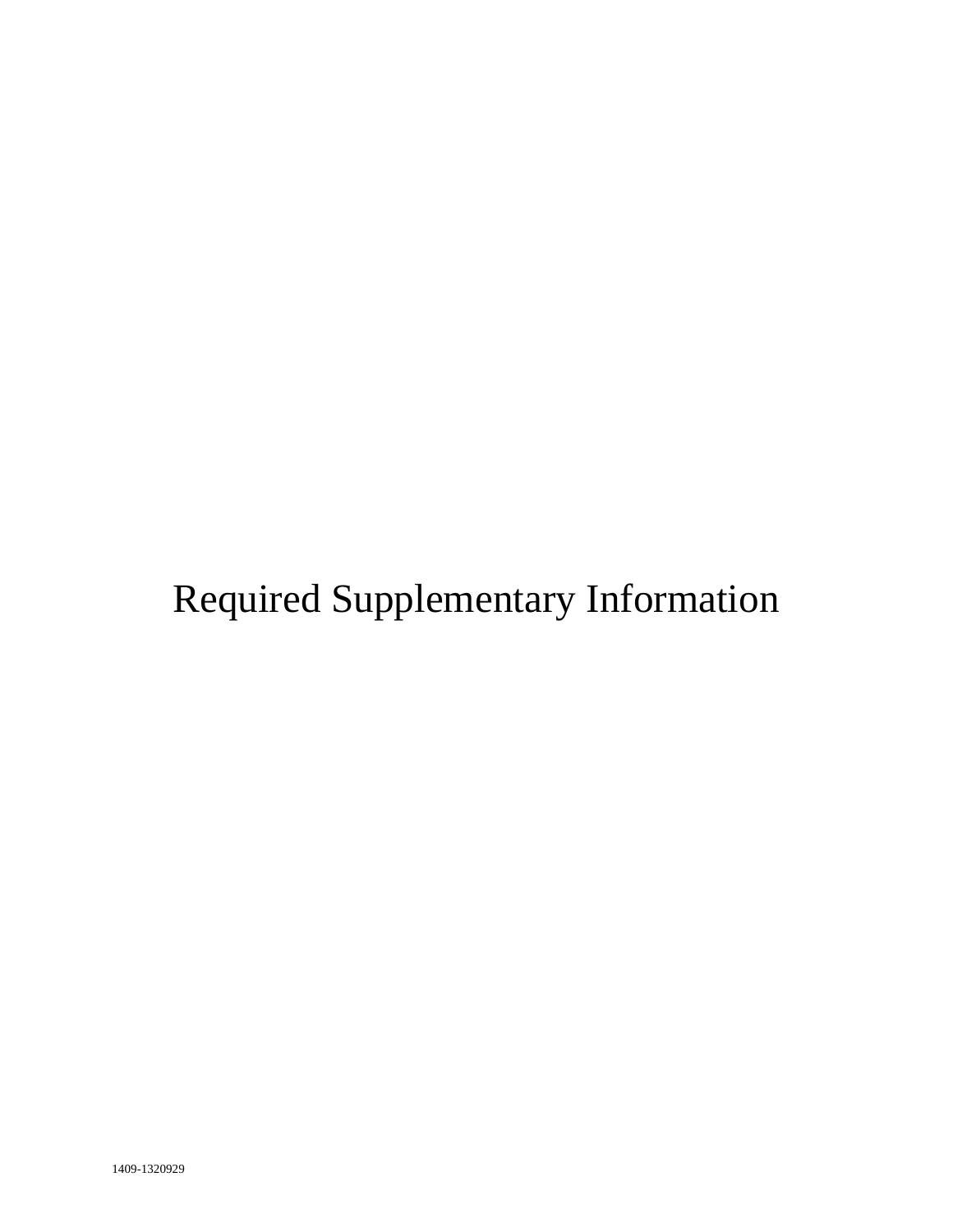# Required Supplementary Information

1409-1320929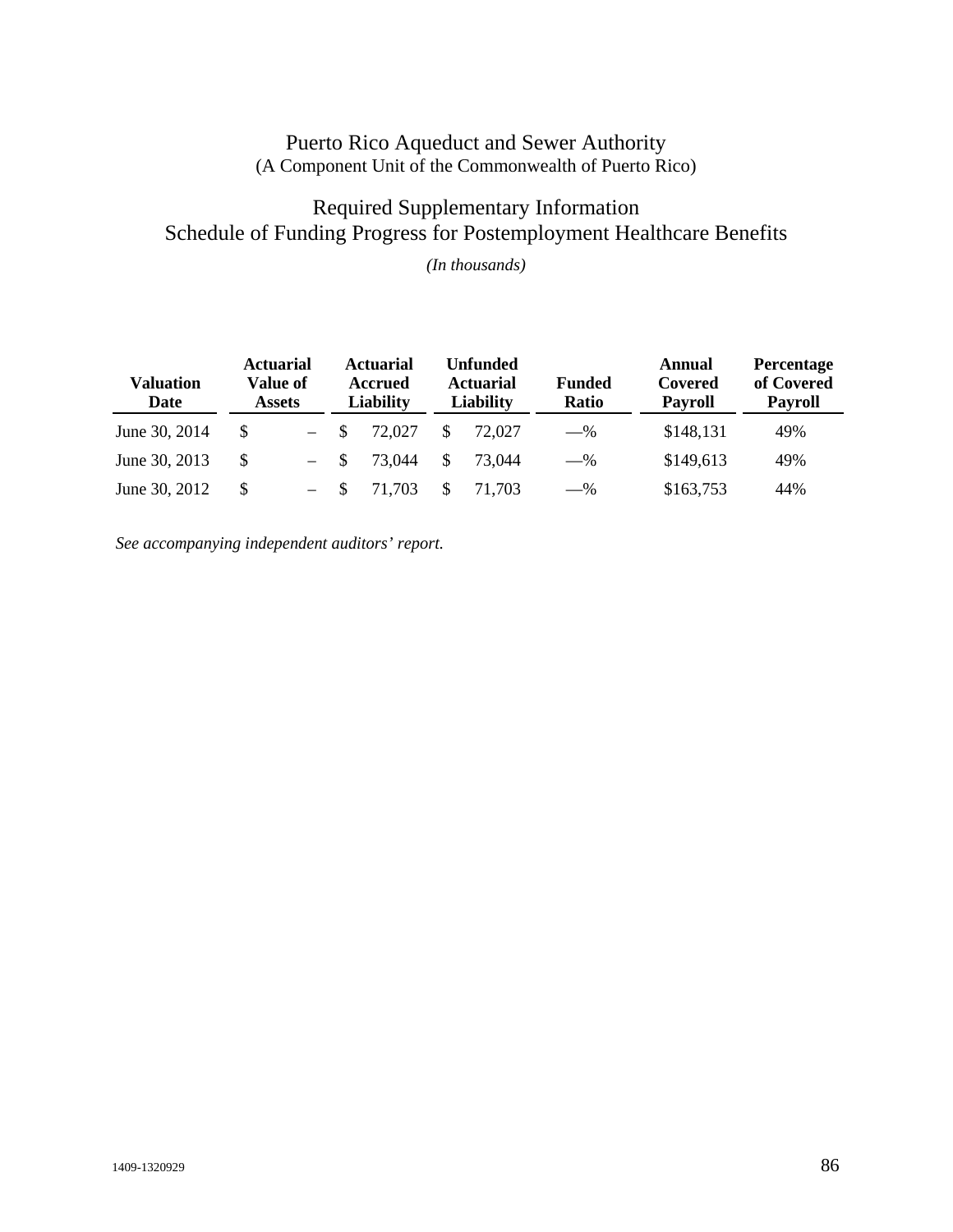# Puerto Rico Aqueduct and Sewer Authority

(A Component Unit of the Commonwealth of Puerto Rico)

## Required Supplementary Information
## Schedule of Funding Progress for Postemployment Healthcare Benefits

*(In thousands)*

| Valuation Date | Actuarial Value of Assets | Actuarial Accrued Liability | Unfunded Actuarial Liability | Funded Ratio | Annual Covered Payroll | Percentage of Covered Payroll |
|---|---|---|---|---|---|---|
| June 30, 2014 | $ – | $ 72,027 | $ 72,027 | —% | $148,131 | 49% |
| June 30, 2013 | $ – | $ 73,044 | $ 73,044 | —% | $149,613 | 49% |
| June 30, 2012 | $ – | $ 71,703 | $ 71,703 | —% | $163,753 | 44% |

*See accompanying independent auditors' report.*

1409-1320929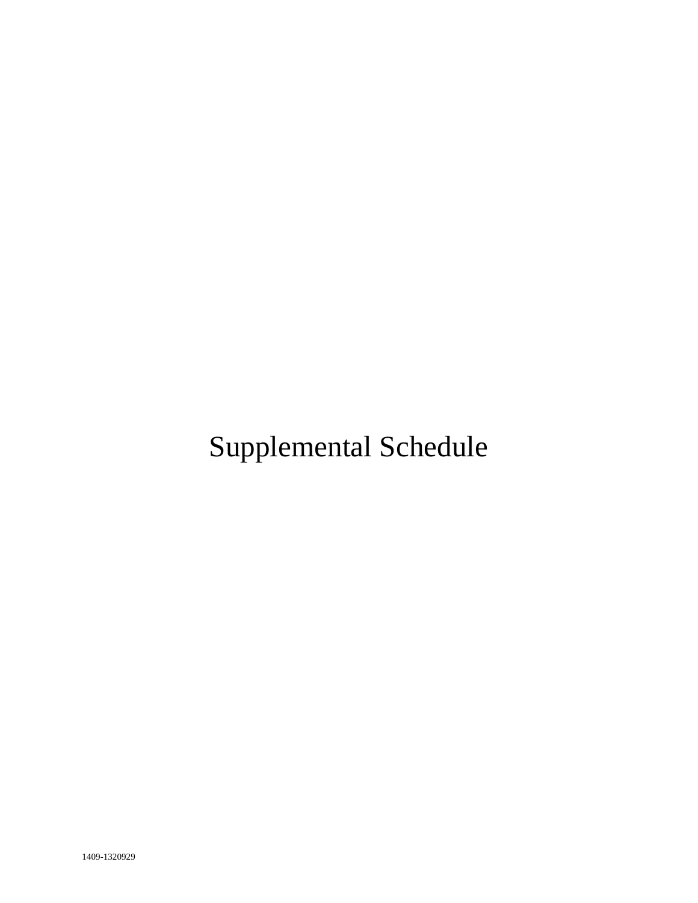# Supplemental Schedule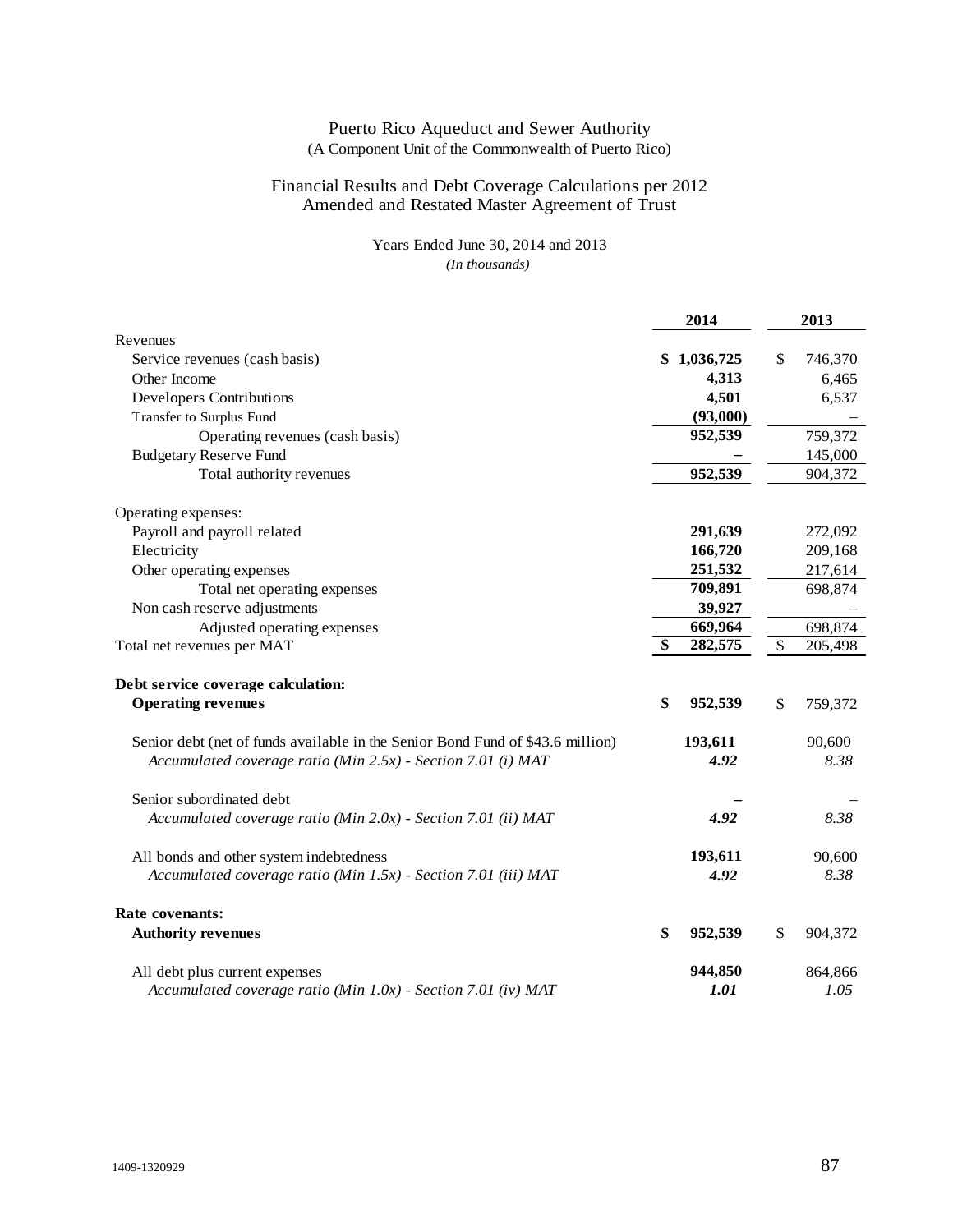# Puerto Rico Aqueduct and Sewer Authority

(A Component Unit of the Commonwealth of Puerto Rico)

## Financial Results and Debt Coverage Calculations per 2012 Amended and Restated Master Agreement of Trust

Years Ended June 30, 2014 and 2013

*(In thousands)*

| | 2014 | 2013 |
|---|---|---|
| Revenues | | |
| Service revenues (cash basis) | **$ 1,036,725** | $ 746,370 |
| Other Income | **4,313** | 6,465 |
| Developers Contributions | **4,501** | 6,537 |
| Transfer to Surplus Fund | **(93,000)** | – |
| Operating revenues (cash basis) | **952,539** | 759,372 |
| Budgetary Reserve Fund | **–** | 145,000 |
| Total authority revenues | **952,539** | 904,372 |
| | | |
| Operating expenses: | | |
| Payroll and payroll related | **291,639** | 272,092 |
| Electricity | **166,720** | 209,168 |
| Other operating expenses | **251,532** | 217,614 |
| Total net operating expenses | **709,891** | 698,874 |
| Non cash reserve adjustments | **39,927** | – |
| Adjusted operating expenses | **669,964** | 698,874 |
| Total net revenues per MAT | **$ 282,575** | $ 205,498 |
| | | |
| **Debt service coverage calculation:** | | |
| **Operating revenues** | **$ 952,539** | $ 759,372 |
| | | |
| Senior debt (net of funds available in the Senior Bond Fund of $43.6 million) | **193,611** | 90,600 |
| *Accumulated coverage ratio (Min 2.5x) - Section 7.01 (i) MAT* | ***4.92*** | *8.38* |
| | | |
| Senior subordinated debt | **–** | – |
| *Accumulated coverage ratio (Min 2.0x) - Section 7.01 (ii) MAT* | ***4.92*** | *8.38* |
| | | |
| All bonds and other system indebtedness | **193,611** | 90,600 |
| *Accumulated coverage ratio (Min 1.5x) - Section 7.01 (iii) MAT* | ***4.92*** | *8.38* |
| | | |
| **Rate covenants:** | | |
| **Authority revenues** | **$ 952,539** | $ 904,372 |
| | | |
| All debt plus current expenses | **944,850** | 864,866 |
| *Accumulated coverage ratio (Min 1.0x) - Section 7.01 (iv) MAT* | ***1.01*** | *1.05* |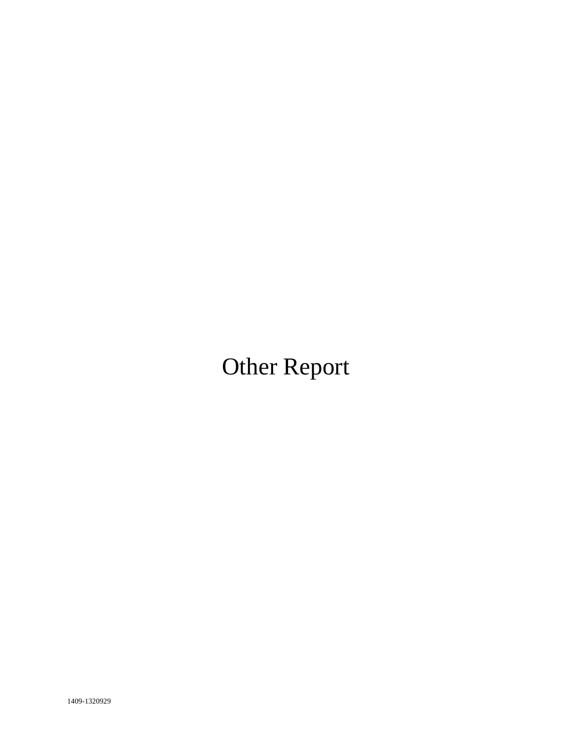# Other Report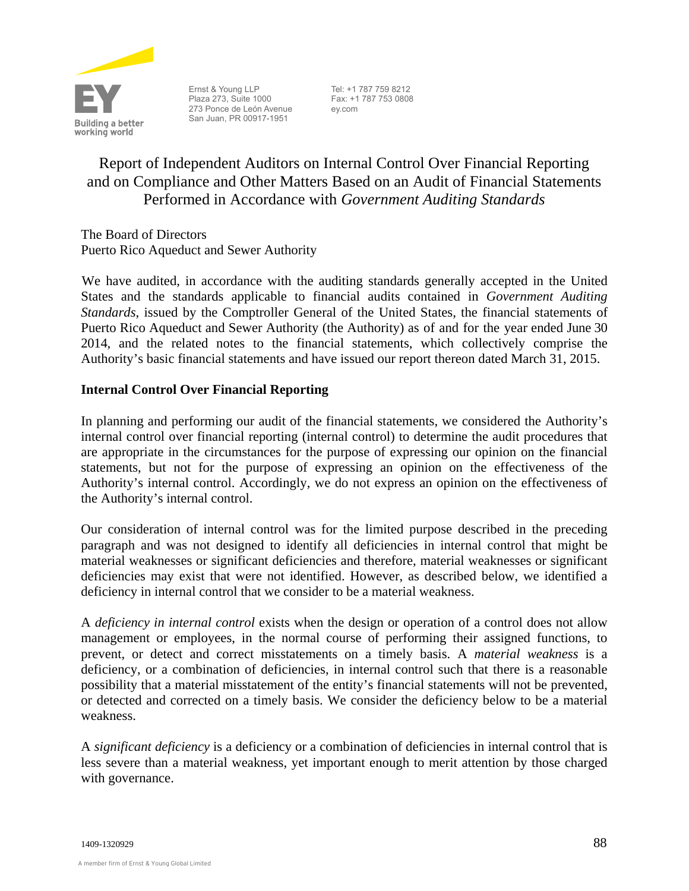Ernst & Young LLP
Plaza 273, Suite 1000
273 Ponce de León Avenue
San Juan, PR 00917-1951

Tel: +1 787 759 8212
Fax: +1 787 753 0808
ey.com

# Report of Independent Auditors on Internal Control Over Financial Reporting and on Compliance and Other Matters Based on an Audit of Financial Statements Performed in Accordance with *Government Auditing Standards*

The Board of Directors
Puerto Rico Aqueduct and Sewer Authority

We have audited, in accordance with the auditing standards generally accepted in the United States and the standards applicable to financial audits contained in *Government Auditing Standards*, issued by the Comptroller General of the United States, the financial statements of Puerto Rico Aqueduct and Sewer Authority (the Authority) as of and for the year ended June 30 2014, and the related notes to the financial statements, which collectively comprise the Authority's basic financial statements and have issued our report thereon dated March 31, 2015.

**Internal Control Over Financial Reporting**

In planning and performing our audit of the financial statements, we considered the Authority's internal control over financial reporting (internal control) to determine the audit procedures that are appropriate in the circumstances for the purpose of expressing our opinion on the financial statements, but not for the purpose of expressing an opinion on the effectiveness of the Authority's internal control. Accordingly, we do not express an opinion on the effectiveness of the Authority's internal control.

Our consideration of internal control was for the limited purpose described in the preceding paragraph and was not designed to identify all deficiencies in internal control that might be material weaknesses or significant deficiencies and therefore, material weaknesses or significant deficiencies may exist that were not identified. However, as described below, we identified a deficiency in internal control that we consider to be a material weakness.

A *deficiency in internal control* exists when the design or operation of a control does not allow management or employees, in the normal course of performing their assigned functions, to prevent, or detect and correct misstatements on a timely basis. A *material weakness* is a deficiency, or a combination of deficiencies, in internal control such that there is a reasonable possibility that a material misstatement of the entity's financial statements will not be prevented, or detected and corrected on a timely basis. We consider the deficiency below to be a material weakness.

A *significant deficiency* is a deficiency or a combination of deficiencies in internal control that is less severe than a material weakness, yet important enough to merit attention by those charged with governance.

1409-1320929

A member firm of Ernst & Young Global Limited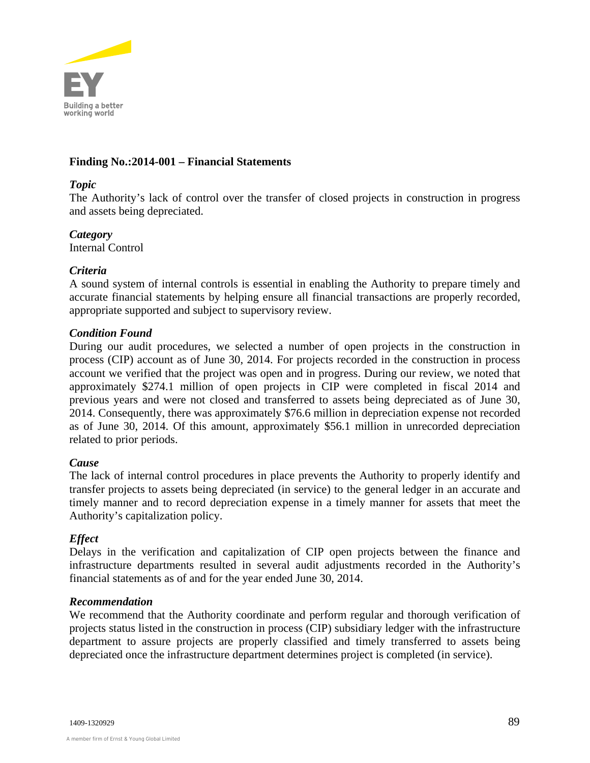**Finding No.:2014-001 – Financial Statements**

***Topic***

The Authority's lack of control over the transfer of closed projects in construction in progress and assets being depreciated.

***Category***

Internal Control

***Criteria***

A sound system of internal controls is essential in enabling the Authority to prepare timely and accurate financial statements by helping ensure all financial transactions are properly recorded, appropriate supported and subject to supervisory review.

***Condition Found***

During our audit procedures, we selected a number of open projects in the construction in process (CIP) account as of June 30, 2014. For projects recorded in the construction in process account we verified that the project was open and in progress. During our review, we noted that approximately $274.1 million of open projects in CIP were completed in fiscal 2014 and previous years and were not closed and transferred to assets being depreciated as of June 30, 2014. Consequently, there was approximately $76.6 million in depreciation expense not recorded as of June 30, 2014. Of this amount, approximately $56.1 million in unrecorded depreciation related to prior periods.

***Cause***

The lack of internal control procedures in place prevents the Authority to properly identify and transfer projects to assets being depreciated (in service) to the general ledger in an accurate and timely manner and to record depreciation expense in a timely manner for assets that meet the Authority's capitalization policy.

***Effect***

Delays in the verification and capitalization of CIP open projects between the finance and infrastructure departments resulted in several audit adjustments recorded in the Authority's financial statements as of and for the year ended June 30, 2014.

***Recommendation***

We recommend that the Authority coordinate and perform regular and thorough verification of projects status listed in the construction in process (CIP) subsidiary ledger with the infrastructure department to assure projects are properly classified and timely transferred to assets being depreciated once the infrastructure department determines project is completed (in service).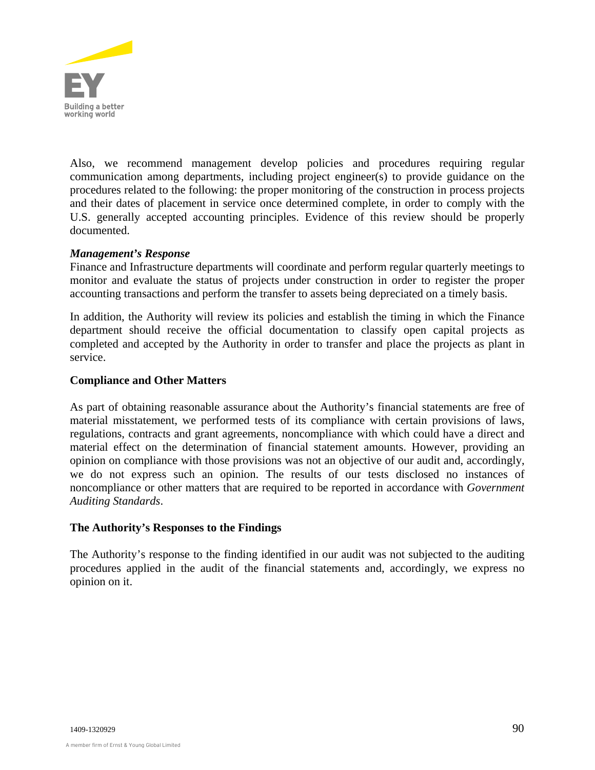Also, we recommend management develop policies and procedures requiring regular communication among departments, including project engineer(s) to provide guidance on the procedures related to the following: the proper monitoring of the construction in process projects and their dates of placement in service once determined complete, in order to comply with the U.S. generally accepted accounting principles. Evidence of this review should be properly documented.

***Management's Response***

Finance and Infrastructure departments will coordinate and perform regular quarterly meetings to monitor and evaluate the status of projects under construction in order to register the proper accounting transactions and perform the transfer to assets being depreciated on a timely basis.

In addition, the Authority will review its policies and establish the timing in which the Finance department should receive the official documentation to classify open capital projects as completed and accepted by the Authority in order to transfer and place the projects as plant in service.

**Compliance and Other Matters**

As part of obtaining reasonable assurance about the Authority's financial statements are free of material misstatement, we performed tests of its compliance with certain provisions of laws, regulations, contracts and grant agreements, noncompliance with which could have a direct and material effect on the determination of financial statement amounts. However, providing an opinion on compliance with those provisions was not an objective of our audit and, accordingly, we do not express such an opinion. The results of our tests disclosed no instances of noncompliance or other matters that are required to be reported in accordance with *Government Auditing Standards*.

**The Authority's Responses to the Findings**

The Authority's response to the finding identified in our audit was not subjected to the auditing procedures applied in the audit of the financial statements and, accordingly, we express no opinion on it.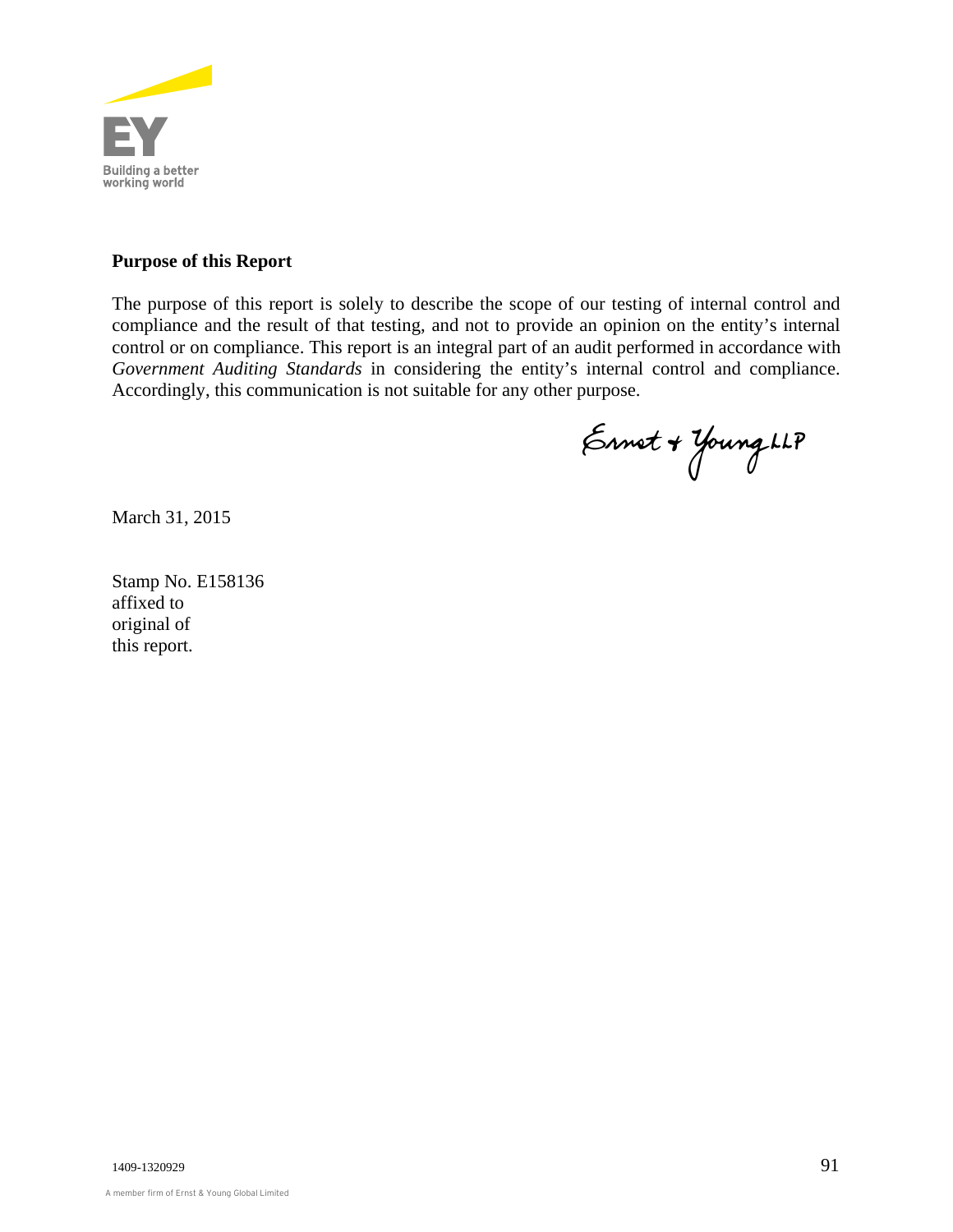**Purpose of this Report**

The purpose of this report is solely to describe the scope of our testing of internal control and compliance and the result of that testing, and not to provide an opinion on the entity's internal control or on compliance. This report is an integral part of an audit performed in accordance with *Government Auditing Standards* in considering the entity's internal control and compliance. Accordingly, this communication is not suitable for any other purpose.

Ernst + Young LLP

March 31, 2015

Stamp No. E158136
affixed to
original of
this report.

1409-1320929

A member firm of Ernst & Young Global Limited